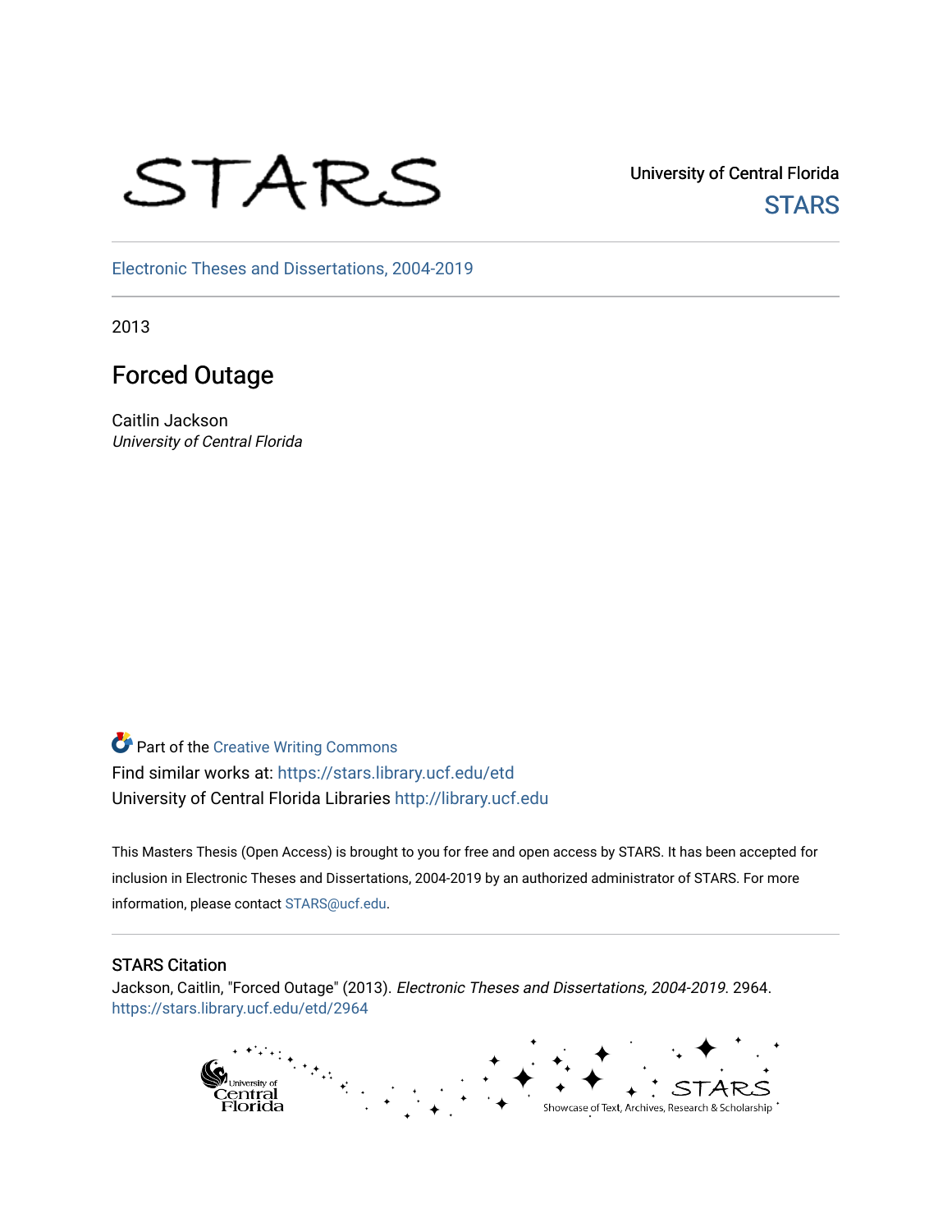STARS

University of Central Florida

STARS

Electronic Theses and Dissertations, 2004-2019

2013

# Forced Outage

Caitlin Jackson

*University of Central Florida*

Part of the Creative Writing Commons

Find similar works at: https://stars.library.ucf.edu/etd

University of Central Florida Libraries http://library.ucf.edu

This Masters Thesis (Open Access) is brought to you for free and open access by STARS. It has been accepted for inclusion in Electronic Theses and Dissertations, 2004-2019 by an authorized administrator of STARS. For more information, please contact STARS@ucf.edu.

## STARS Citation

Jackson, Caitlin, "Forced Outage" (2013). *Electronic Theses and Dissertations, 2004-2019*. 2964.
https://stars.library.ucf.edu/etd/2964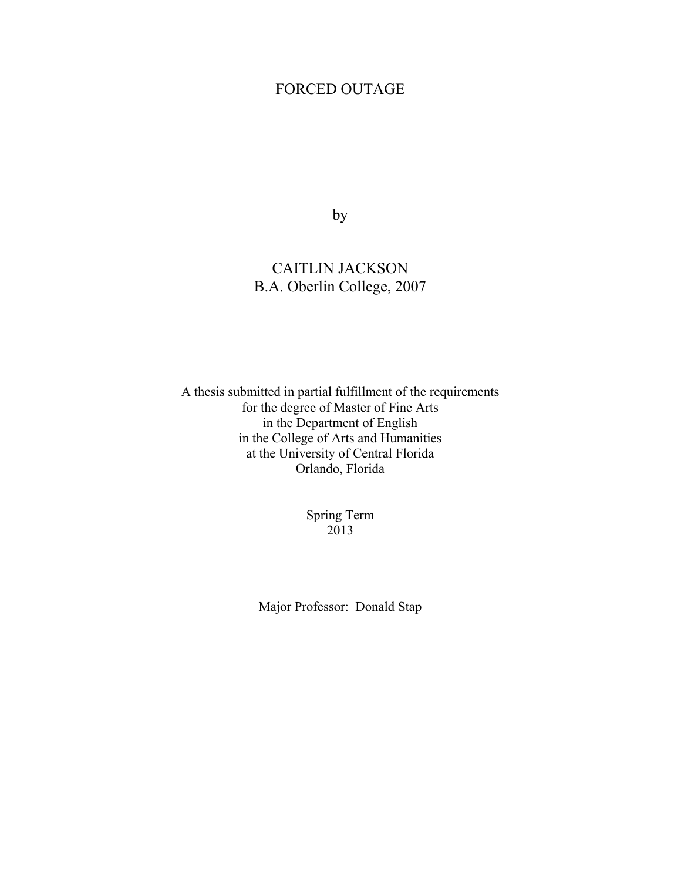# FORCED OUTAGE

by

CAITLIN JACKSON
B.A. Oberlin College, 2007

A thesis submitted in partial fulfillment of the requirements
for the degree of Master of Fine Arts
in the Department of English
in the College of Arts and Humanities
at the University of Central Florida
Orlando, Florida

Spring Term
2013

Major Professor: Donald Stap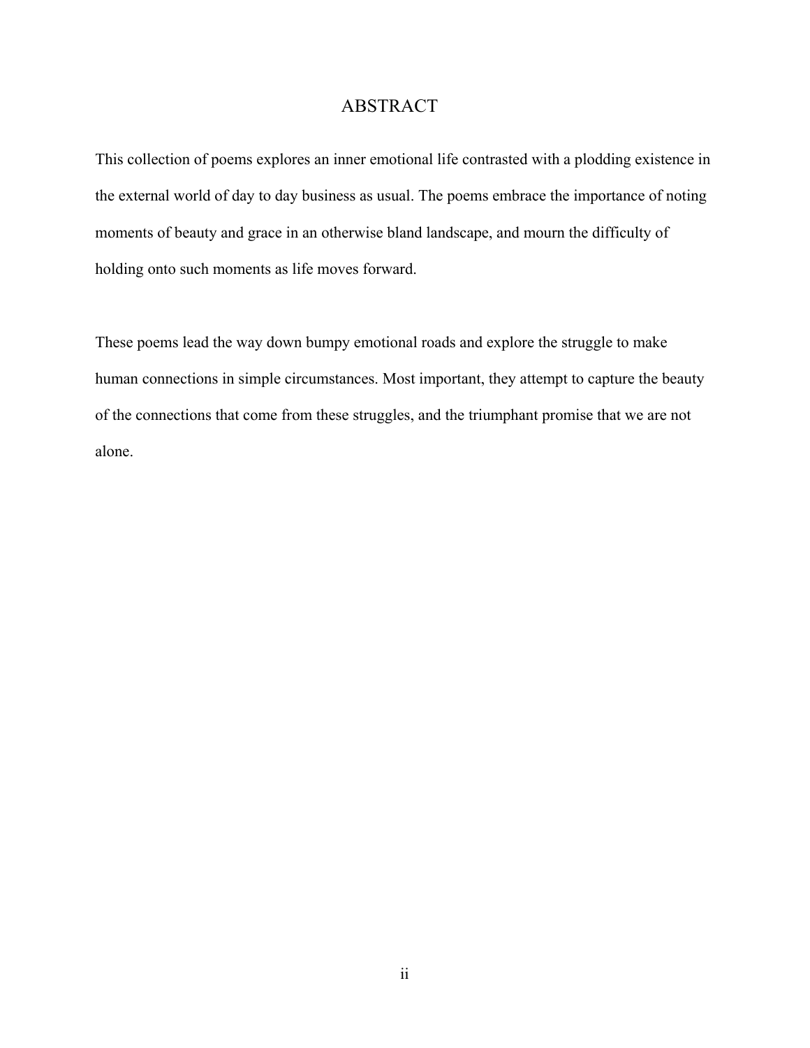# ABSTRACT

This collection of poems explores an inner emotional life contrasted with a plodding existence in the external world of day to day business as usual. The poems embrace the importance of noting moments of beauty and grace in an otherwise bland landscape, and mourn the difficulty of holding onto such moments as life moves forward.

These poems lead the way down bumpy emotional roads and explore the struggle to make human connections in simple circumstances. Most important, they attempt to capture the beauty of the connections that come from these struggles, and the triumphant promise that we are not alone.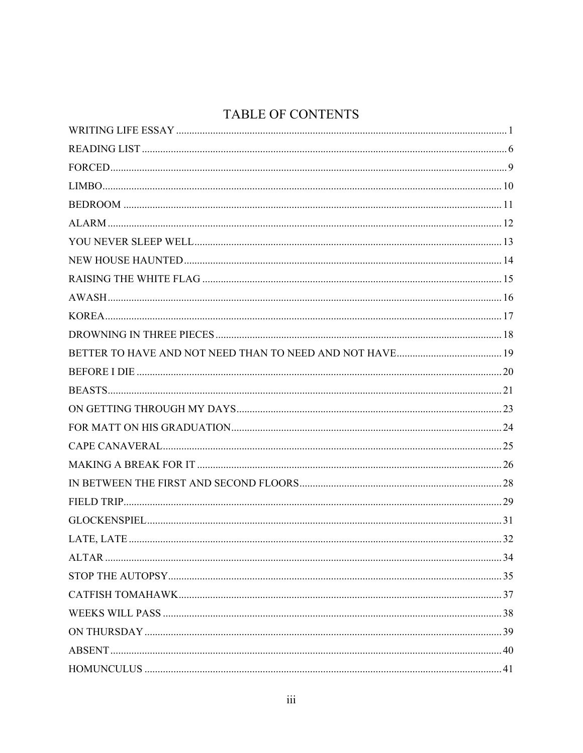# TABLE OF CONTENTS

| | |
|---|---|
| WRITING LIFE ESSAY | 1 |
| READING LIST | 6 |
| FORCED | 9 |
| LIMBO | 10 |
| BEDROOM | 11 |
| ALARM | 12 |
| YOU NEVER SLEEP WELL | 13 |
| NEW HOUSE HAUNTED | 14 |
| RAISING THE WHITE FLAG | 15 |
| AWASH | 16 |
| KOREA | 17 |
| DROWNING IN THREE PIECES | 18 |
| BETTER TO HAVE AND NOT NEED THAN TO NEED AND NOT HAVE | 19 |
| BEFORE I DIE | 20 |
| BEASTS | 21 |
| ON GETTING THROUGH MY DAYS | 23 |
| FOR MATT ON HIS GRADUATION | 24 |
| CAPE CANAVERAL | 25 |
| MAKING A BREAK FOR IT | 26 |
| IN BETWEEN THE FIRST AND SECOND FLOORS | 28 |
| FIELD TRIP | 29 |
| GLOCKENSPIEL | 31 |
| LATE, LATE | 32 |
| ALTAR | 34 |
| STOP THE AUTOPSY | 35 |
| CATFISH TOMAHAWK | 37 |
| WEEKS WILL PASS | 38 |
| ON THURSDAY | 39 |
| ABSENT | 40 |
| HOMUNCULUS | 41 |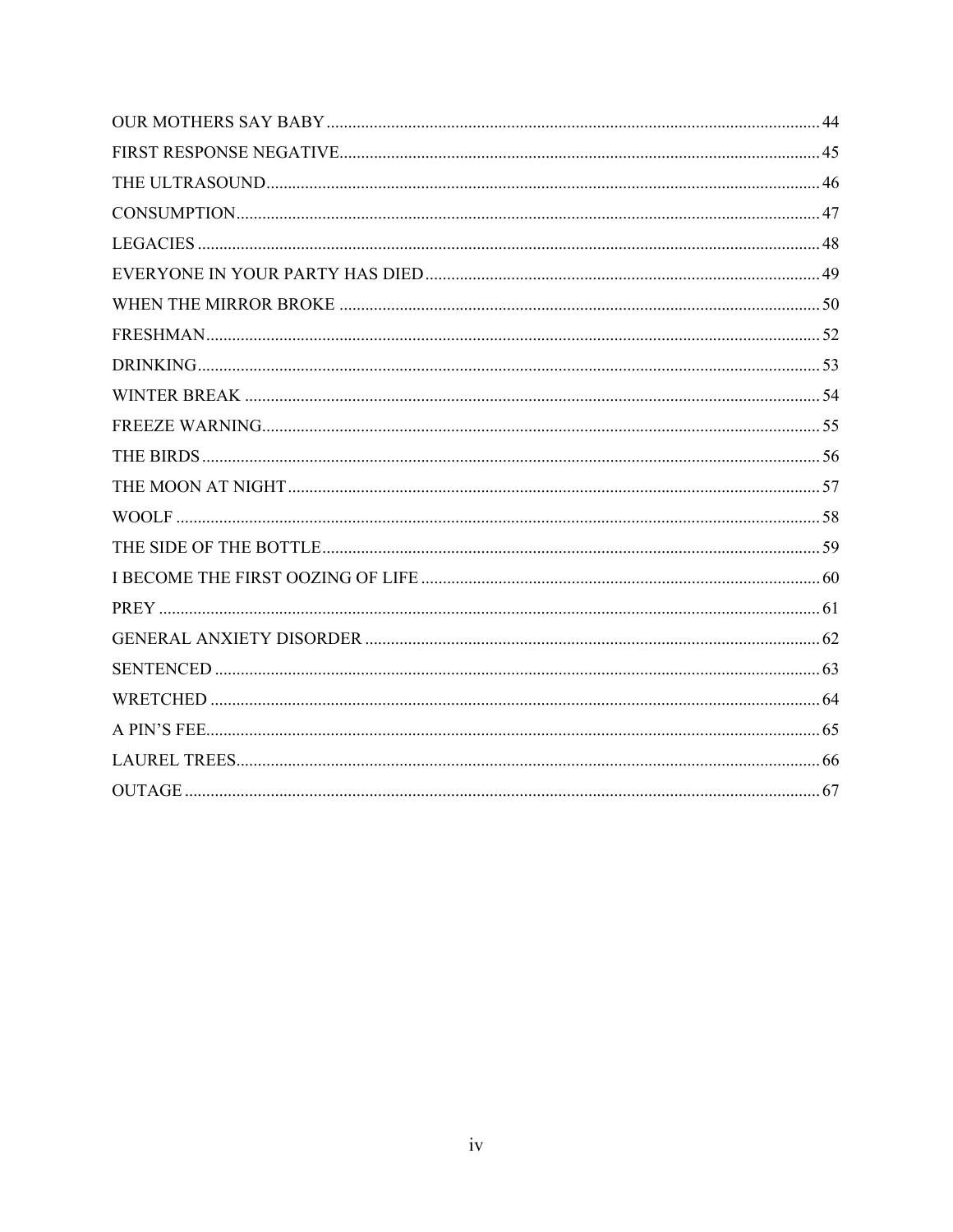OUR MOTHERS SAY BABY ........ 44
FIRST RESPONSE NEGATIVE ........ 45
THE ULTRASOUND ........ 46
CONSUMPTION ........ 47
LEGACIES ........ 48
EVERYONE IN YOUR PARTY HAS DIED ........ 49
WHEN THE MIRROR BROKE ........ 50
FRESHMAN ........ 52
DRINKING ........ 53
WINTER BREAK ........ 54
FREEZE WARNING ........ 55
THE BIRDS ........ 56
THE MOON AT NIGHT ........ 57
WOOLF ........ 58
THE SIDE OF THE BOTTLE ........ 59
I BECOME THE FIRST OOZING OF LIFE ........ 60
PREY ........ 61
GENERAL ANXIETY DISORDER ........ 62
SENTENCED ........ 63
WRETCHED ........ 64
A PIN'S FEE ........ 65
LAUREL TREES ........ 66
OUTAGE ........ 67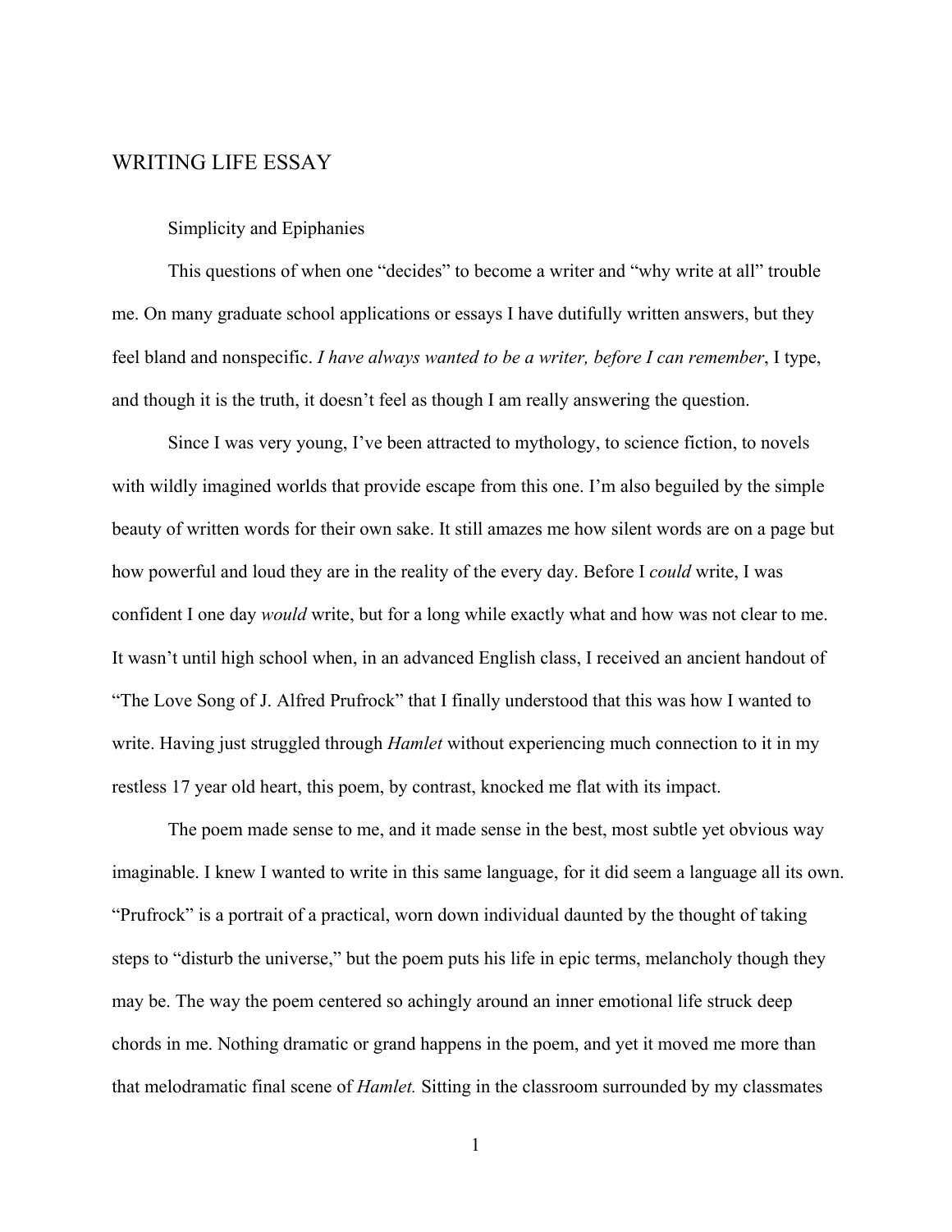# WRITING LIFE ESSAY

## Simplicity and Epiphanies

This questions of when one "decides" to become a writer and "why write at all" trouble me. On many graduate school applications or essays I have dutifully written answers, but they feel bland and nonspecific. *I have always wanted to be a writer, before I can remember*, I type, and though it is the truth, it doesn't feel as though I am really answering the question.

Since I was very young, I've been attracted to mythology, to science fiction, to novels with wildly imagined worlds that provide escape from this one. I'm also beguiled by the simple beauty of written words for their own sake. It still amazes me how silent words are on a page but how powerful and loud they are in the reality of the every day. Before I *could* write, I was confident I one day *would* write, but for a long while exactly what and how was not clear to me. It wasn't until high school when, in an advanced English class, I received an ancient handout of "The Love Song of J. Alfred Prufrock" that I finally understood that this was how I wanted to write. Having just struggled through *Hamlet* without experiencing much connection to it in my restless 17 year old heart, this poem, by contrast, knocked me flat with its impact.

The poem made sense to me, and it made sense in the best, most subtle yet obvious way imaginable. I knew I wanted to write in this same language, for it did seem a language all its own. "Prufrock" is a portrait of a practical, worn down individual daunted by the thought of taking steps to "disturb the universe," but the poem puts his life in epic terms, melancholy though they may be. The way the poem centered so achingly around an inner emotional life struck deep chords in me. Nothing dramatic or grand happens in the poem, and yet it moved me more than that melodramatic final scene of *Hamlet.* Sitting in the classroom surrounded by my classmates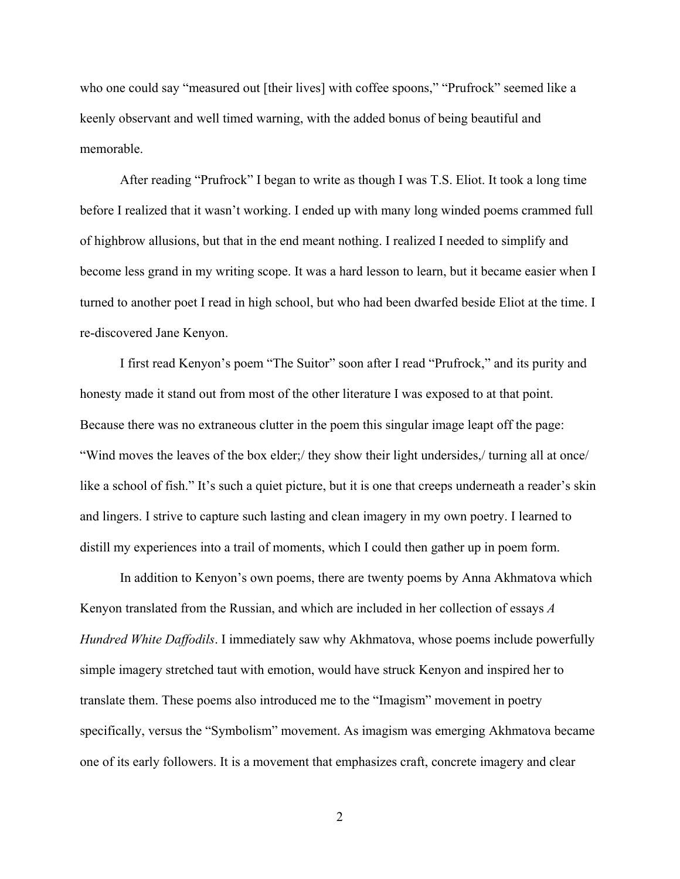who one could say "measured out [their lives] with coffee spoons," "Prufrock" seemed like a keenly observant and well timed warning, with the added bonus of being beautiful and memorable.

After reading "Prufrock" I began to write as though I was T.S. Eliot. It took a long time before I realized that it wasn't working. I ended up with many long winded poems crammed full of highbrow allusions, but that in the end meant nothing. I realized I needed to simplify and become less grand in my writing scope. It was a hard lesson to learn, but it became easier when I turned to another poet I read in high school, but who had been dwarfed beside Eliot at the time. I re-discovered Jane Kenyon.

I first read Kenyon's poem "The Suitor" soon after I read "Prufrock," and its purity and honesty made it stand out from most of the other literature I was exposed to at that point. Because there was no extraneous clutter in the poem this singular image leapt off the page: "Wind moves the leaves of the box elder;/ they show their light undersides,/ turning all at once/ like a school of fish." It's such a quiet picture, but it is one that creeps underneath a reader's skin and lingers. I strive to capture such lasting and clean imagery in my own poetry. I learned to distill my experiences into a trail of moments, which I could then gather up in poem form.

In addition to Kenyon's own poems, there are twenty poems by Anna Akhmatova which Kenyon translated from the Russian, and which are included in her collection of essays *A Hundred White Daffodils*. I immediately saw why Akhmatova, whose poems include powerfully simple imagery stretched taut with emotion, would have struck Kenyon and inspired her to translate them. These poems also introduced me to the "Imagism" movement in poetry specifically, versus the "Symbolism" movement. As imagism was emerging Akhmatova became one of its early followers. It is a movement that emphasizes craft, concrete imagery and clear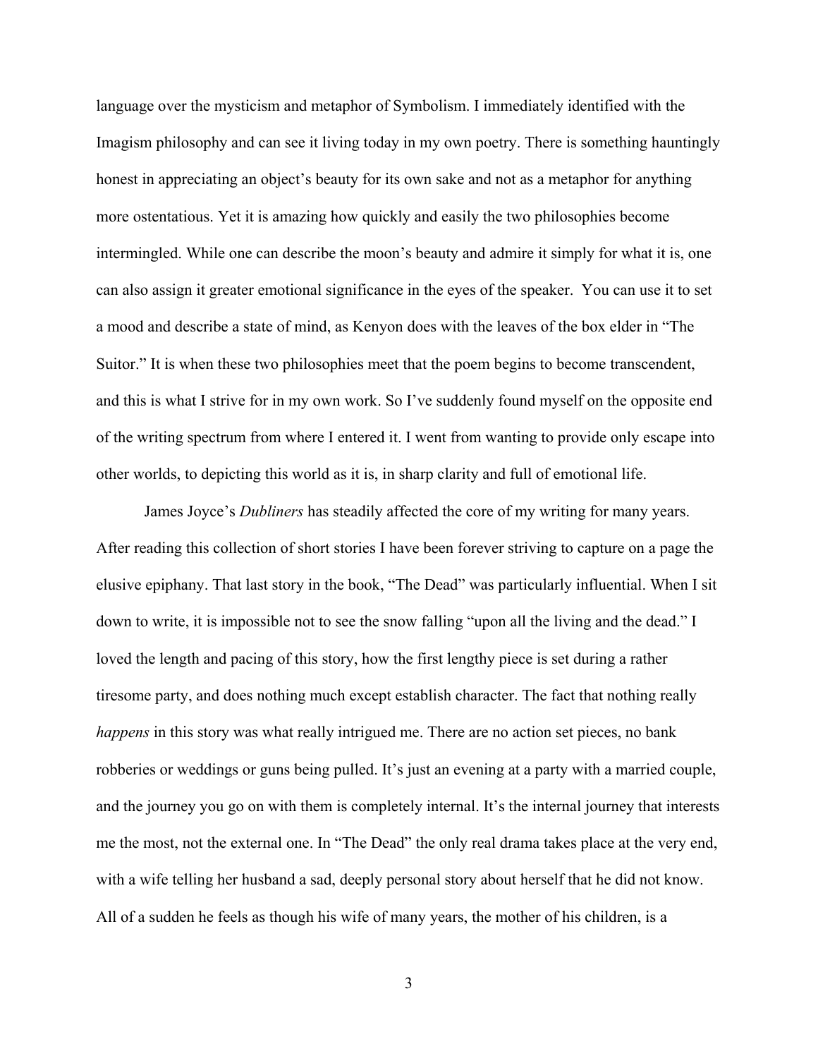language over the mysticism and metaphor of Symbolism. I immediately identified with the Imagism philosophy and can see it living today in my own poetry. There is something hauntingly honest in appreciating an object's beauty for its own sake and not as a metaphor for anything more ostentatious. Yet it is amazing how quickly and easily the two philosophies become intermingled. While one can describe the moon's beauty and admire it simply for what it is, one can also assign it greater emotional significance in the eyes of the speaker. You can use it to set a mood and describe a state of mind, as Kenyon does with the leaves of the box elder in "The Suitor." It is when these two philosophies meet that the poem begins to become transcendent, and this is what I strive for in my own work. So I've suddenly found myself on the opposite end of the writing spectrum from where I entered it. I went from wanting to provide only escape into other worlds, to depicting this world as it is, in sharp clarity and full of emotional life.

James Joyce's *Dubliners* has steadily affected the core of my writing for many years. After reading this collection of short stories I have been forever striving to capture on a page the elusive epiphany. That last story in the book, "The Dead" was particularly influential. When I sit down to write, it is impossible not to see the snow falling "upon all the living and the dead." I loved the length and pacing of this story, how the first lengthy piece is set during a rather tiresome party, and does nothing much except establish character. The fact that nothing really *happens* in this story was what really intrigued me. There are no action set pieces, no bank robberies or weddings or guns being pulled. It's just an evening at a party with a married couple, and the journey you go on with them is completely internal. It's the internal journey that interests me the most, not the external one. In "The Dead" the only real drama takes place at the very end, with a wife telling her husband a sad, deeply personal story about herself that he did not know. All of a sudden he feels as though his wife of many years, the mother of his children, is a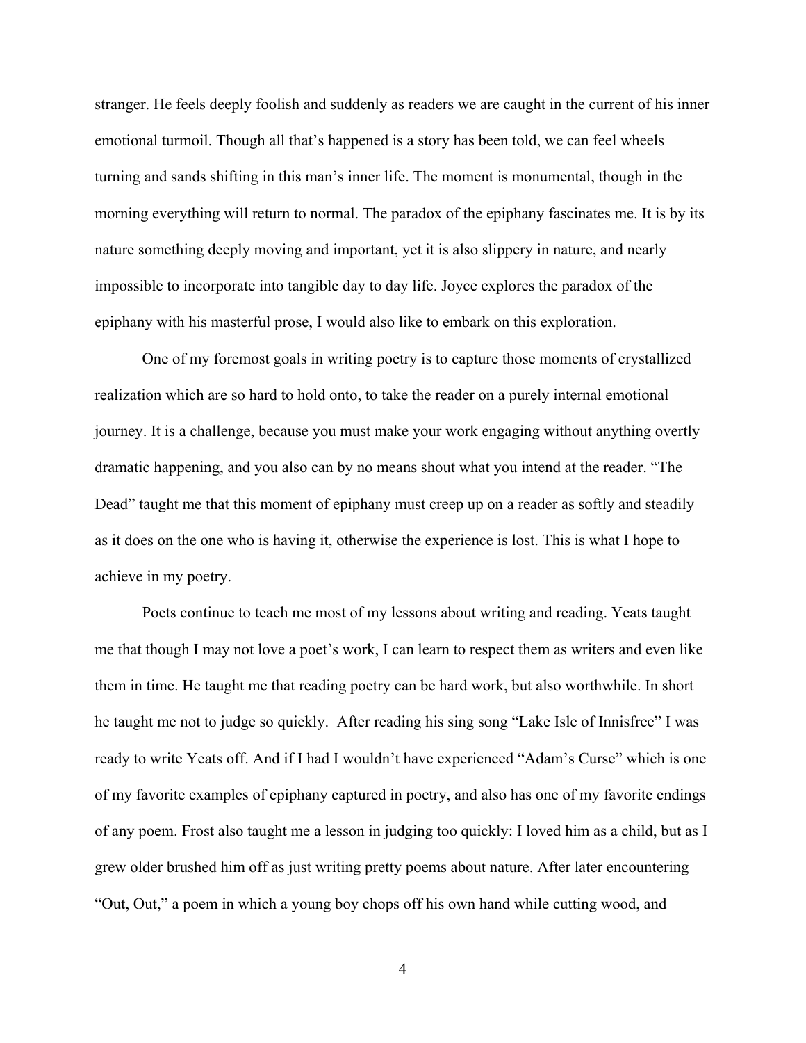stranger. He feels deeply foolish and suddenly as readers we are caught in the current of his inner emotional turmoil. Though all that's happened is a story has been told, we can feel wheels turning and sands shifting in this man's inner life. The moment is monumental, though in the morning everything will return to normal. The paradox of the epiphany fascinates me. It is by its nature something deeply moving and important, yet it is also slippery in nature, and nearly impossible to incorporate into tangible day to day life. Joyce explores the paradox of the epiphany with his masterful prose, I would also like to embark on this exploration.

One of my foremost goals in writing poetry is to capture those moments of crystallized realization which are so hard to hold onto, to take the reader on a purely internal emotional journey. It is a challenge, because you must make your work engaging without anything overtly dramatic happening, and you also can by no means shout what you intend at the reader. "The Dead" taught me that this moment of epiphany must creep up on a reader as softly and steadily as it does on the one who is having it, otherwise the experience is lost. This is what I hope to achieve in my poetry.

Poets continue to teach me most of my lessons about writing and reading. Yeats taught me that though I may not love a poet's work, I can learn to respect them as writers and even like them in time. He taught me that reading poetry can be hard work, but also worthwhile. In short he taught me not to judge so quickly. After reading his sing song "Lake Isle of Innisfree" I was ready to write Yeats off. And if I had I wouldn't have experienced "Adam's Curse" which is one of my favorite examples of epiphany captured in poetry, and also has one of my favorite endings of any poem. Frost also taught me a lesson in judging too quickly: I loved him as a child, but as I grew older brushed him off as just writing pretty poems about nature. After later encountering "Out, Out," a poem in which a young boy chops off his own hand while cutting wood, and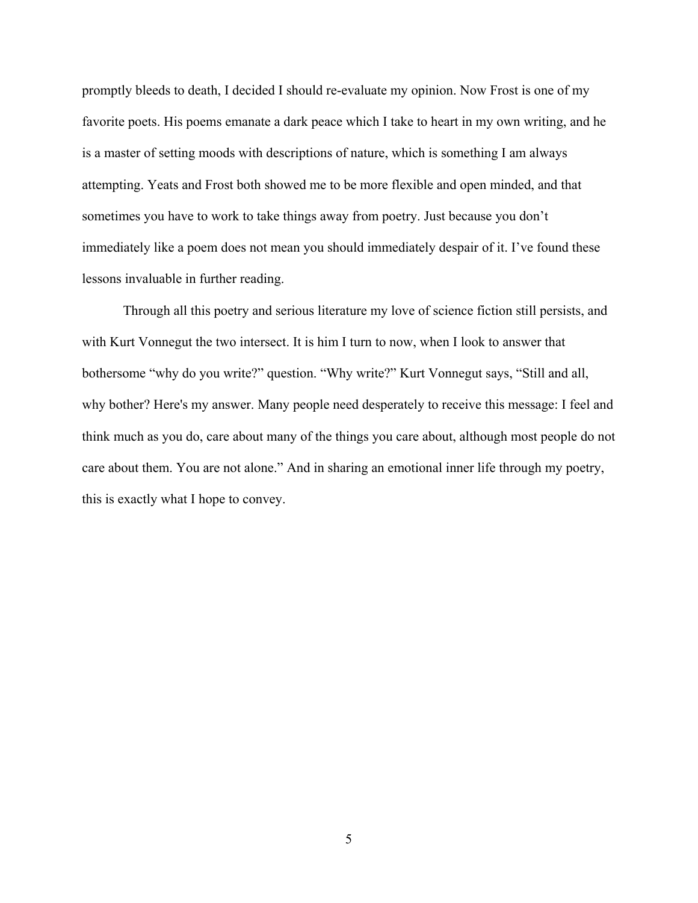promptly bleeds to death, I decided I should re-evaluate my opinion. Now Frost is one of my favorite poets. His poems emanate a dark peace which I take to heart in my own writing, and he is a master of setting moods with descriptions of nature, which is something I am always attempting. Yeats and Frost both showed me to be more flexible and open minded, and that sometimes you have to work to take things away from poetry. Just because you don't immediately like a poem does not mean you should immediately despair of it. I've found these lessons invaluable in further reading.

Through all this poetry and serious literature my love of science fiction still persists, and with Kurt Vonnegut the two intersect. It is him I turn to now, when I look to answer that bothersome "why do you write?" question. "Why write?" Kurt Vonnegut says, "Still and all, why bother? Here's my answer. Many people need desperately to receive this message: I feel and think much as you do, care about many of the things you care about, although most people do not care about them. You are not alone." And in sharing an emotional inner life through my poetry, this is exactly what I hope to convey.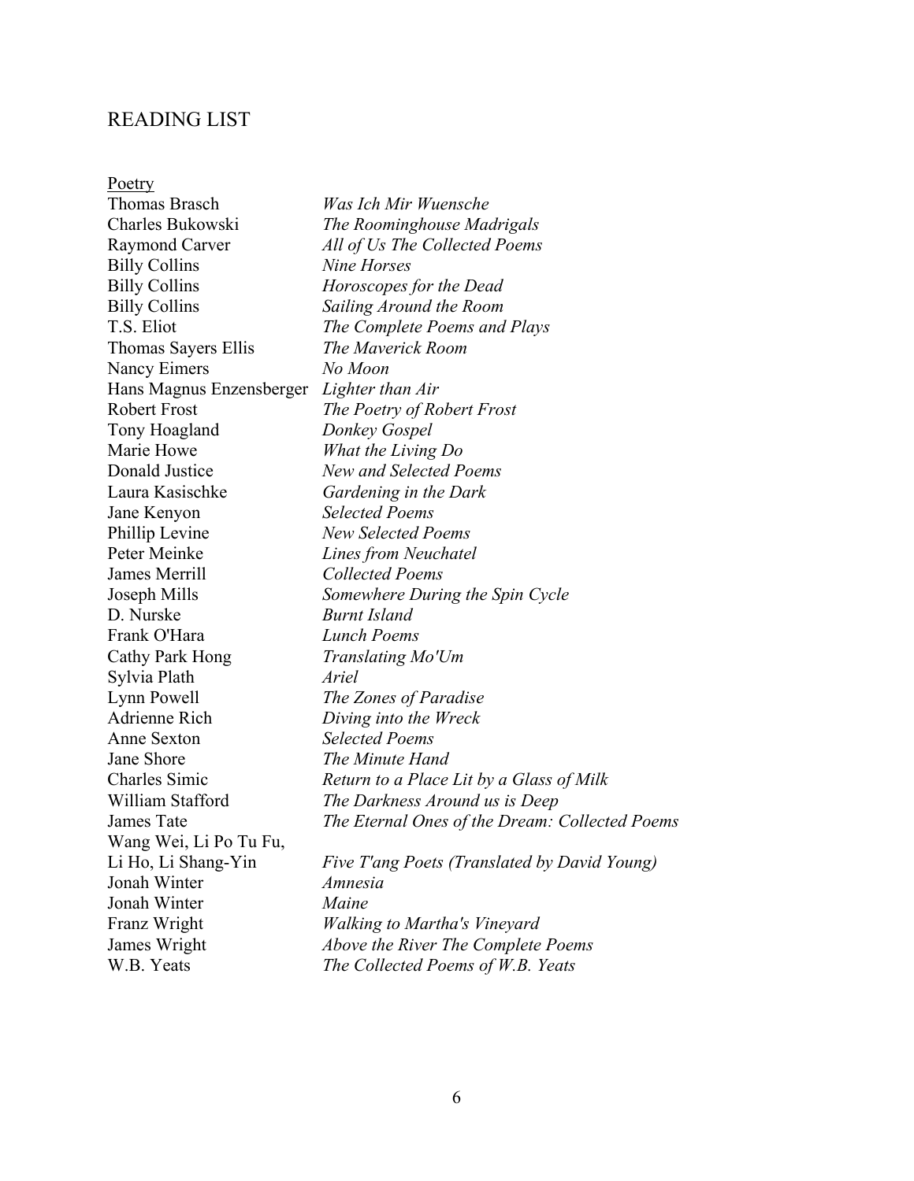# READING LIST

Poetry

| Author | Title |
|---|---|
| Thomas Brasch | *Was Ich Mir Wuensche* |
| Charles Bukowski | *The Roominghouse Madrigals* |
| Raymond Carver | *All of Us The Collected Poems* |
| Billy Collins | *Nine Horses* |
| Billy Collins | *Horoscopes for the Dead* |
| Billy Collins | *Sailing Around the Room* |
| T.S. Eliot | *The Complete Poems and Plays* |
| Thomas Sayers Ellis | *The Maverick Room* |
| Nancy Eimers | *No Moon* |
| Hans Magnus Enzensberger | *Lighter than Air* |
| Robert Frost | *The Poetry of Robert Frost* |
| Tony Hoagland | *Donkey Gospel* |
| Marie Howe | *What the Living Do* |
| Donald Justice | *New and Selected Poems* |
| Laura Kasischke | *Gardening in the Dark* |
| Jane Kenyon | *Selected Poems* |
| Phillip Levine | *New Selected Poems* |
| Peter Meinke | *Lines from Neuchatel* |
| James Merrill | *Collected Poems* |
| Joseph Mills | *Somewhere During the Spin Cycle* |
| D. Nurske | *Burnt Island* |
| Frank O'Hara | *Lunch Poems* |
| Cathy Park Hong | *Translating Mo'Um* |
| Sylvia Plath | *Ariel* |
| Lynn Powell | *The Zones of Paradise* |
| Adrienne Rich | *Diving into the Wreck* |
| Anne Sexton | *Selected Poems* |
| Jane Shore | *The Minute Hand* |
| Charles Simic | *Return to a Place Lit by a Glass of Milk* |
| William Stafford | *The Darkness Around us is Deep* |
| James Tate | *The Eternal Ones of the Dream: Collected Poems* |
| Wang Wei, Li Po Tu Fu, Li Ho, Li Shang-Yin | *Five T'ang Poets (Translated by David Young)* |
| Jonah Winter | *Amnesia* |
| Jonah Winter | *Maine* |
| Franz Wright | *Walking to Martha's Vineyard* |
| James Wright | *Above the River The Complete Poems* |
| W.B. Yeats | *The Collected Poems of W.B. Yeats* |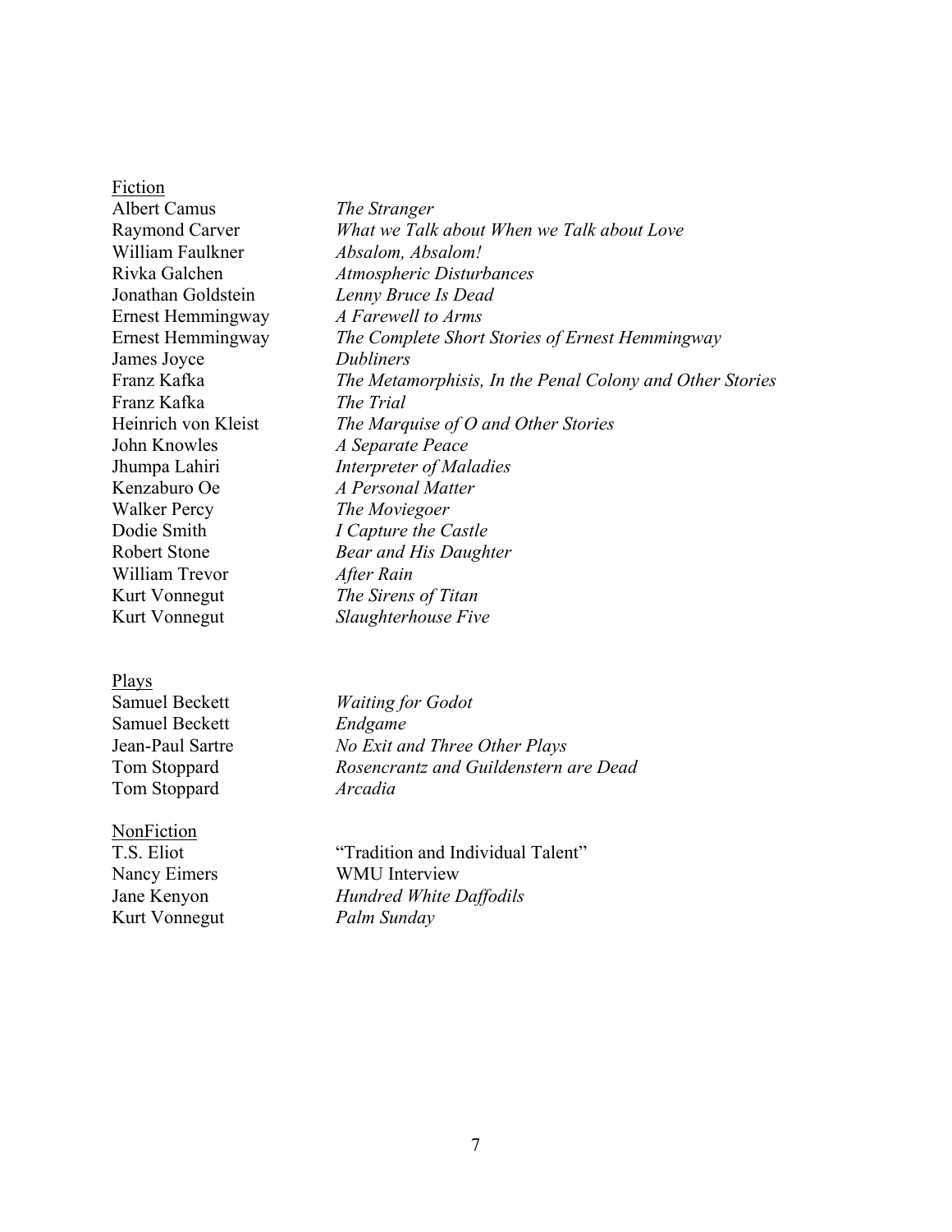Fiction

| | |
|---|---|
| Albert Camus | *The Stranger* |
| Raymond Carver | *What we Talk about When we Talk about Love* |
| William Faulkner | *Absalom, Absalom!* |
| Rivka Galchen | *Atmospheric Disturbances* |
| Jonathan Goldstein | *Lenny Bruce Is Dead* |
| Ernest Hemmingway | *A Farewell to Arms* |
| Ernest Hemmingway | *The Complete Short Stories of Ernest Hemmingway* |
| James Joyce | *Dubliners* |
| Franz Kafka | *The Metamorphisis, In the Penal Colony and Other Stories* |
| Franz Kafka | *The Trial* |
| Heinrich von Kleist | *The Marquise of O and Other Stories* |
| John Knowles | *A Separate Peace* |
| Jhumpa Lahiri | *Interpreter of Maladies* |
| Kenzaburo Oe | *A Personal Matter* |
| Walker Percy | *The Moviegoer* |
| Dodie Smith | *I Capture the Castle* |
| Robert Stone | *Bear and His Daughter* |
| William Trevor | *After Rain* |
| Kurt Vonnegut | *The Sirens of Titan* |
| Kurt Vonnegut | *Slaughterhouse Five* |

Plays

| | |
|---|---|
| Samuel Beckett | *Waiting for Godot* |
| Samuel Beckett | *Endgame* |
| Jean-Paul Sartre | *No Exit and Three Other Plays* |
| Tom Stoppard | *Rosencrantz and Guildenstern are Dead* |
| Tom Stoppard | *Arcadia* |

NonFiction

| | |
|---|---|
| T.S. Eliot | "Tradition and Individual Talent" |
| Nancy Eimers | WMU Interview |
| Jane Kenyon | *Hundred White Daffodils* |
| Kurt Vonnegut | *Palm Sunday* |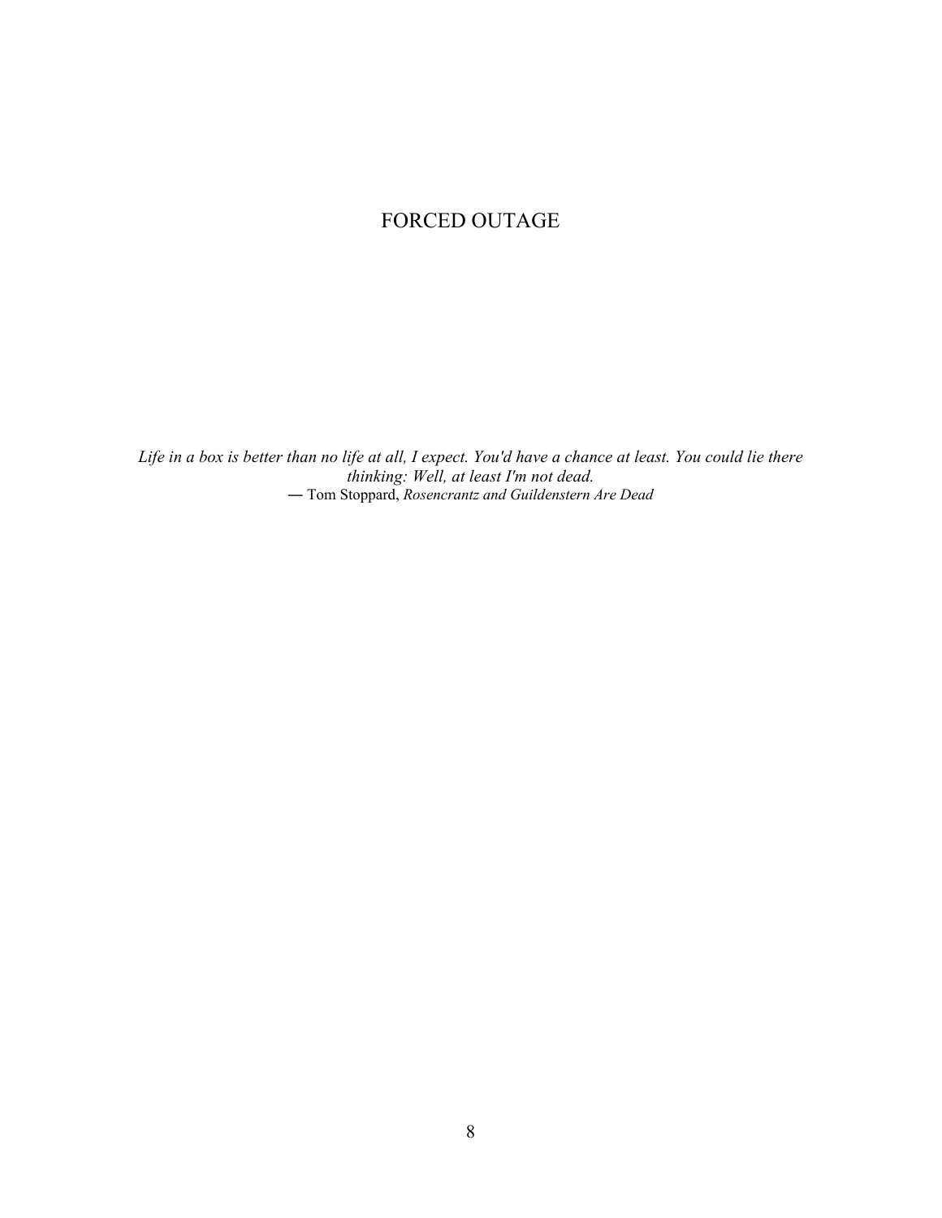# FORCED OUTAGE

*Life in a box is better than no life at all, I expect. You'd have a chance at least. You could lie there thinking: Well, at least I'm not dead.*
— Tom Stoppard, *Rosencrantz and Guildenstern Are Dead*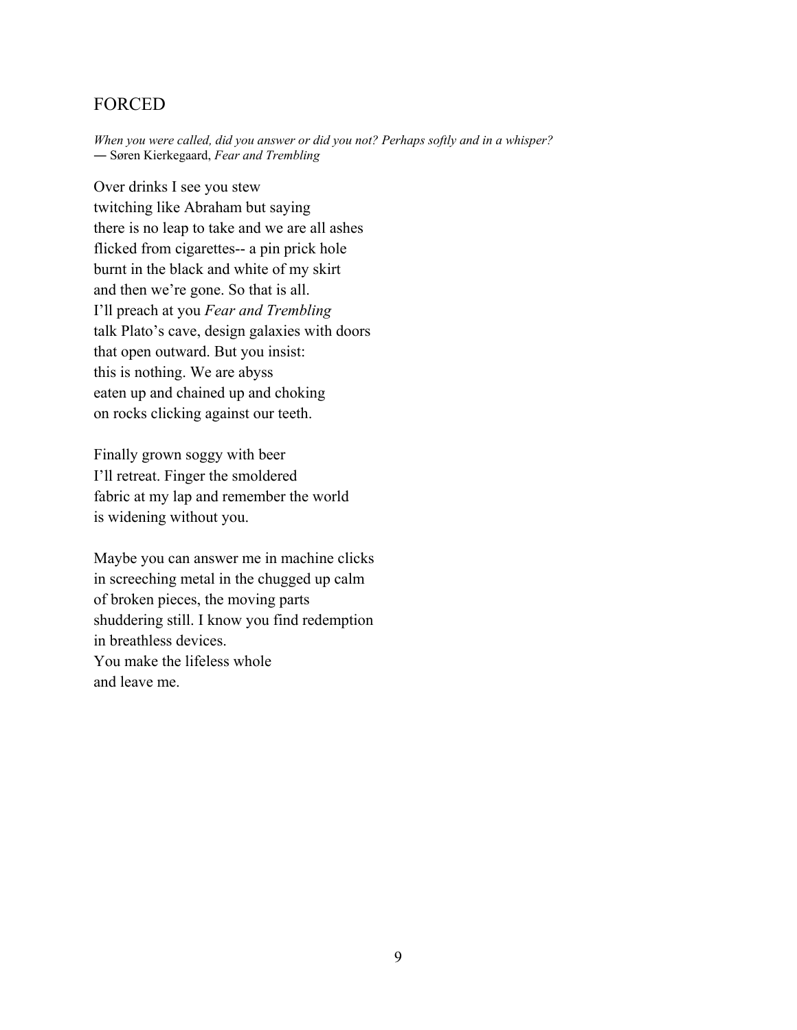## FORCED

*When you were called, did you answer or did you not? Perhaps softly and in a whisper?*
― Søren Kierkegaard, *Fear and Trembling*

Over drinks I see you stew
twitching like Abraham but saying
there is no leap to take and we are all ashes
flicked from cigarettes-- a pin prick hole
burnt in the black and white of my skirt
and then we're gone. So that is all.
I'll preach at you *Fear and Trembling*
talk Plato's cave, design galaxies with doors
that open outward. But you insist:
this is nothing. We are abyss
eaten up and chained up and choking
on rocks clicking against our teeth.

Finally grown soggy with beer
I'll retreat. Finger the smoldered
fabric at my lap and remember the world
is widening without you.

Maybe you can answer me in machine clicks
in screeching metal in the chugged up calm
of broken pieces, the moving parts
shuddering still. I know you find redemption
in breathless devices.
You make the lifeless whole
and leave me.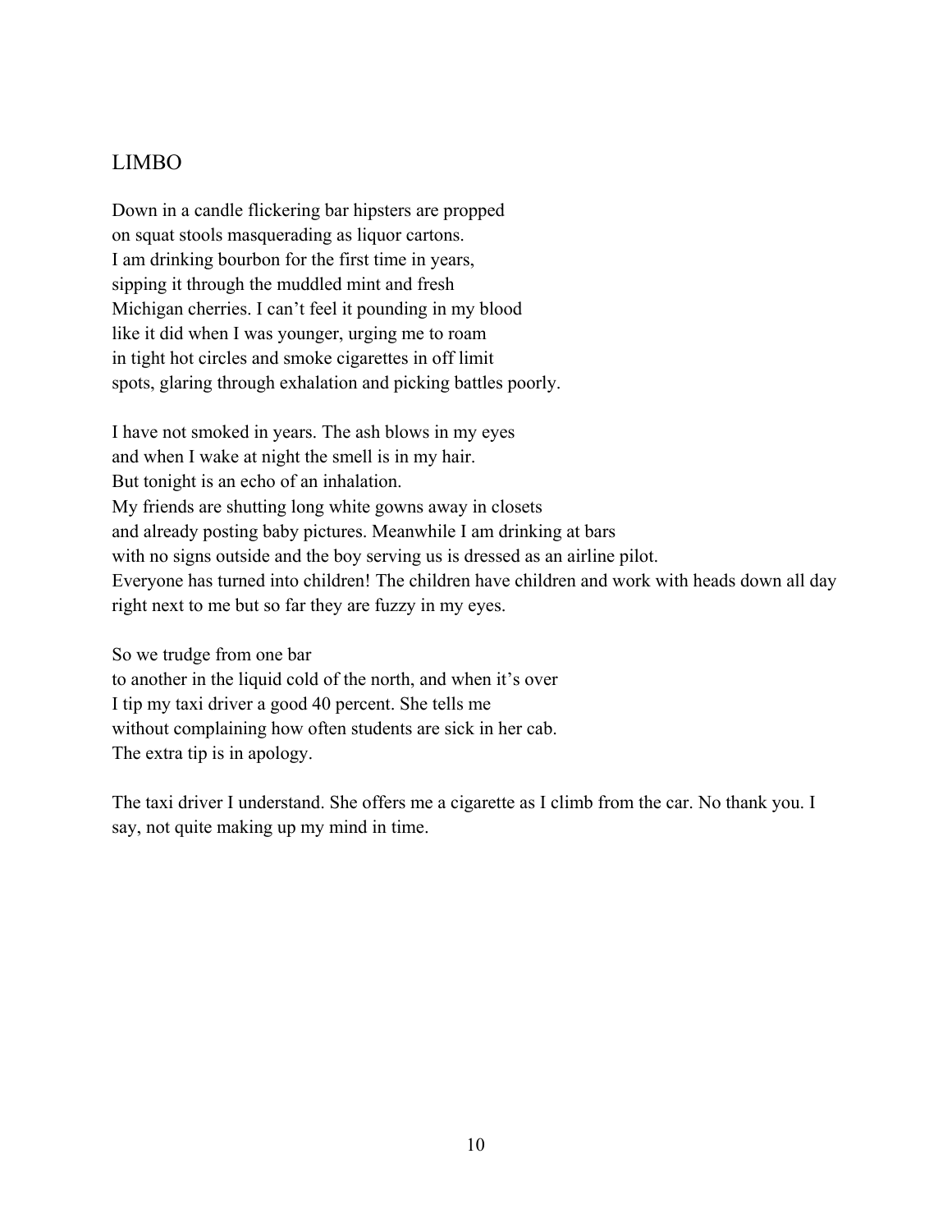## LIMBO

Down in a candle flickering bar hipsters are propped
on squat stools masquerading as liquor cartons.
I am drinking bourbon for the first time in years,
sipping it through the muddled mint and fresh
Michigan cherries. I can't feel it pounding in my blood
like it did when I was younger, urging me to roam
in tight hot circles and smoke cigarettes in off limit
spots, glaring through exhalation and picking battles poorly.

I have not smoked in years. The ash blows in my eyes
and when I wake at night the smell is in my hair.
But tonight is an echo of an inhalation.
My friends are shutting long white gowns away in closets
and already posting baby pictures. Meanwhile I am drinking at bars
with no signs outside and the boy serving us is dressed as an airline pilot.
Everyone has turned into children! The children have children and work with heads down all day
right next to me but so far they are fuzzy in my eyes.

So we trudge from one bar
to another in the liquid cold of the north, and when it's over
I tip my taxi driver a good 40 percent. She tells me
without complaining how often students are sick in her cab.
The extra tip is in apology.

The taxi driver I understand. She offers me a cigarette as I climb from the car. No thank you. I
say, not quite making up my mind in time.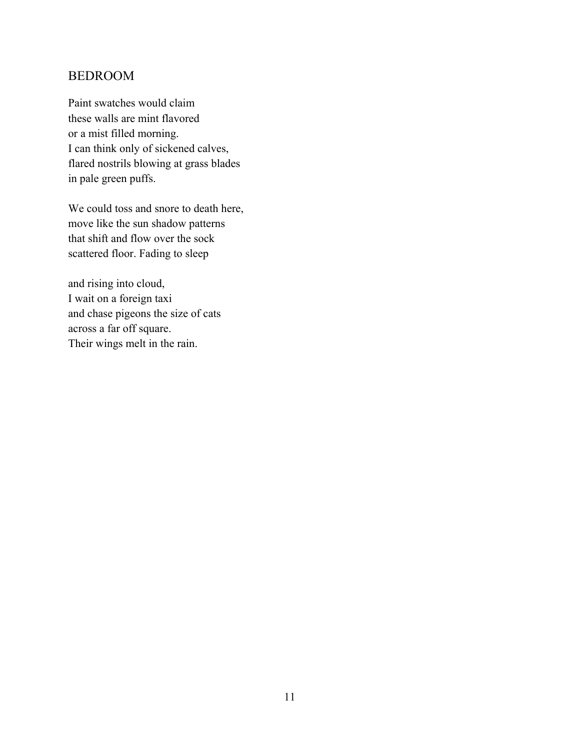## BEDROOM

Paint swatches would claim  
these walls are mint flavored  
or a mist filled morning.  
I can think only of sickened calves,  
flared nostrils blowing at grass blades  
in pale green puffs.

We could toss and snore to death here,  
move like the sun shadow patterns  
that shift and flow over the sock  
scattered floor. Fading to sleep

and rising into cloud,  
I wait on a foreign taxi  
and chase pigeons the size of cats  
across a far off square.  
Their wings melt in the rain.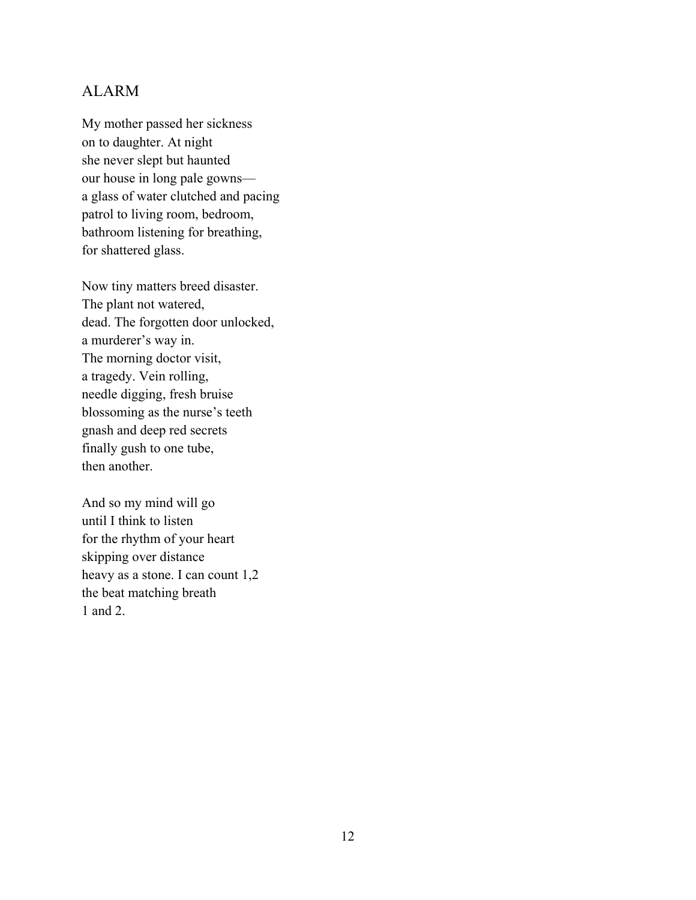## ALARM

My mother passed her sickness  
on to daughter. At night  
she never slept but haunted  
our house in long pale gowns—  
a glass of water clutched and pacing  
patrol to living room, bedroom,  
bathroom listening for breathing,  
for shattered glass.

Now tiny matters breed disaster.  
The plant not watered,  
dead. The forgotten door unlocked,  
a murderer's way in.  
The morning doctor visit,  
a tragedy. Vein rolling,  
needle digging, fresh bruise  
blossoming as the nurse's teeth  
gnash and deep red secrets  
finally gush to one tube,  
then another.

And so my mind will go  
until I think to listen  
for the rhythm of your heart  
skipping over distance  
heavy as a stone. I can count 1,2  
the beat matching breath  
1 and 2.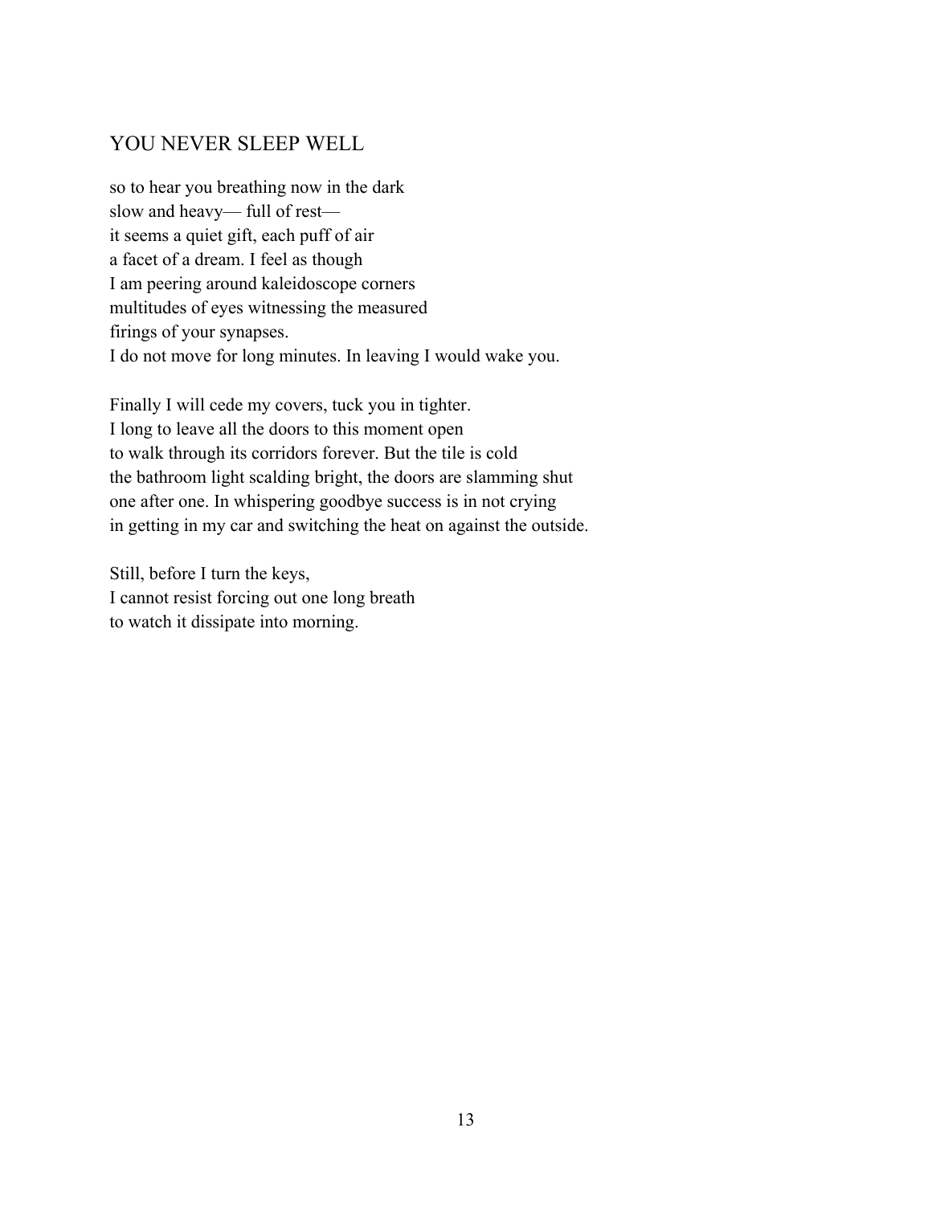## YOU NEVER SLEEP WELL

so to hear you breathing now in the dark  
slow and heavy— full of rest—  
it seems a quiet gift, each puff of air  
a facet of a dream. I feel as though  
I am peering around kaleidoscope corners  
multitudes of eyes witnessing the measured  
firings of your synapses.  
I do not move for long minutes. In leaving I would wake you.

Finally I will cede my covers, tuck you in tighter.  
I long to leave all the doors to this moment open  
to walk through its corridors forever. But the tile is cold  
the bathroom light scalding bright, the doors are slamming shut  
one after one. In whispering goodbye success is in not crying  
in getting in my car and switching the heat on against the outside.

Still, before I turn the keys,  
I cannot resist forcing out one long breath  
to watch it dissipate into morning.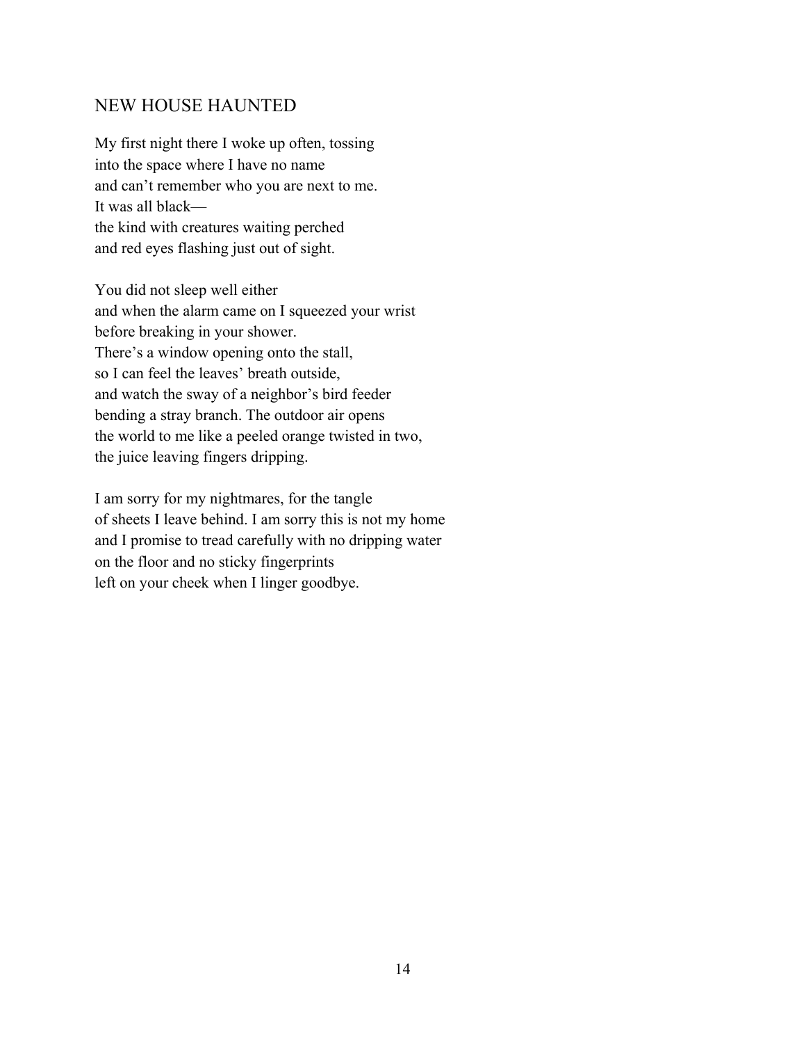## NEW HOUSE HAUNTED

My first night there I woke up often, tossing  
into the space where I have no name  
and can't remember who you are next to me.  
It was all black—  
the kind with creatures waiting perched  
and red eyes flashing just out of sight.

You did not sleep well either  
and when the alarm came on I squeezed your wrist  
before breaking in your shower.  
There's a window opening onto the stall,  
so I can feel the leaves' breath outside,  
and watch the sway of a neighbor's bird feeder  
bending a stray branch. The outdoor air opens  
the world to me like a peeled orange twisted in two,  
the juice leaving fingers dripping.

I am sorry for my nightmares, for the tangle  
of sheets I leave behind. I am sorry this is not my home  
and I promise to tread carefully with no dripping water  
on the floor and no sticky fingerprints  
left on your cheek when I linger goodbye.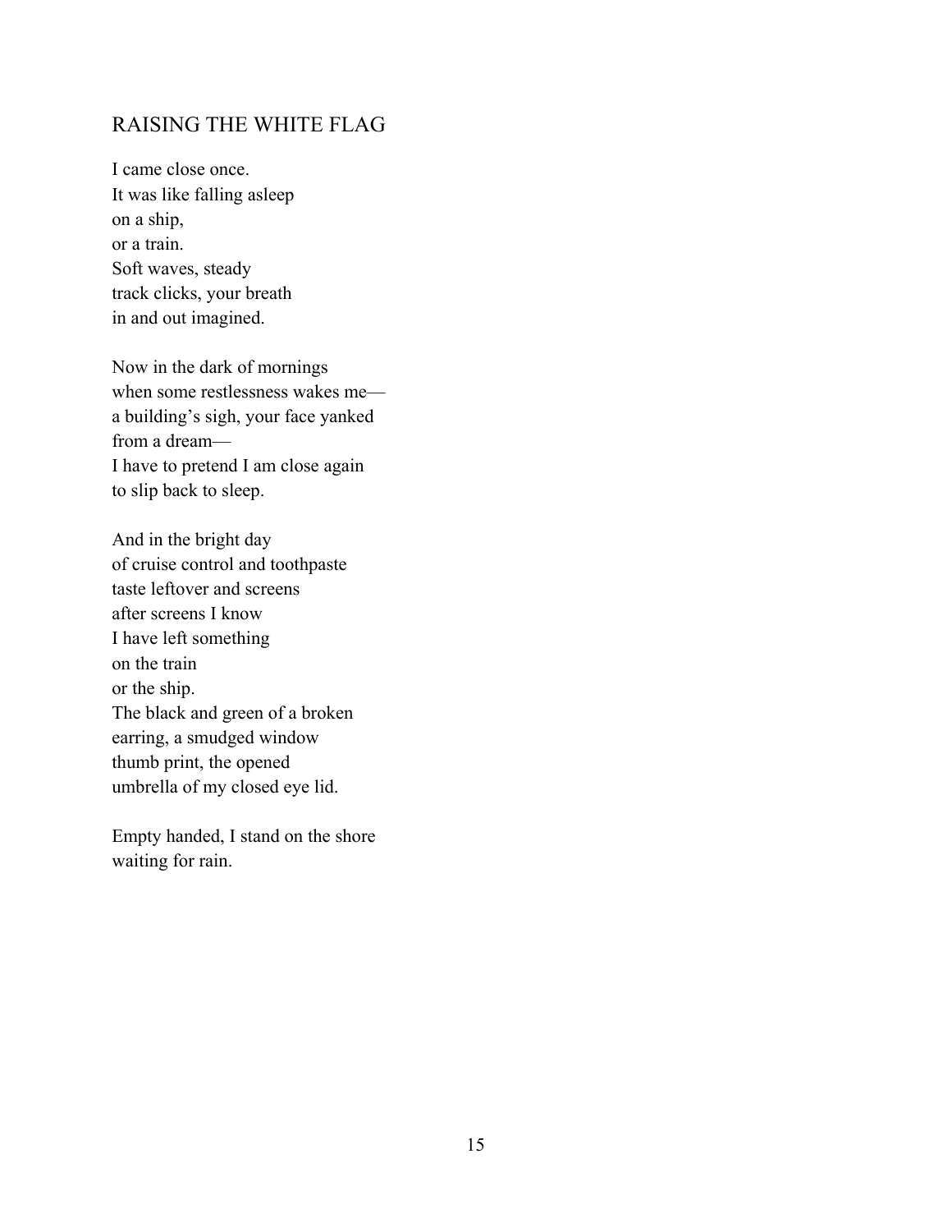## RAISING THE WHITE FLAG

I came close once.  
It was like falling asleep  
on a ship,  
or a train.  
Soft waves, steady  
track clicks, your breath  
in and out imagined.

Now in the dark of mornings  
when some restlessness wakes me—  
a building's sigh, your face yanked  
from a dream—  
I have to pretend I am close again  
to slip back to sleep.

And in the bright day  
of cruise control and toothpaste  
taste leftover and screens  
after screens I know  
I have left something  
on the train  
or the ship.  
The black and green of a broken  
earring, a smudged window  
thumb print, the opened  
umbrella of my closed eye lid.

Empty handed, I stand on the shore  
waiting for rain.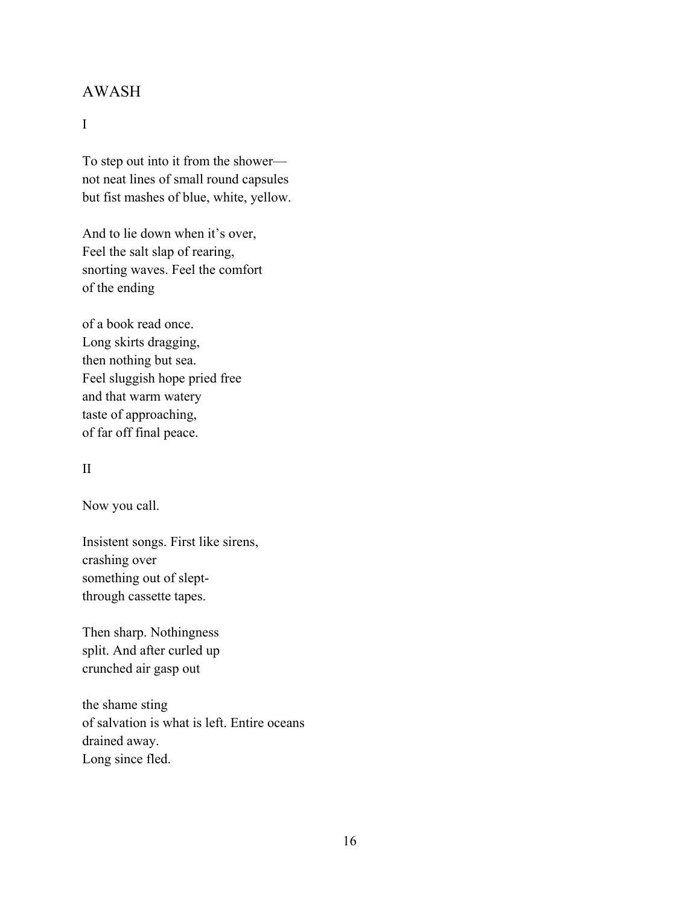## AWASH

I

To step out into it from the shower—
not neat lines of small round capsules
but fist mashes of blue, white, yellow.

And to lie down when it's over,
Feel the salt slap of rearing,
snorting waves. Feel the comfort
of the ending

of a book read once.
Long skirts dragging,
then nothing but sea.
Feel sluggish hope pried free
and that warm watery
taste of approaching,
of far off final peace.

II

Now you call.

Insistent songs. First like sirens,
crashing over
something out of slept-
through cassette tapes.

Then sharp. Nothingness
split. And after curled up
crunched air gasp out

the shame sting
of salvation is what is left. Entire oceans
drained away.
Long since fled.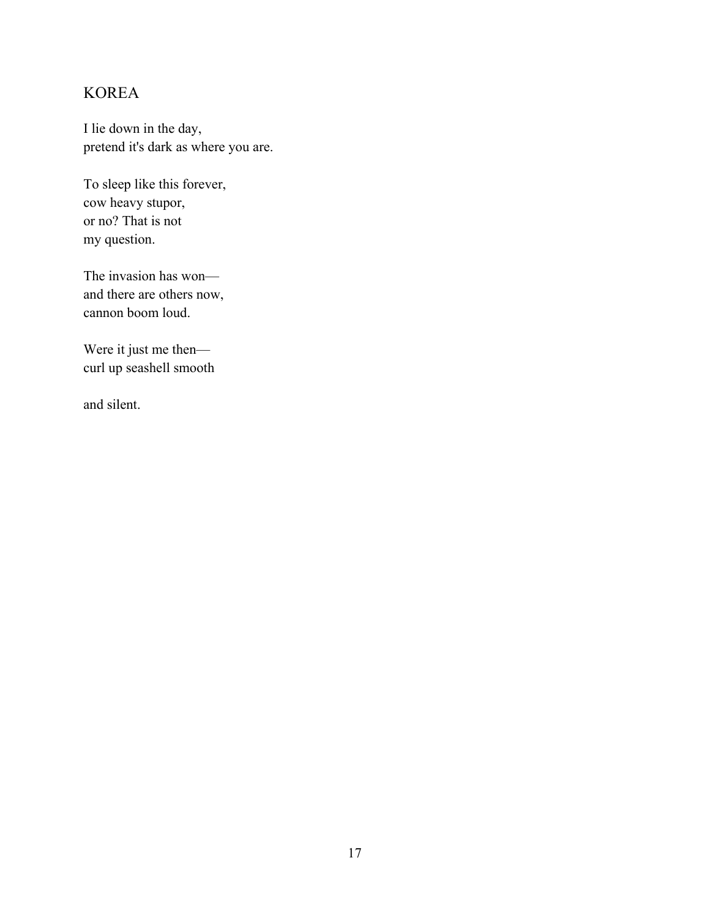## KOREA

I lie down in the day,  
pretend it's dark as where you are.

To sleep like this forever,  
cow heavy stupor,  
or no? That is not  
my question.

The invasion has won—  
and there are others now,  
cannon boom loud.

Were it just me then—  
curl up seashell smooth

and silent.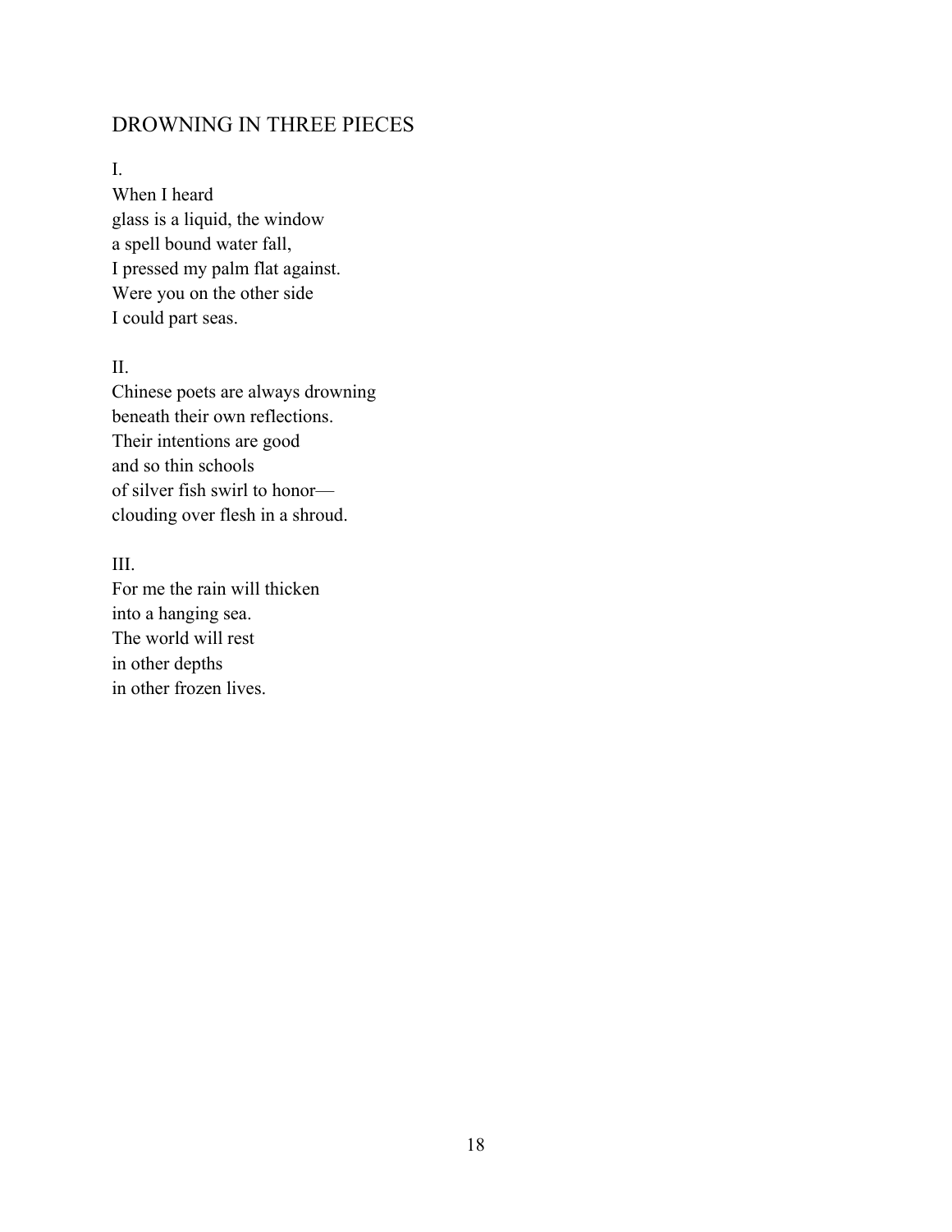## DROWNING IN THREE PIECES

I.

When I heard  
glass is a liquid, the window  
a spell bound water fall,  
I pressed my palm flat against.  
Were you on the other side  
I could part seas.

II.

Chinese poets are always drowning  
beneath their own reflections.  
Their intentions are good  
and so thin schools  
of silver fish swirl to honor—  
clouding over flesh in a shroud.

III.

For me the rain will thicken  
into a hanging sea.  
The world will rest  
in other depths  
in other frozen lives.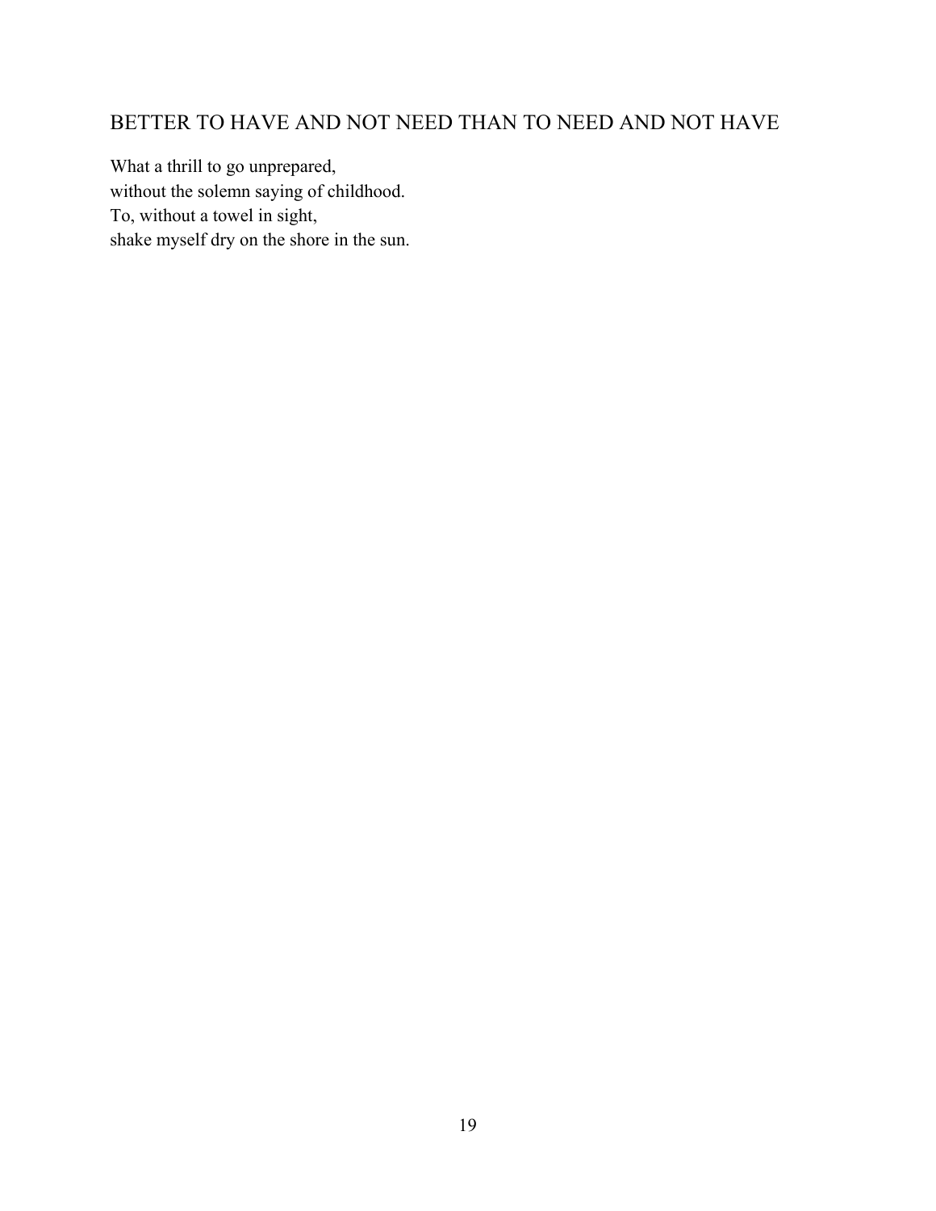## BETTER TO HAVE AND NOT NEED THAN TO NEED AND NOT HAVE

What a thrill to go unprepared,  
without the solemn saying of childhood.  
To, without a towel in sight,  
shake myself dry on the shore in the sun.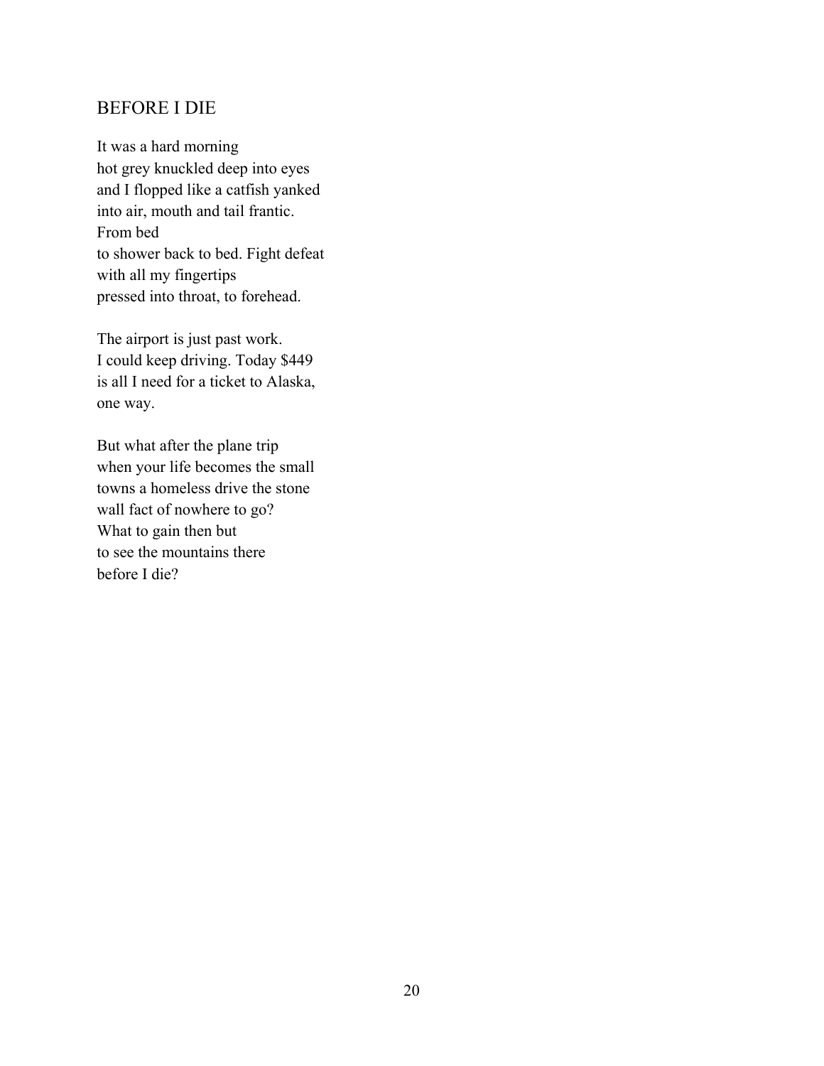## BEFORE I DIE

It was a hard morning  
hot grey knuckled deep into eyes  
and I flopped like a catfish yanked  
into air, mouth and tail frantic.  
From bed  
to shower back to bed. Fight defeat  
with all my fingertips  
pressed into throat, to forehead.

The airport is just past work.  
I could keep driving. Today $449  
is all I need for a ticket to Alaska,  
one way.

But what after the plane trip  
when your life becomes the small  
towns a homeless drive the stone  
wall fact of nowhere to go?  
What to gain then but  
to see the mountains there  
before I die?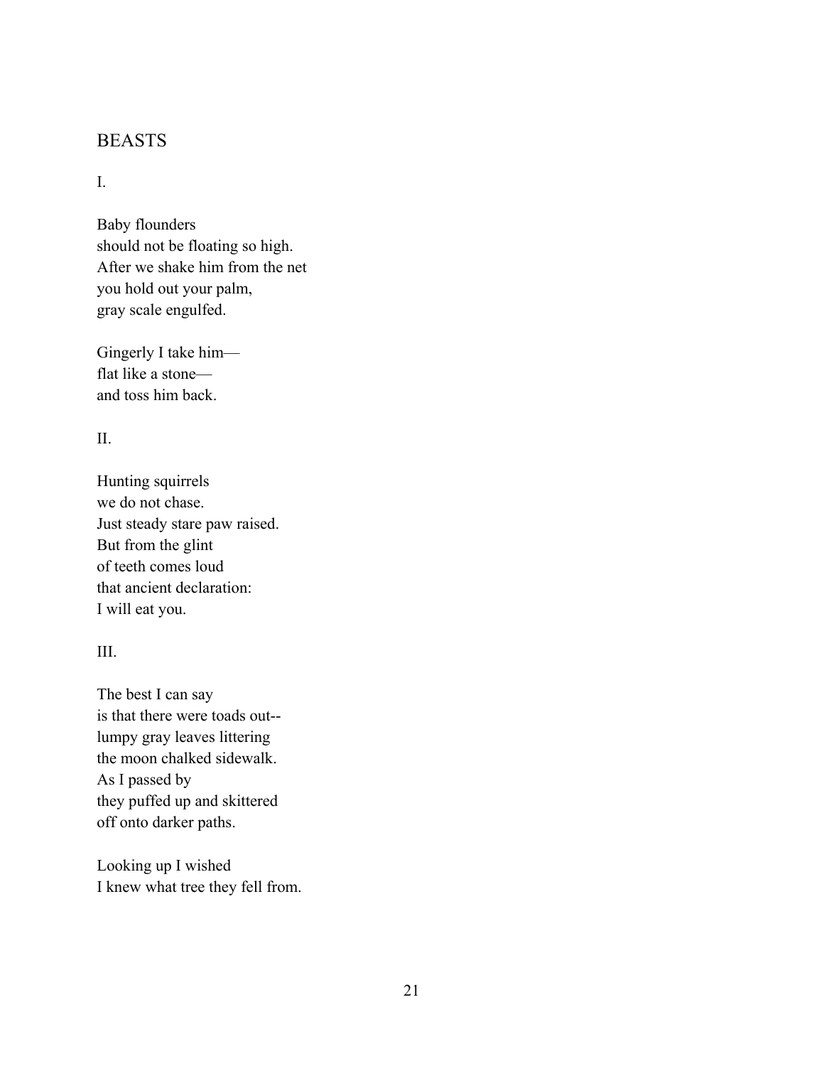## BEASTS

I.

Baby flounders  
should not be floating so high.  
After we shake him from the net  
you hold out your palm,  
gray scale engulfed.

Gingerly I take him—  
flat like a stone—  
and toss him back.

II.

Hunting squirrels  
we do not chase.  
Just steady stare paw raised.  
But from the glint  
of teeth comes loud  
that ancient declaration:  
I will eat you.

III.

The best I can say  
is that there were toads out--  
lumpy gray leaves littering  
the moon chalked sidewalk.  
As I passed by  
they puffed up and skittered  
off onto darker paths.

Looking up I wished  
I knew what tree they fell from.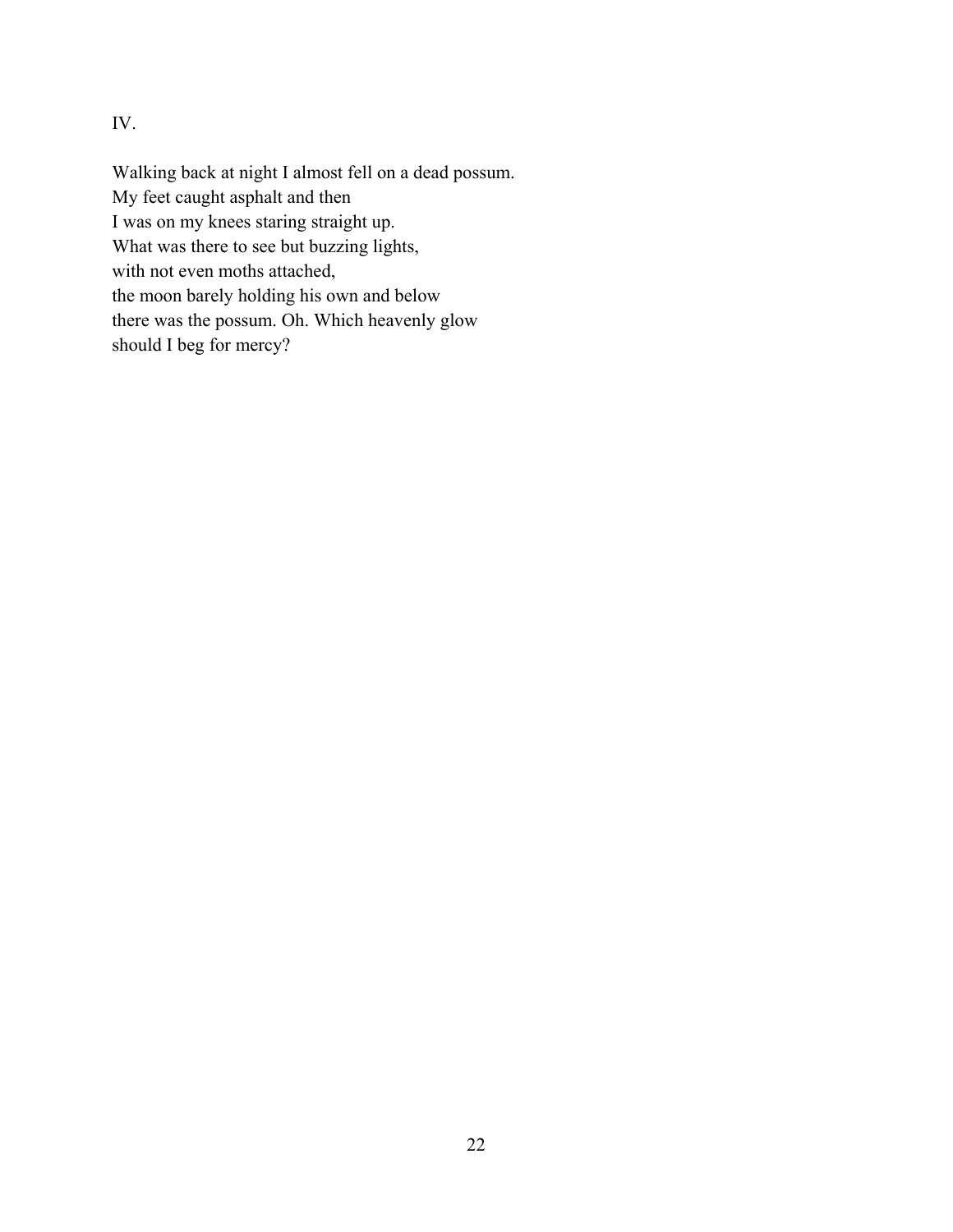IV.

Walking back at night I almost fell on a dead possum.  
My feet caught asphalt and then  
I was on my knees staring straight up.  
What was there to see but buzzing lights,  
with not even moths attached,  
the moon barely holding his own and below  
there was the possum. Oh. Which heavenly glow  
should I beg for mercy?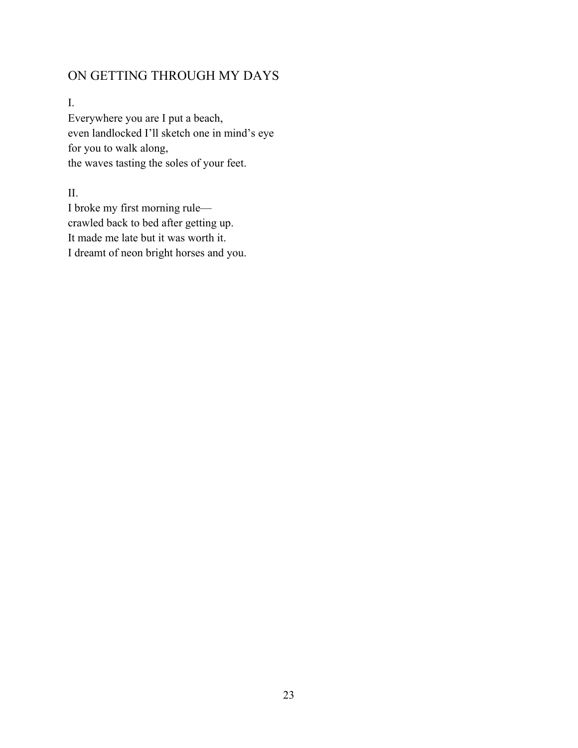## ON GETTING THROUGH MY DAYS

I.
Everywhere you are I put a beach,
even landlocked I'll sketch one in mind's eye
for you to walk along,
the waves tasting the soles of your feet.

II.
I broke my first morning rule—
crawled back to bed after getting up.
It made me late but it was worth it.
I dreamt of neon bright horses and you.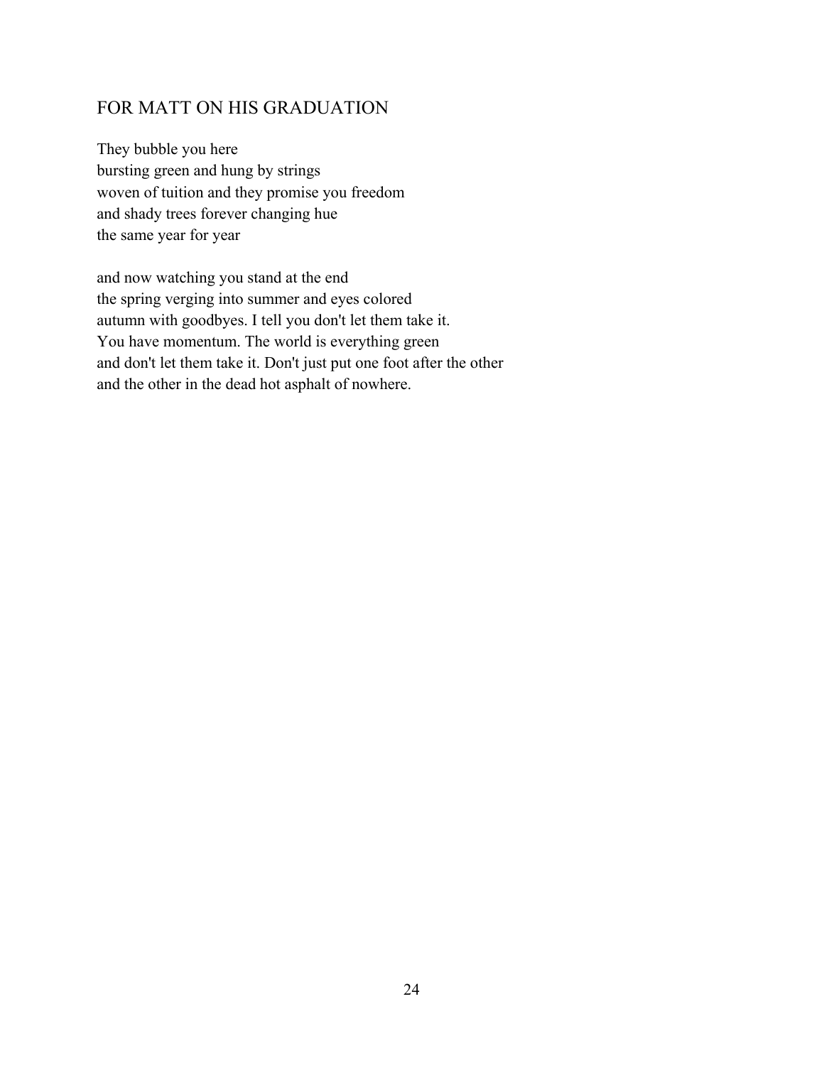## FOR MATT ON HIS GRADUATION

They bubble you here  
bursting green and hung by strings  
woven of tuition and they promise you freedom  
and shady trees forever changing hue  
the same year for year

and now watching you stand at the end  
the spring verging into summer and eyes colored  
autumn with goodbyes. I tell you don't let them take it.  
You have momentum. The world is everything green  
and don't let them take it. Don't just put one foot after the other  
and the other in the dead hot asphalt of nowhere.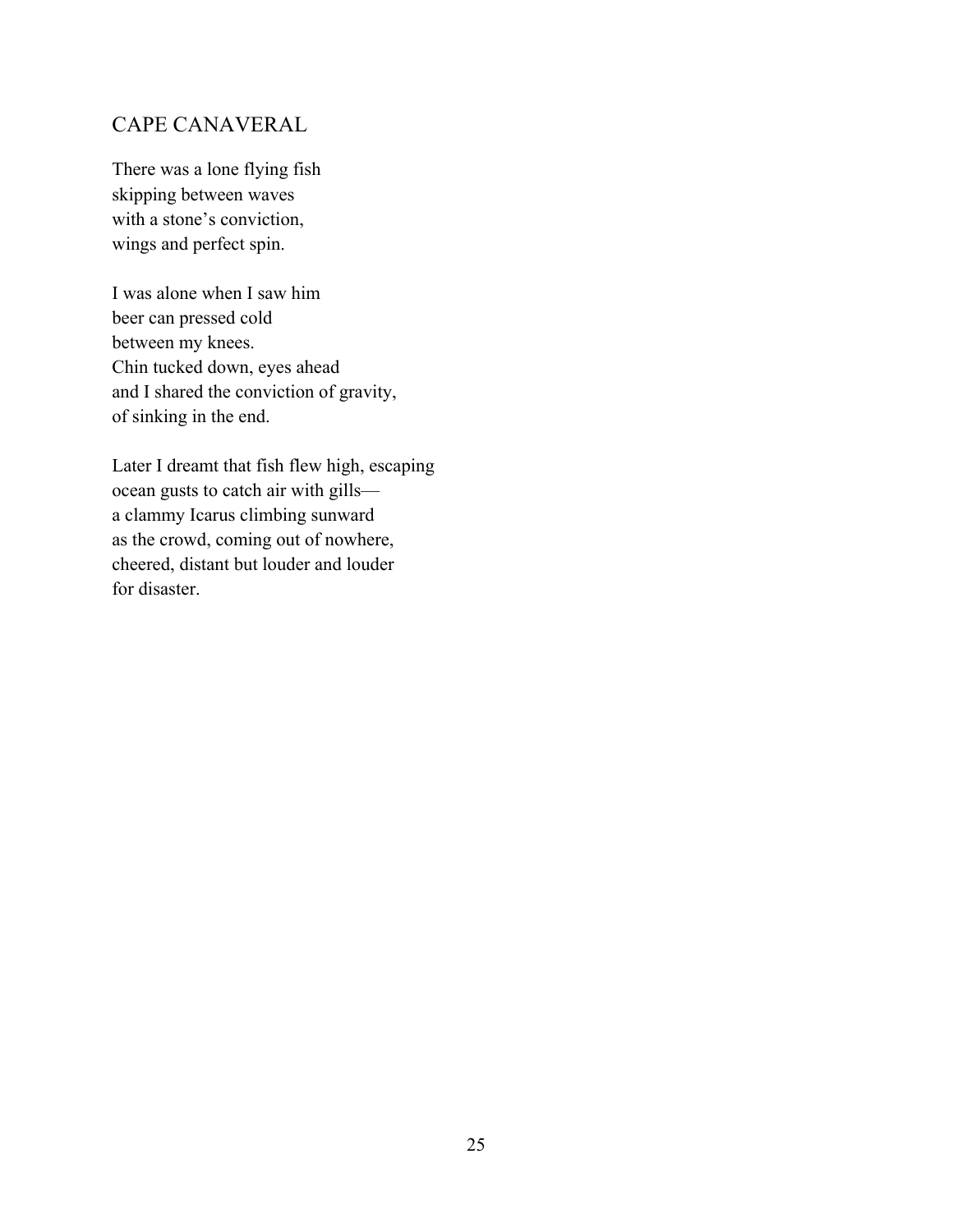## CAPE CANAVERAL

There was a lone flying fish  
skipping between waves  
with a stone's conviction,  
wings and perfect spin.

I was alone when I saw him  
beer can pressed cold  
between my knees.  
Chin tucked down, eyes ahead  
and I shared the conviction of gravity,  
of sinking in the end.

Later I dreamt that fish flew high, escaping  
ocean gusts to catch air with gills—  
a clammy Icarus climbing sunward  
as the crowd, coming out of nowhere,  
cheered, distant but louder and louder  
for disaster.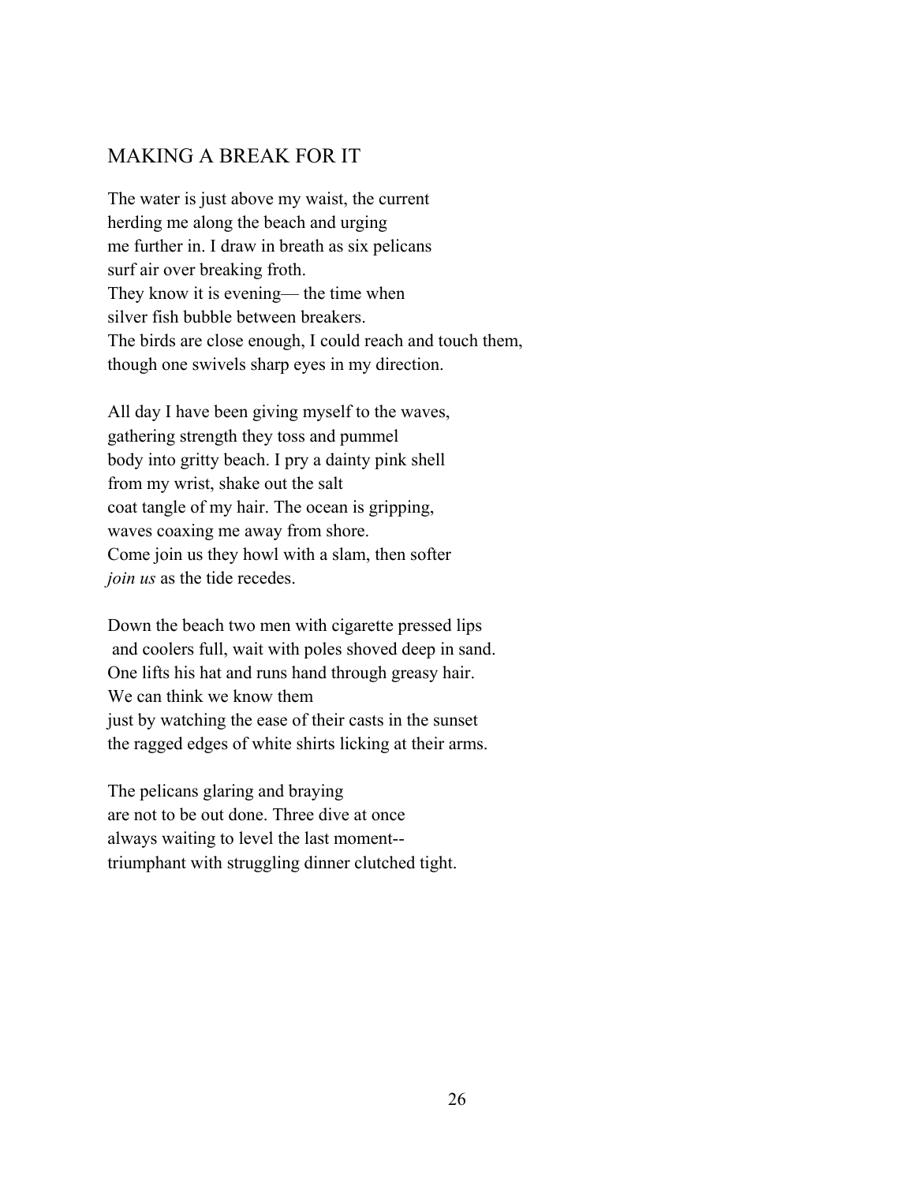## MAKING A BREAK FOR IT

The water is just above my waist, the current
herding me along the beach and urging
me further in. I draw in breath as six pelicans
surf air over breaking froth.
They know it is evening— the time when
silver fish bubble between breakers.
The birds are close enough, I could reach and touch them,
though one swivels sharp eyes in my direction.

All day I have been giving myself to the waves,
gathering strength they toss and pummel
body into gritty beach. I pry a dainty pink shell
from my wrist, shake out the salt
coat tangle of my hair. The ocean is gripping,
waves coaxing me away from shore.
Come join us they howl with a slam, then softer
*join us* as the tide recedes.

Down the beach two men with cigarette pressed lips
 and coolers full, wait with poles shoved deep in sand.
One lifts his hat and runs hand through greasy hair.
We can think we know them
just by watching the ease of their casts in the sunset
the ragged edges of white shirts licking at their arms.

The pelicans glaring and braying
are not to be out done. Three dive at once
always waiting to level the last moment--
triumphant with struggling dinner clutched tight.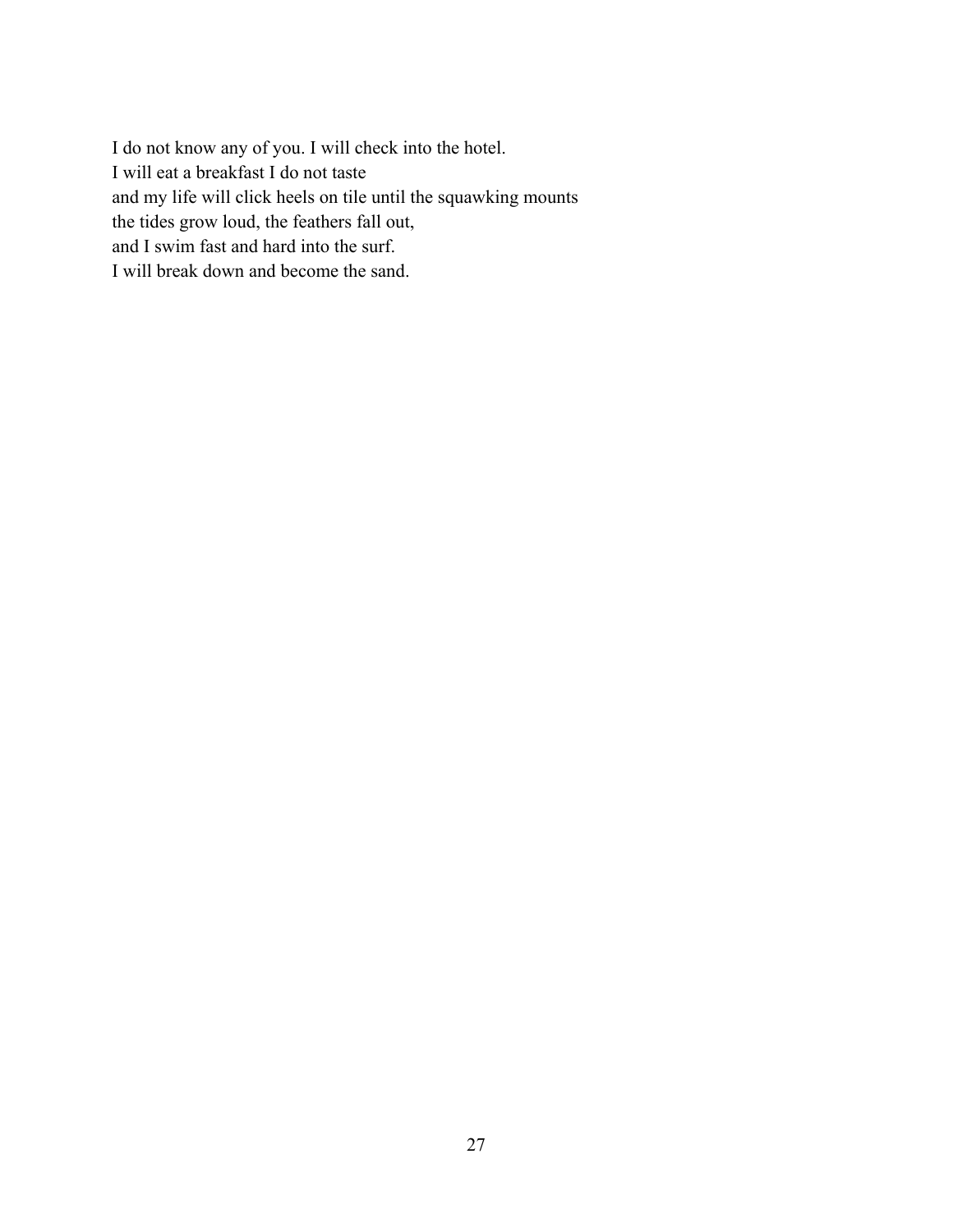I do not know any of you. I will check into the hotel.  
I will eat a breakfast I do not taste  
and my life will click heels on tile until the squawking mounts  
the tides grow loud, the feathers fall out,  
and I swim fast and hard into the surf.  
I will break down and become the sand.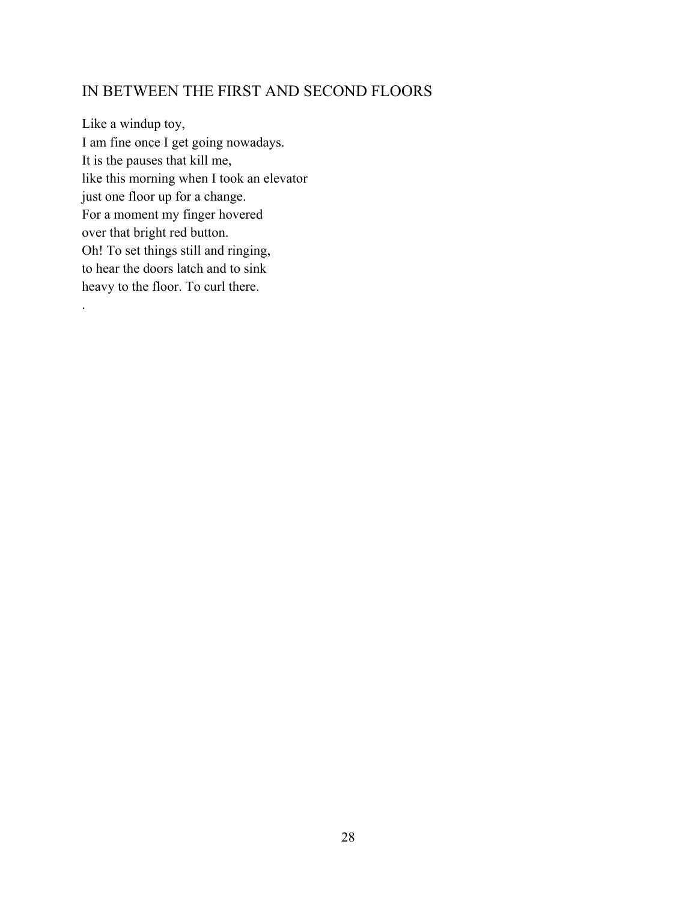## IN BETWEEN THE FIRST AND SECOND FLOORS

Like a windup toy,  
I am fine once I get going nowadays.  
It is the pauses that kill me,  
like this morning when I took an elevator  
just one floor up for a change.  
For a moment my finger hovered  
over that bright red button.  
Oh! To set things still and ringing,  
to hear the doors latch and to sink  
heavy to the floor. To curl there.  
.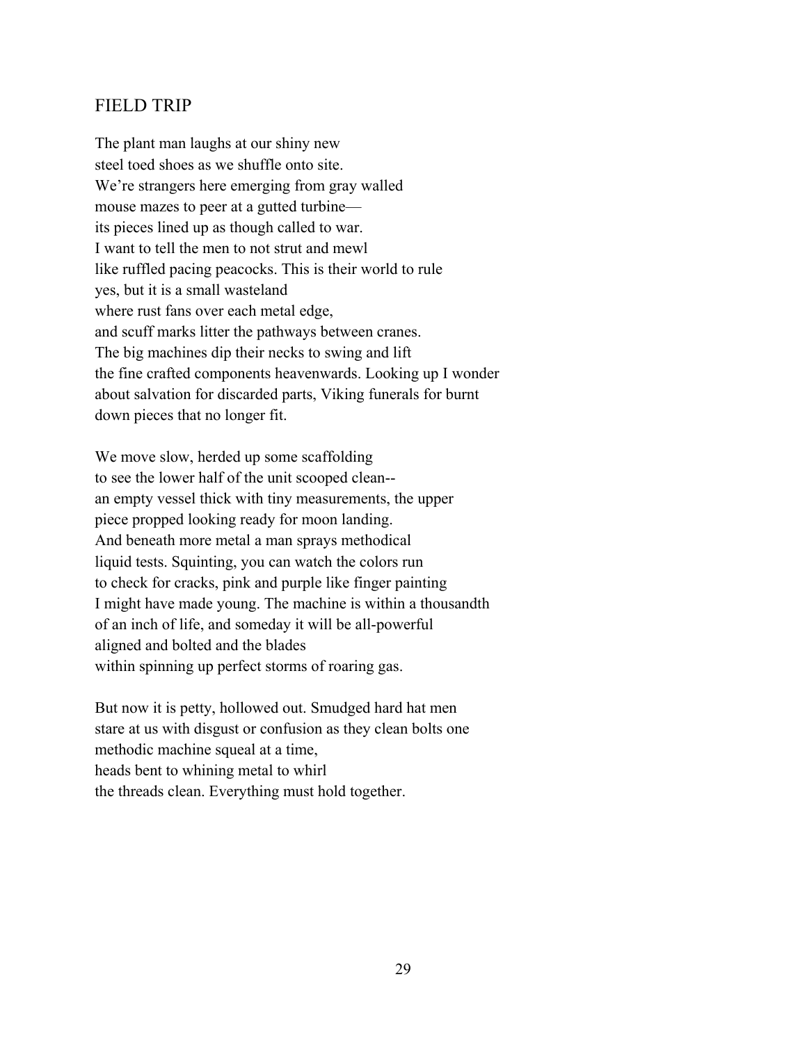## FIELD TRIP

The plant man laughs at our shiny new  
steel toed shoes as we shuffle onto site.  
We're strangers here emerging from gray walled  
mouse mazes to peer at a gutted turbine—  
its pieces lined up as though called to war.  
I want to tell the men to not strut and mewl  
like ruffled pacing peacocks. This is their world to rule  
yes, but it is a small wasteland  
where rust fans over each metal edge,  
and scuff marks litter the pathways between cranes.  
The big machines dip their necks to swing and lift  
the fine crafted components heavenwards. Looking up I wonder  
about salvation for discarded parts, Viking funerals for burnt  
down pieces that no longer fit.

We move slow, herded up some scaffolding  
to see the lower half of the unit scooped clean--  
an empty vessel thick with tiny measurements, the upper  
piece propped looking ready for moon landing.  
And beneath more metal a man sprays methodical  
liquid tests. Squinting, you can watch the colors run  
to check for cracks, pink and purple like finger painting  
I might have made young. The machine is within a thousandth  
of an inch of life, and someday it will be all-powerful  
aligned and bolted and the blades  
within spinning up perfect storms of roaring gas.

But now it is petty, hollowed out. Smudged hard hat men  
stare at us with disgust or confusion as they clean bolts one  
methodic machine squeal at a time,  
heads bent to whining metal to whirl  
the threads clean. Everything must hold together.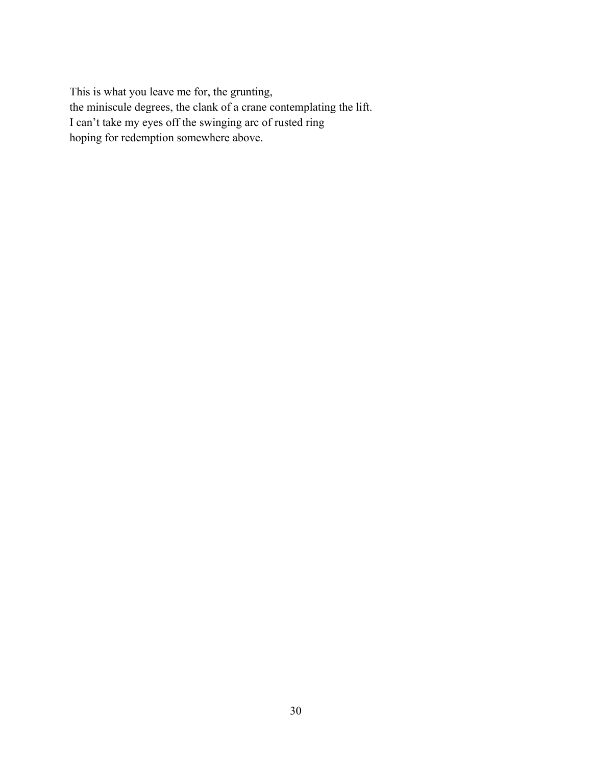This is what you leave me for, the grunting,  
the miniscule degrees, the clank of a crane contemplating the lift.  
I can’t take my eyes off the swinging arc of rusted ring  
hoping for redemption somewhere above.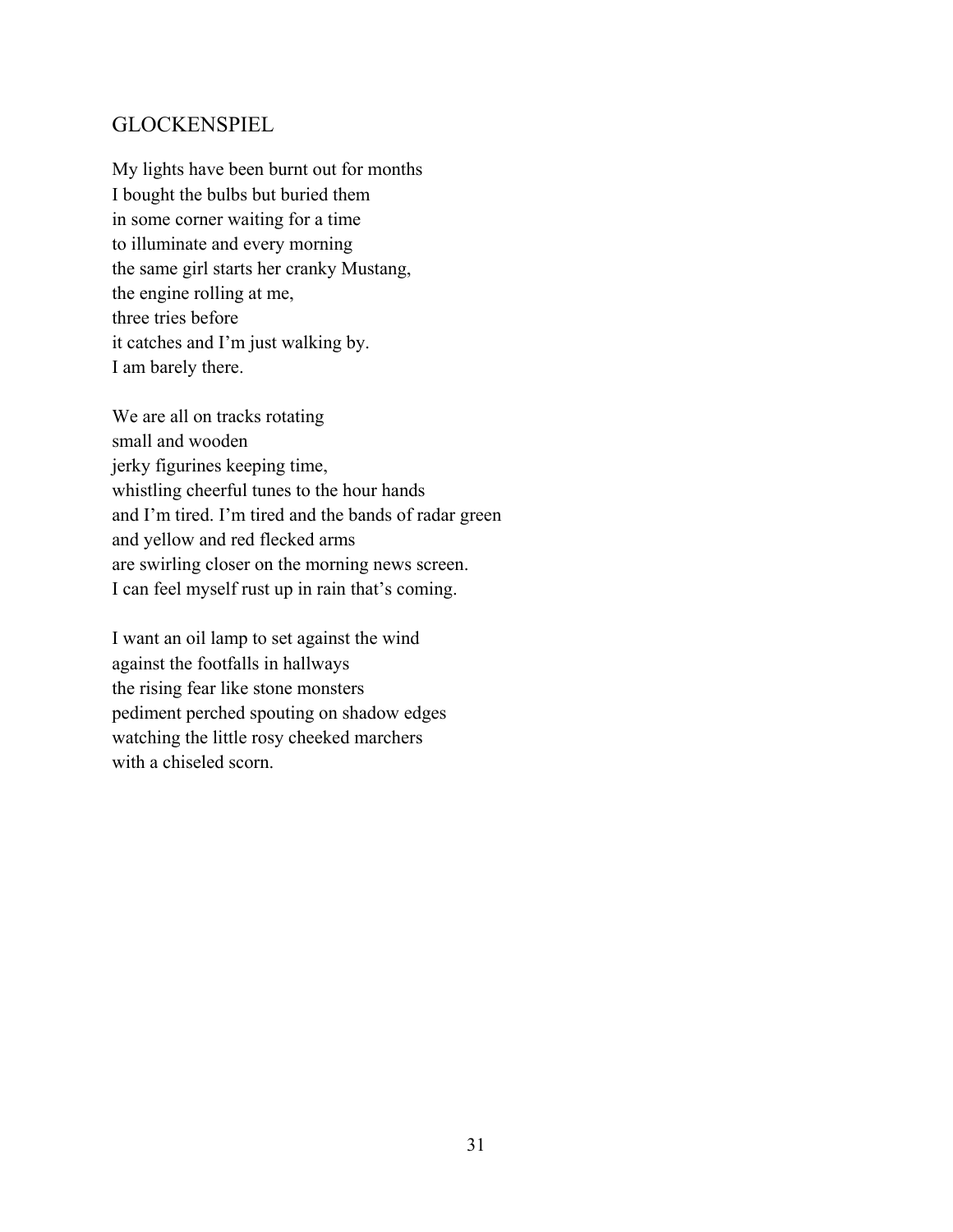## GLOCKENSPIEL

My lights have been burnt out for months  
I bought the bulbs but buried them  
in some corner waiting for a time  
to illuminate and every morning  
the same girl starts her cranky Mustang,  
the engine rolling at me,  
three tries before  
it catches and I'm just walking by.  
I am barely there.

We are all on tracks rotating  
small and wooden  
jerky figurines keeping time,  
whistling cheerful tunes to the hour hands  
and I'm tired. I'm tired and the bands of radar green  
and yellow and red flecked arms  
are swirling closer on the morning news screen.  
I can feel myself rust up in rain that's coming.

I want an oil lamp to set against the wind  
against the footfalls in hallways  
the rising fear like stone monsters  
pediment perched spouting on shadow edges  
watching the little rosy cheeked marchers  
with a chiseled scorn.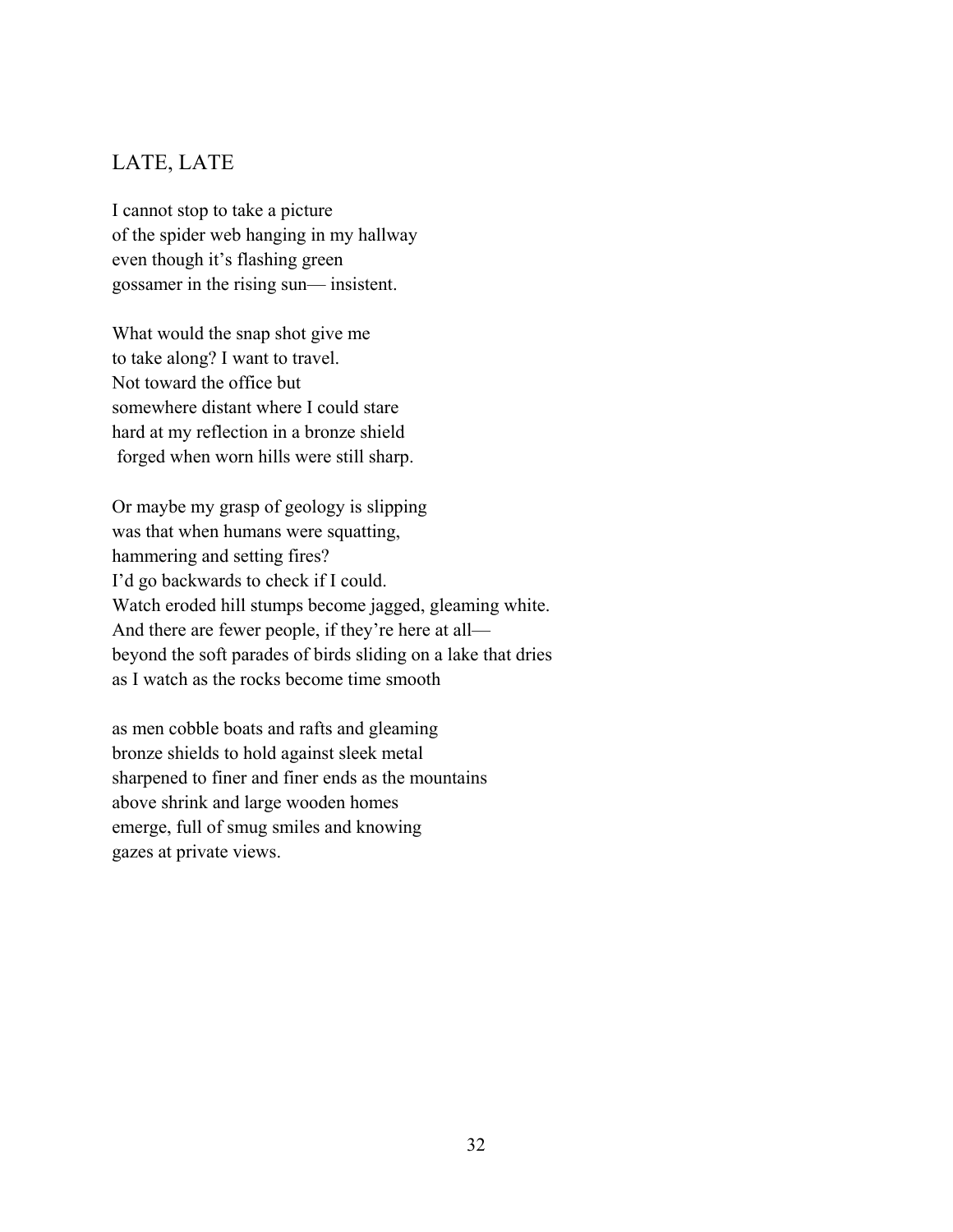## LATE, LATE

I cannot stop to take a picture  
of the spider web hanging in my hallway  
even though it's flashing green  
gossamer in the rising sun— insistent.

What would the snap shot give me  
to take along? I want to travel.  
Not toward the office but  
somewhere distant where I could stare  
hard at my reflection in a bronze shield  
forged when worn hills were still sharp.

Or maybe my grasp of geology is slipping  
was that when humans were squatting,  
hammering and setting fires?  
I'd go backwards to check if I could.  
Watch eroded hill stumps become jagged, gleaming white.  
And there are fewer people, if they're here at all—  
beyond the soft parades of birds sliding on a lake that dries  
as I watch as the rocks become time smooth

as men cobble boats and rafts and gleaming  
bronze shields to hold against sleek metal  
sharpened to finer and finer ends as the mountains  
above shrink and large wooden homes  
emerge, full of smug smiles and knowing  
gazes at private views.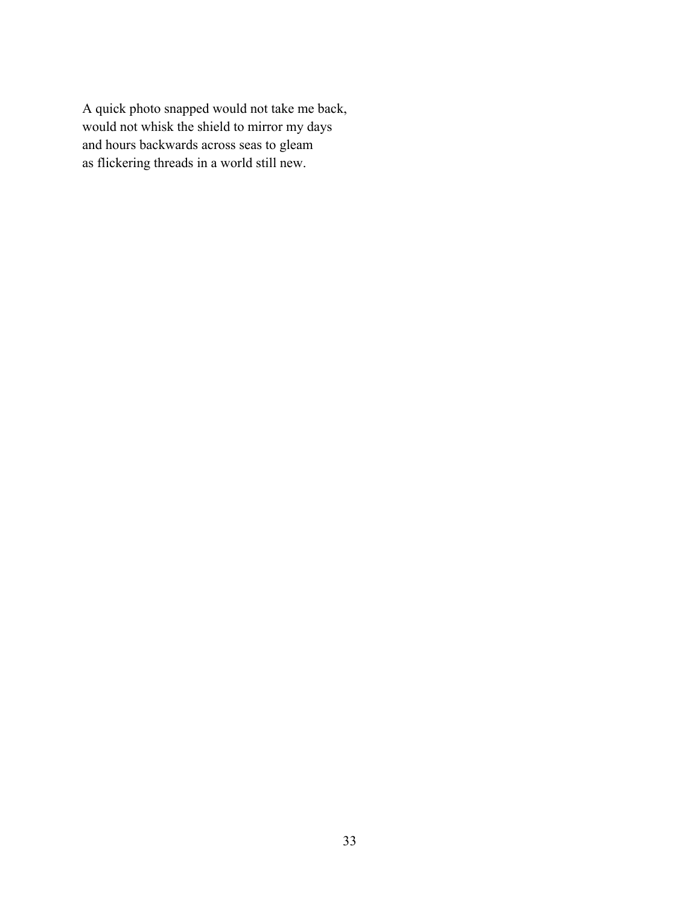A quick photo snapped would not take me back,  
would not whisk the shield to mirror my days  
and hours backwards across seas to gleam  
as flickering threads in a world still new.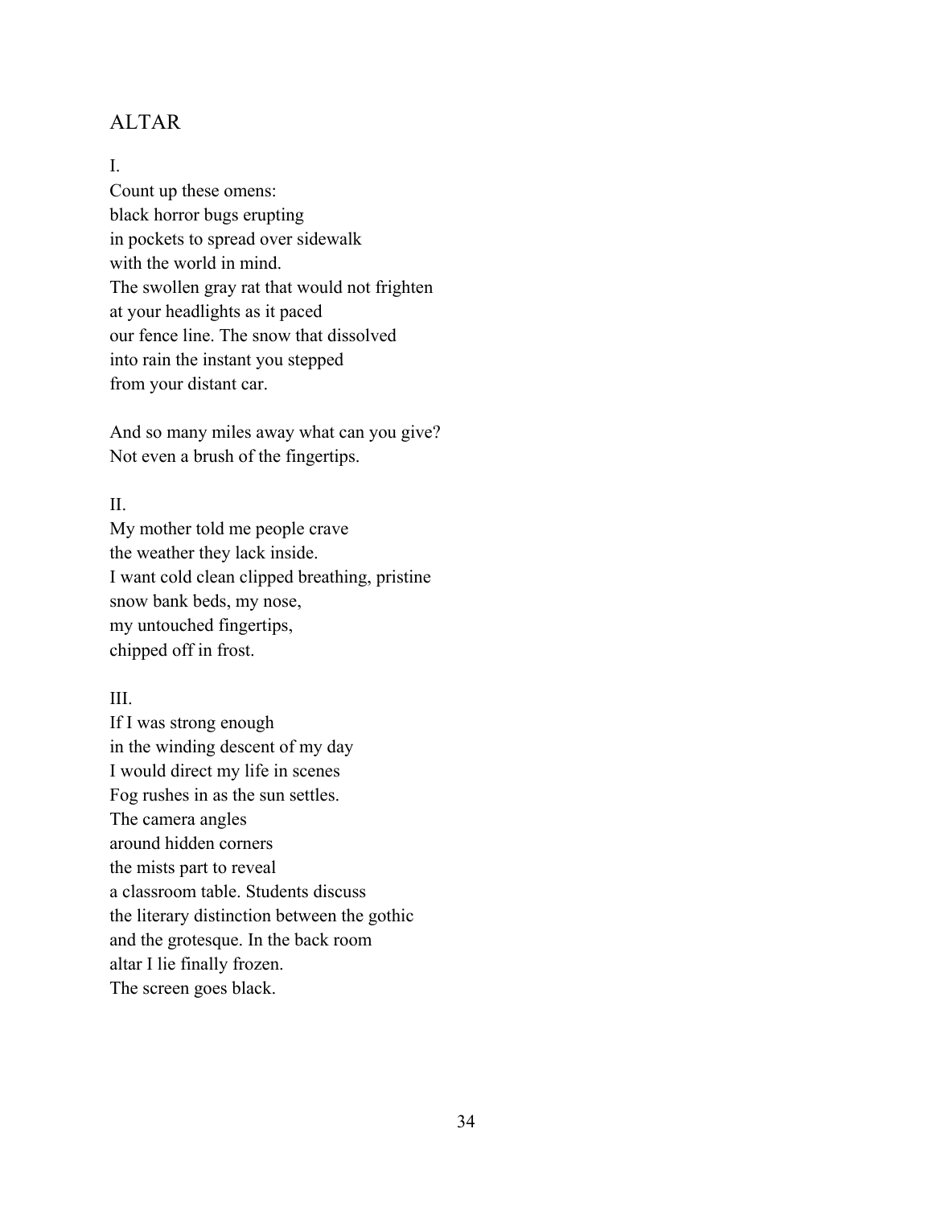## ALTAR

I.
Count up these omens:
black horror bugs erupting
in pockets to spread over sidewalk
with the world in mind.
The swollen gray rat that would not frighten
at your headlights as it paced
our fence line. The snow that dissolved
into rain the instant you stepped
from your distant car.

And so many miles away what can you give?
Not even a brush of the fingertips.

II.
My mother told me people crave
the weather they lack inside.
I want cold clean clipped breathing, pristine
snow bank beds, my nose,
my untouched fingertips,
chipped off in frost.

III.
If I was strong enough
in the winding descent of my day
I would direct my life in scenes
Fog rushes in as the sun settles.
The camera angles
around hidden corners
the mists part to reveal
a classroom table. Students discuss
the literary distinction between the gothic
and the grotesque. In the back room
altar I lie finally frozen.
The screen goes black.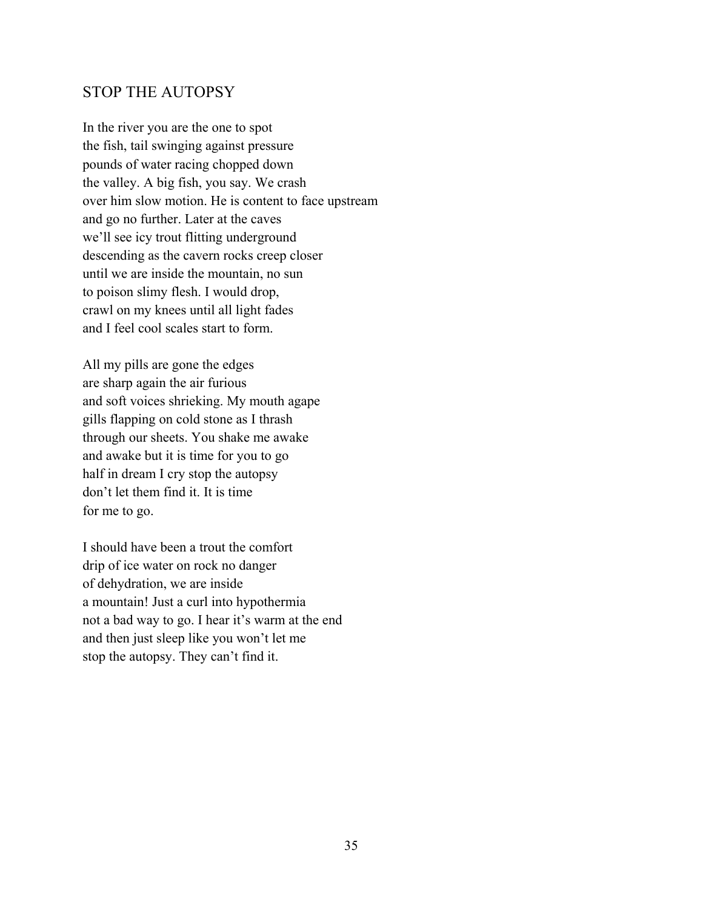## STOP THE AUTOPSY

In the river you are the one to spot
the fish, tail swinging against pressure
pounds of water racing chopped down
the valley. A big fish, you say. We crash
over him slow motion. He is content to face upstream
and go no further. Later at the caves
we'll see icy trout flitting underground
descending as the cavern rocks creep closer
until we are inside the mountain, no sun
to poison slimy flesh. I would drop,
crawl on my knees until all light fades
and I feel cool scales start to form.

All my pills are gone the edges
are sharp again the air furious
and soft voices shrieking. My mouth agape
gills flapping on cold stone as I thrash
through our sheets. You shake me awake
and awake but it is time for you to go
half in dream I cry stop the autopsy
don't let them find it. It is time
for me to go.

I should have been a trout the comfort
drip of ice water on rock no danger
of dehydration, we are inside
a mountain! Just a curl into hypothermia
not a bad way to go. I hear it's warm at the end
and then just sleep like you won't let me
stop the autopsy. They can't find it.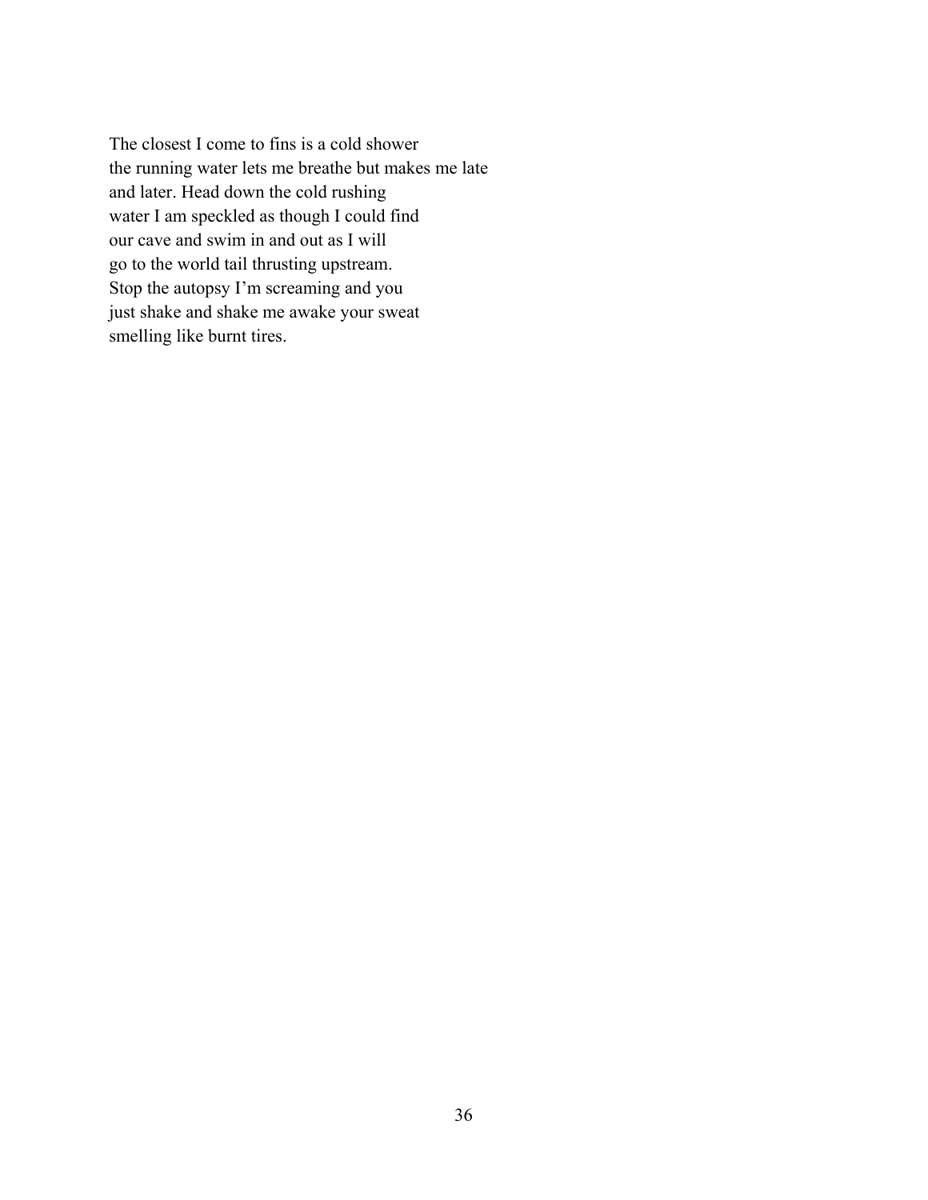The closest I come to fins is a cold shower  
the running water lets me breathe but makes me late  
and later. Head down the cold rushing  
water I am speckled as though I could find  
our cave and swim in and out as I will  
go to the world tail thrusting upstream.  
Stop the autopsy I'm screaming and you  
just shake and shake me awake your sweat  
smelling like burnt tires.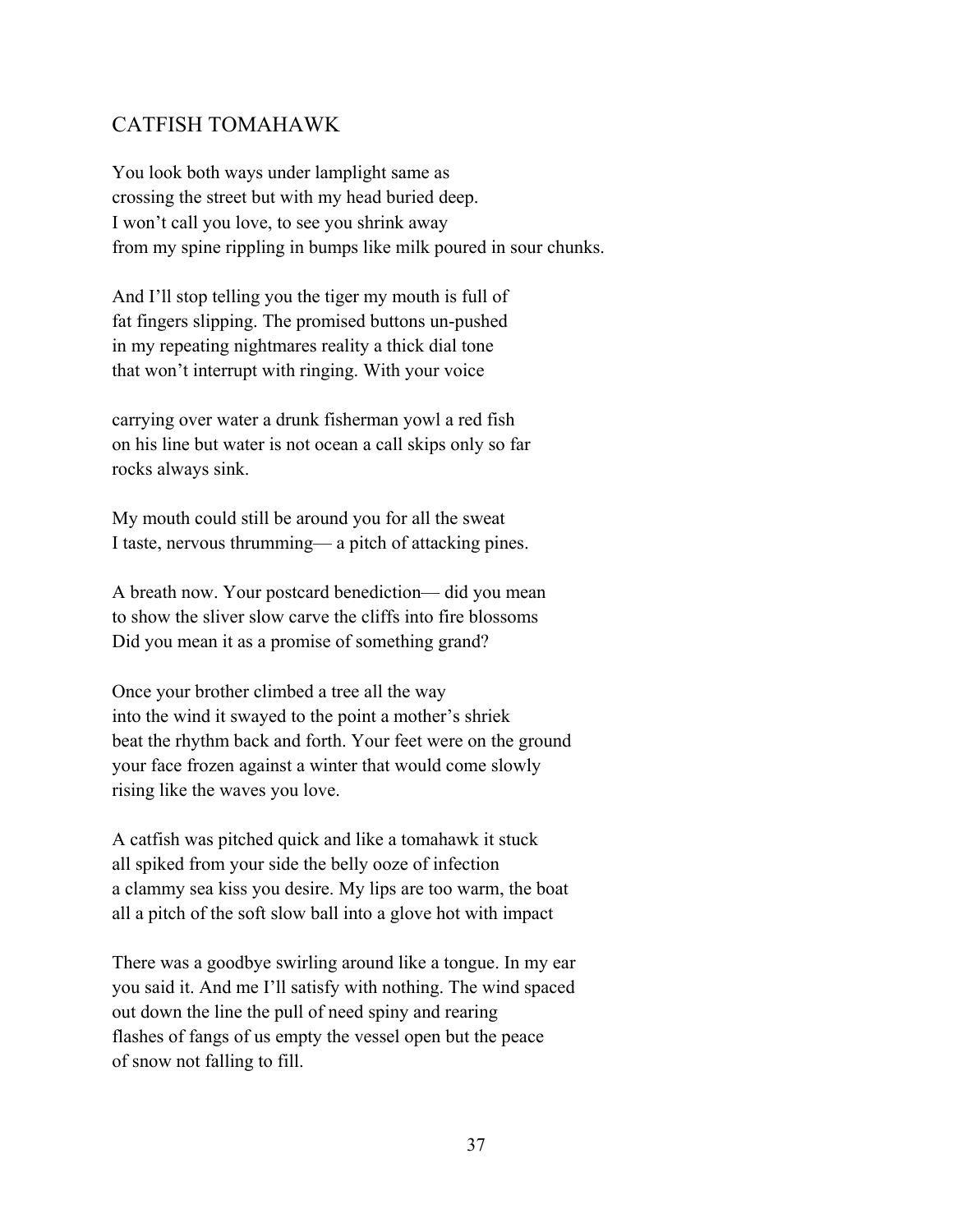## CATFISH TOMAHAWK

You look both ways under lamplight same as
crossing the street but with my head buried deep.
I won't call you love, to see you shrink away
from my spine rippling in bumps like milk poured in sour chunks.

And I'll stop telling you the tiger my mouth is full of
fat fingers slipping. The promised buttons un-pushed
in my repeating nightmares reality a thick dial tone
that won't interrupt with ringing. With your voice

carrying over water a drunk fisherman yowl a red fish
on his line but water is not ocean a call skips only so far
rocks always sink.

My mouth could still be around you for all the sweat
I taste, nervous thrumming— a pitch of attacking pines.

A breath now. Your postcard benediction— did you mean
to show the sliver slow carve the cliffs into fire blossoms
Did you mean it as a promise of something grand?

Once your brother climbed a tree all the way
into the wind it swayed to the point a mother's shriek
beat the rhythm back and forth. Your feet were on the ground
your face frozen against a winter that would come slowly
rising like the waves you love.

A catfish was pitched quick and like a tomahawk it stuck
all spiked from your side the belly ooze of infection
a clammy sea kiss you desire. My lips are too warm, the boat
all a pitch of the soft slow ball into a glove hot with impact

There was a goodbye swirling around like a tongue. In my ear
you said it. And me I'll satisfy with nothing. The wind spaced
out down the line the pull of need spiny and rearing
flashes of fangs of us empty the vessel open but the peace
of snow not falling to fill.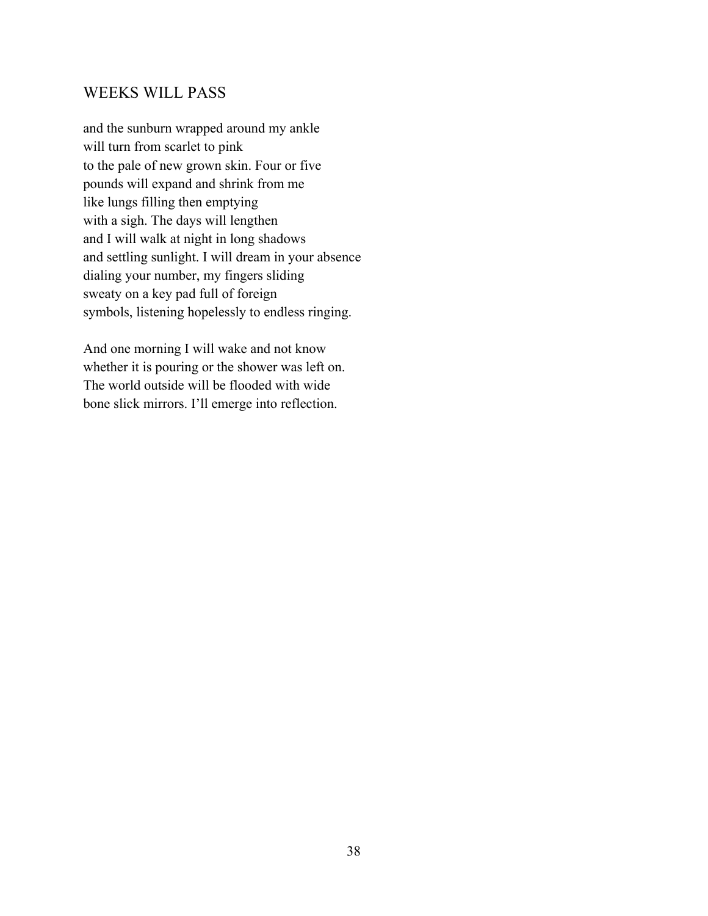## WEEKS WILL PASS

and the sunburn wrapped around my ankle  
will turn from scarlet to pink  
to the pale of new grown skin. Four or five  
pounds will expand and shrink from me  
like lungs filling then emptying  
with a sigh. The days will lengthen  
and I will walk at night in long shadows  
and settling sunlight. I will dream in your absence  
dialing your number, my fingers sliding  
sweaty on a key pad full of foreign  
symbols, listening hopelessly to endless ringing.

And one morning I will wake and not know  
whether it is pouring or the shower was left on.  
The world outside will be flooded with wide  
bone slick mirrors. I'll emerge into reflection.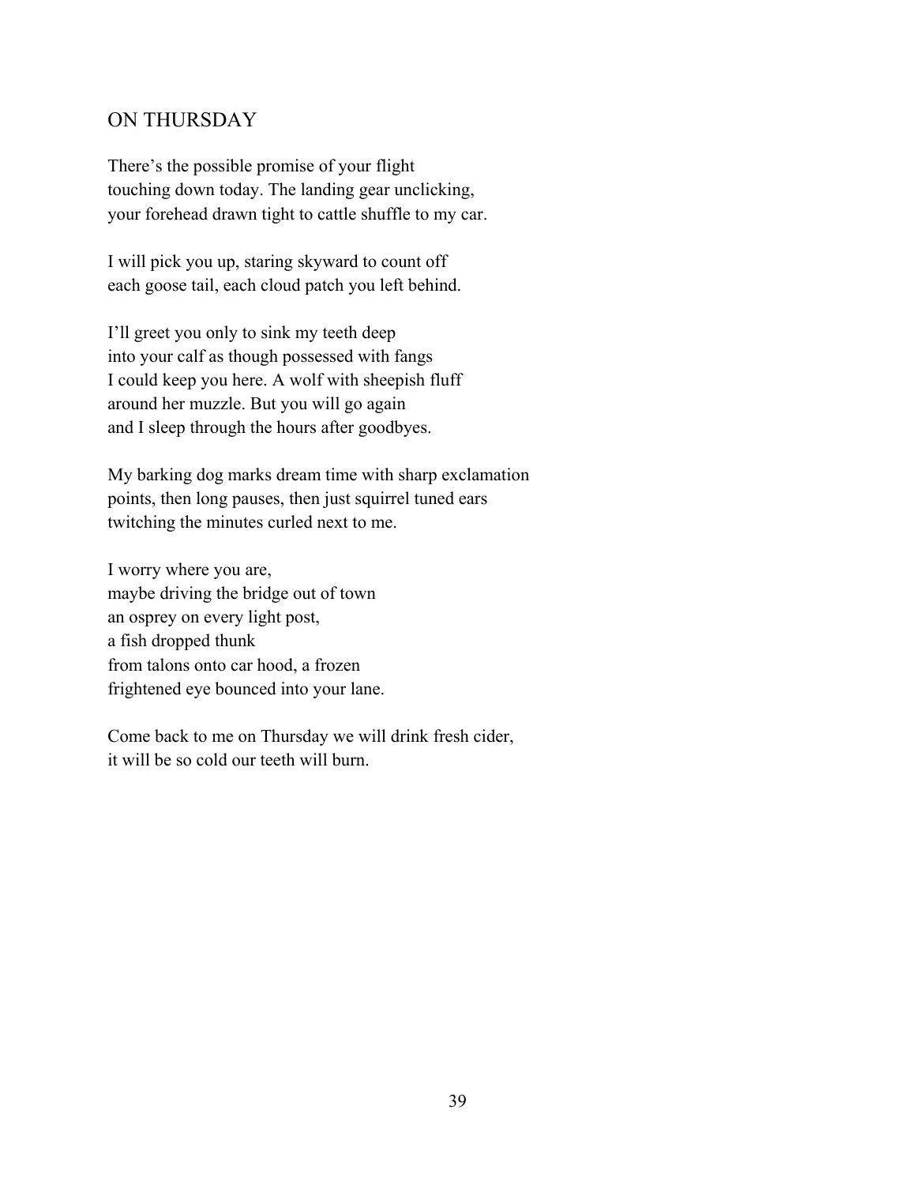## ON THURSDAY

There’s the possible promise of your flight
touching down today. The landing gear unclicking,
your forehead drawn tight to cattle shuffle to my car.

I will pick you up, staring skyward to count off
each goose tail, each cloud patch you left behind.

I’ll greet you only to sink my teeth deep
into your calf as though possessed with fangs
I could keep you here. A wolf with sheepish fluff
around her muzzle. But you will go again
and I sleep through the hours after goodbyes.

My barking dog marks dream time with sharp exclamation
points, then long pauses, then just squirrel tuned ears
twitching the minutes curled next to me.

I worry where you are,
maybe driving the bridge out of town
an osprey on every light post,
a fish dropped thunk
from talons onto car hood, a frozen
frightened eye bounced into your lane.

Come back to me on Thursday we will drink fresh cider,
it will be so cold our teeth will burn.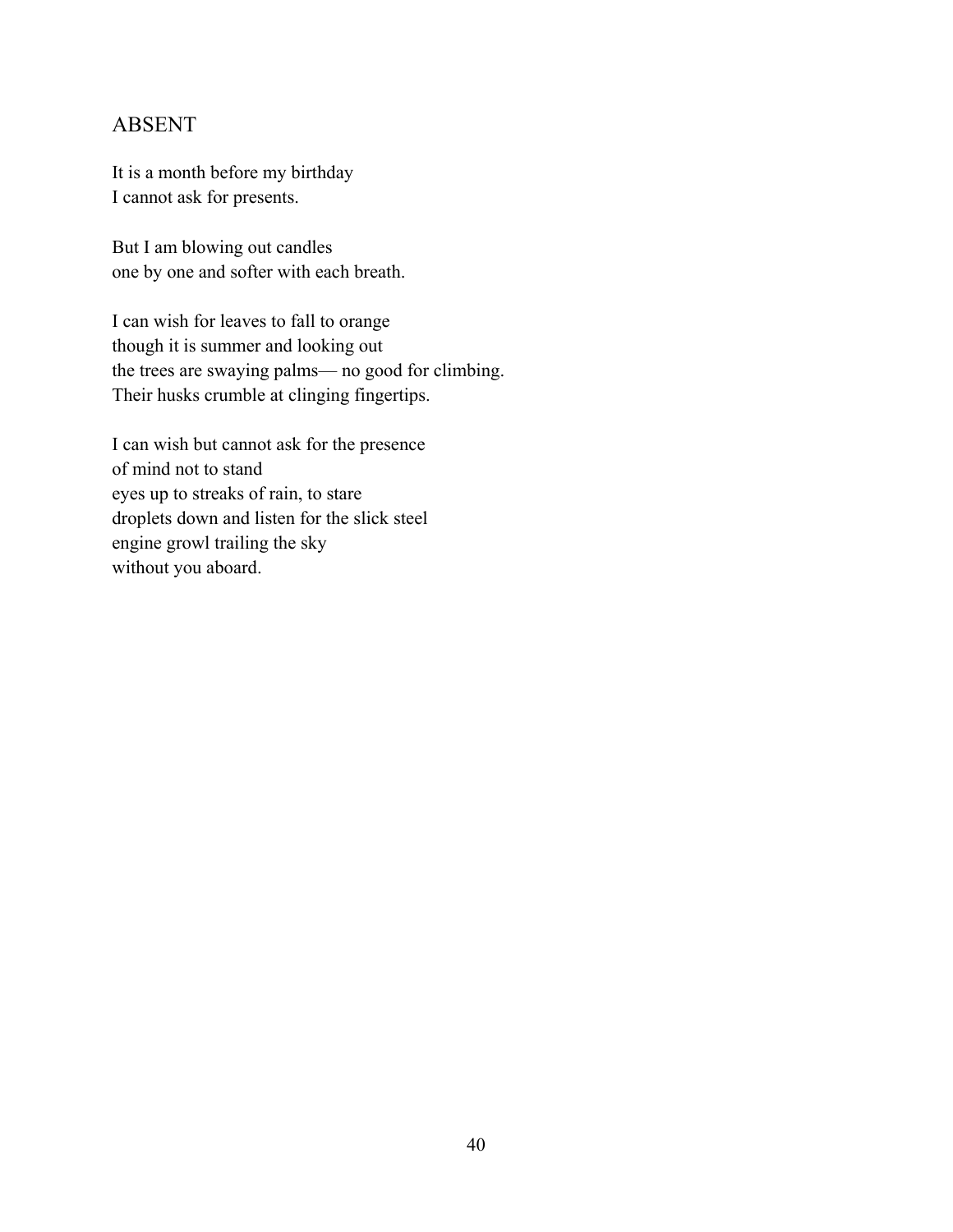## ABSENT

It is a month before my birthday  
I cannot ask for presents.

But I am blowing out candles  
one by one and softer with each breath.

I can wish for leaves to fall to orange  
though it is summer and looking out  
the trees are swaying palms— no good for climbing.  
Their husks crumble at clinging fingertips.

I can wish but cannot ask for the presence  
of mind not to stand  
eyes up to streaks of rain, to stare  
droplets down and listen for the slick steel  
engine growl trailing the sky  
without you aboard.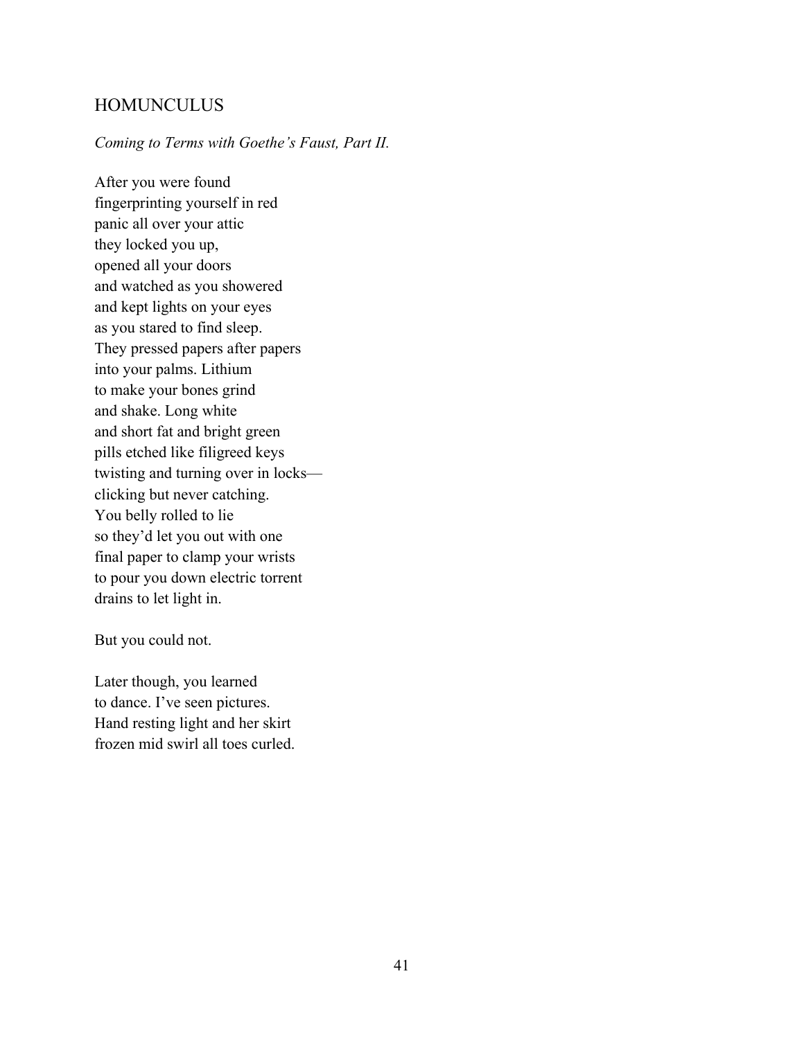## HOMUNCULUS

*Coming to Terms with Goethe's Faust, Part II.*

After you were found  
fingerprinting yourself in red  
panic all over your attic  
they locked you up,  
opened all your doors  
and watched as you showered  
and kept lights on your eyes  
as you stared to find sleep.  
They pressed papers after papers  
into your palms. Lithium  
to make your bones grind  
and shake. Long white  
and short fat and bright green  
pills etched like filigreed keys  
twisting and turning over in locks—  
clicking but never catching.  
You belly rolled to lie  
so they'd let you out with one  
final paper to clamp your wrists  
to pour you down electric torrent  
drains to let light in.

But you could not.

Later though, you learned  
to dance. I've seen pictures.  
Hand resting light and her skirt  
frozen mid swirl all toes curled.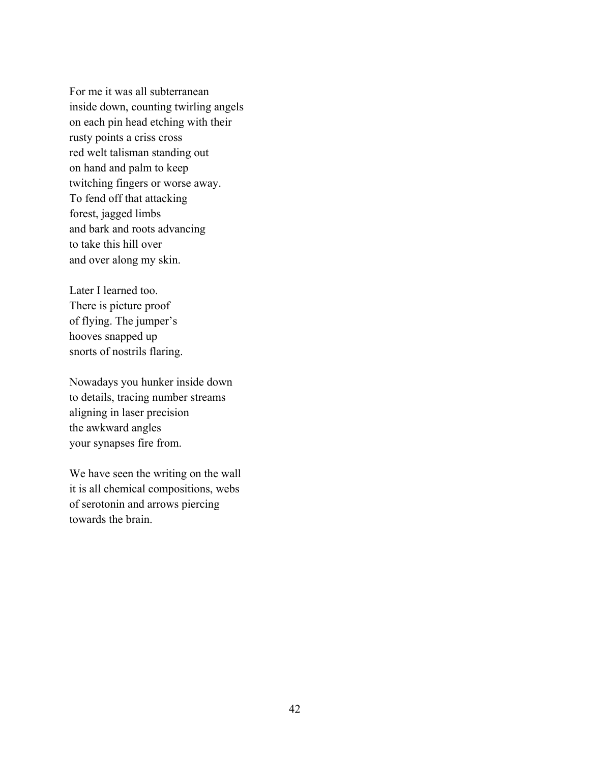For me it was all subterranean  
inside down, counting twirling angels  
on each pin head etching with their  
rusty points a criss cross  
red welt talisman standing out  
on hand and palm to keep  
twitching fingers or worse away.  
To fend off that attacking  
forest, jagged limbs  
and bark and roots advancing  
to take this hill over  
and over along my skin.

Later I learned too.  
There is picture proof  
of flying. The jumper's  
hooves snapped up  
snorts of nostrils flaring.

Nowadays you hunker inside down  
to details, tracing number streams  
aligning in laser precision  
the awkward angles  
your synapses fire from.

We have seen the writing on the wall  
it is all chemical compositions, webs  
of serotonin and arrows piercing  
towards the brain.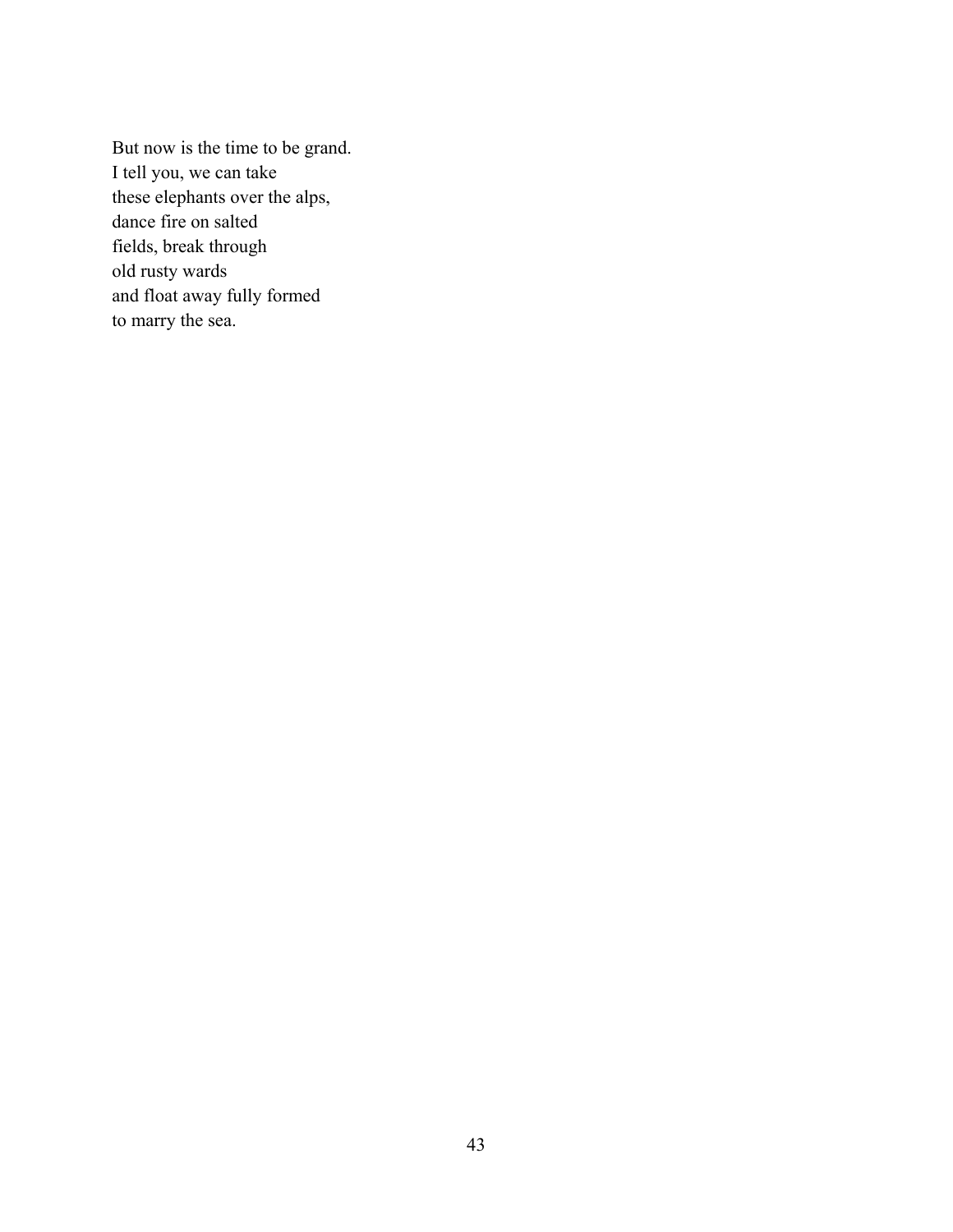But now is the time to be grand.  
I tell you, we can take  
these elephants over the alps,  
dance fire on salted  
fields, break through  
old rusty wards  
and float away fully formed  
to marry the sea.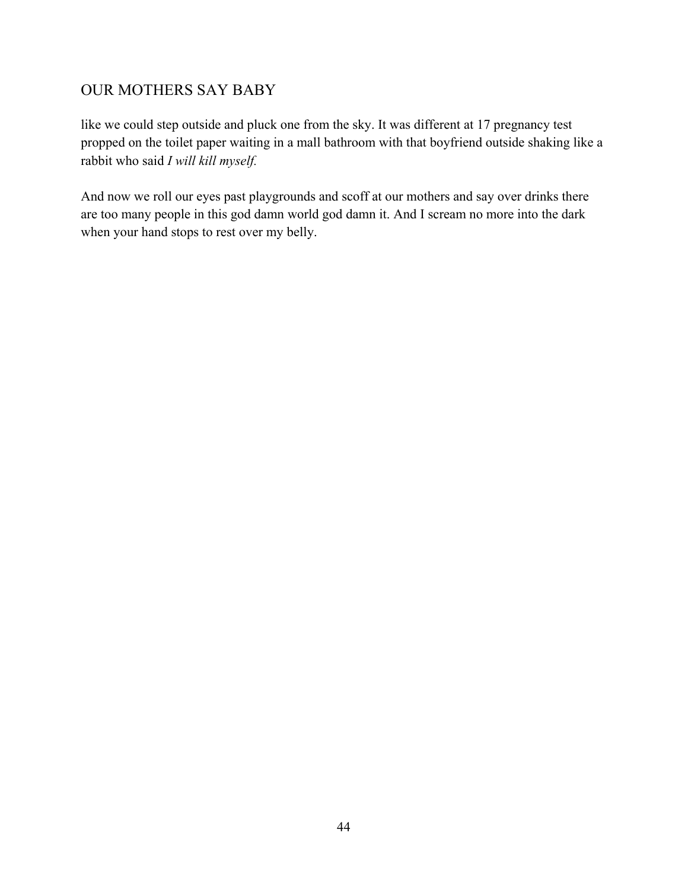## OUR MOTHERS SAY BABY

like we could step outside and pluck one from the sky. It was different at 17 pregnancy test propped on the toilet paper waiting in a mall bathroom with that boyfriend outside shaking like a rabbit who said *I will kill myself.*

And now we roll our eyes past playgrounds and scoff at our mothers and say over drinks there are too many people in this god damn world god damn it. And I scream no more into the dark when your hand stops to rest over my belly.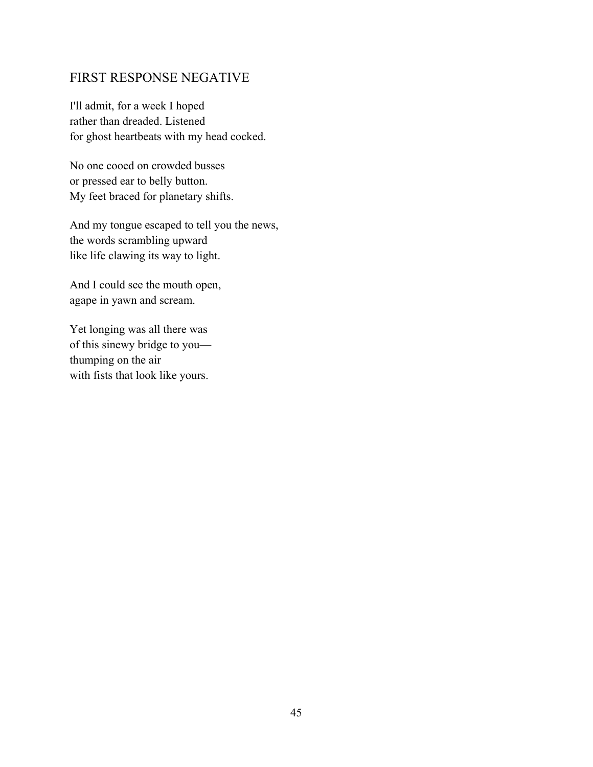## FIRST RESPONSE NEGATIVE

I'll admit, for a week I hoped  
rather than dreaded. Listened  
for ghost heartbeats with my head cocked.

No one cooed on crowded busses  
or pressed ear to belly button.  
My feet braced for planetary shifts.

And my tongue escaped to tell you the news,  
the words scrambling upward  
like life clawing its way to light.

And I could see the mouth open,  
agape in yawn and scream.

Yet longing was all there was  
of this sinewy bridge to you—  
thumping on the air  
with fists that look like yours.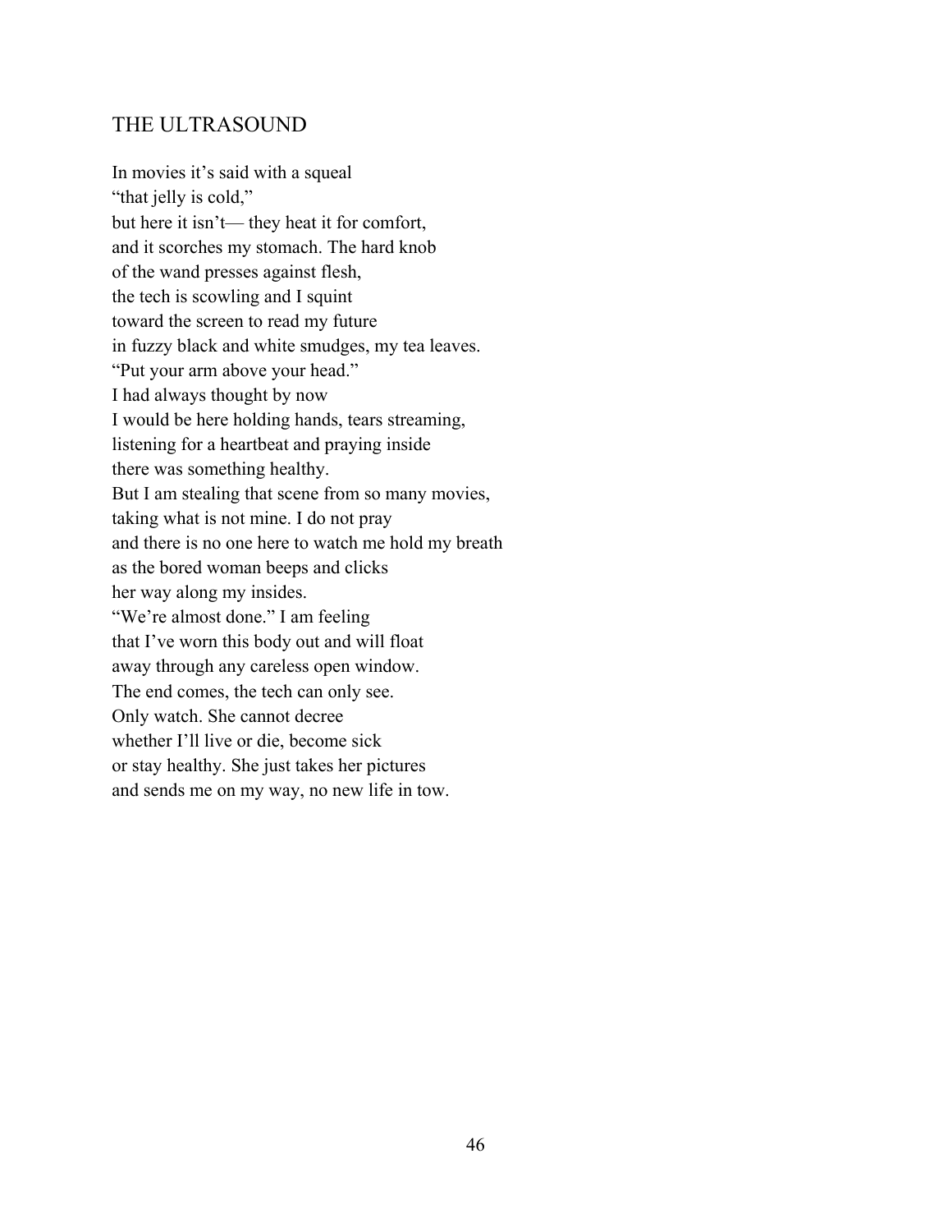## THE ULTRASOUND

In movies it's said with a squeal  
"that jelly is cold,"  
but here it isn't— they heat it for comfort,  
and it scorches my stomach. The hard knob  
of the wand presses against flesh,  
the tech is scowling and I squint  
toward the screen to read my future  
in fuzzy black and white smudges, my tea leaves.  
"Put your arm above your head."  
I had always thought by now  
I would be here holding hands, tears streaming,  
listening for a heartbeat and praying inside  
there was something healthy.  
But I am stealing that scene from so many movies,  
taking what is not mine. I do not pray  
and there is no one here to watch me hold my breath  
as the bored woman beeps and clicks  
her way along my insides.  
"We're almost done." I am feeling  
that I've worn this body out and will float  
away through any careless open window.  
The end comes, the tech can only see.  
Only watch. She cannot decree  
whether I'll live or die, become sick  
or stay healthy. She just takes her pictures  
and sends me on my way, no new life in tow.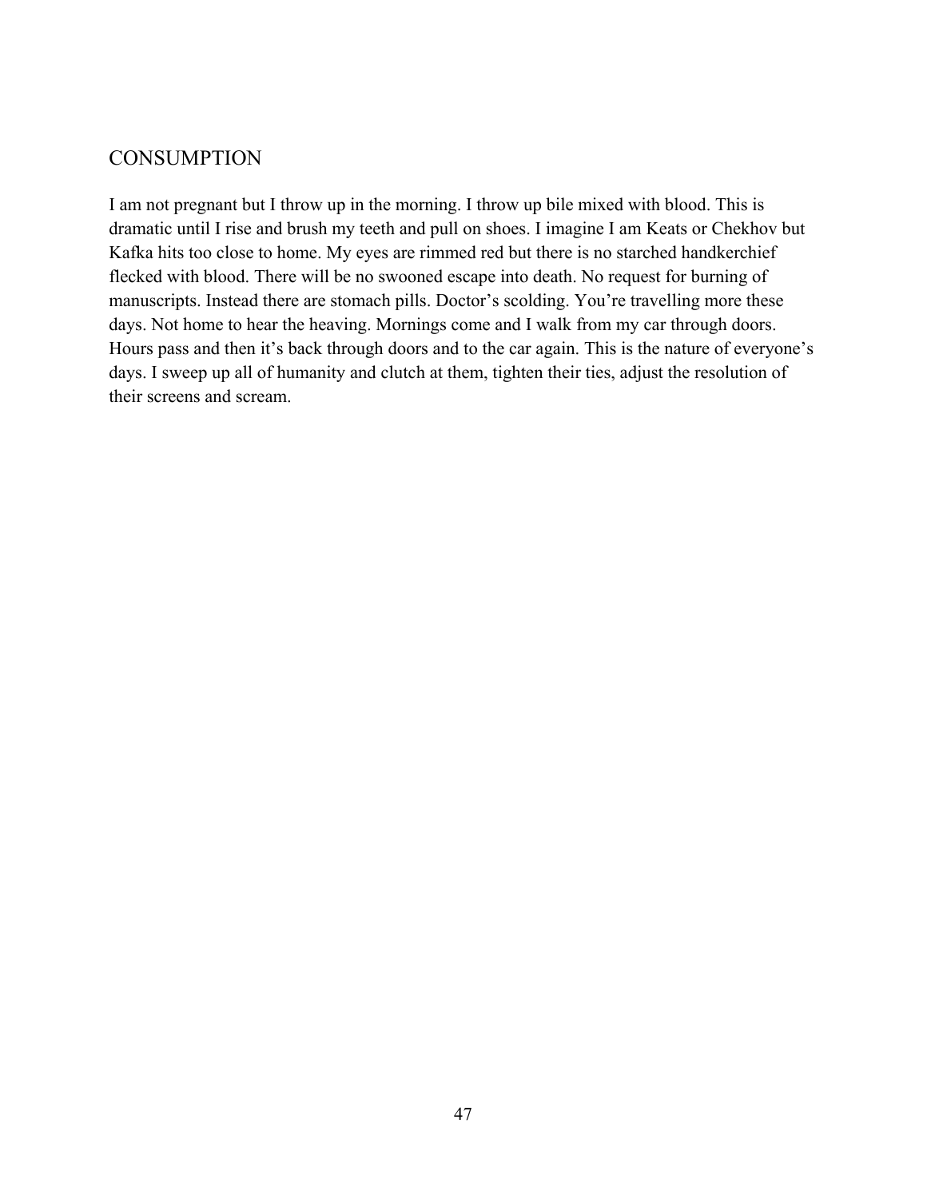## CONSUMPTION

I am not pregnant but I throw up in the morning. I throw up bile mixed with blood. This is dramatic until I rise and brush my teeth and pull on shoes. I imagine I am Keats or Chekhov but Kafka hits too close to home. My eyes are rimmed red but there is no starched handkerchief flecked with blood. There will be no swooned escape into death. No request for burning of manuscripts. Instead there are stomach pills. Doctor's scolding. You're travelling more these days. Not home to hear the heaving. Mornings come and I walk from my car through doors. Hours pass and then it's back through doors and to the car again. This is the nature of everyone's days. I sweep up all of humanity and clutch at them, tighten their ties, adjust the resolution of their screens and scream.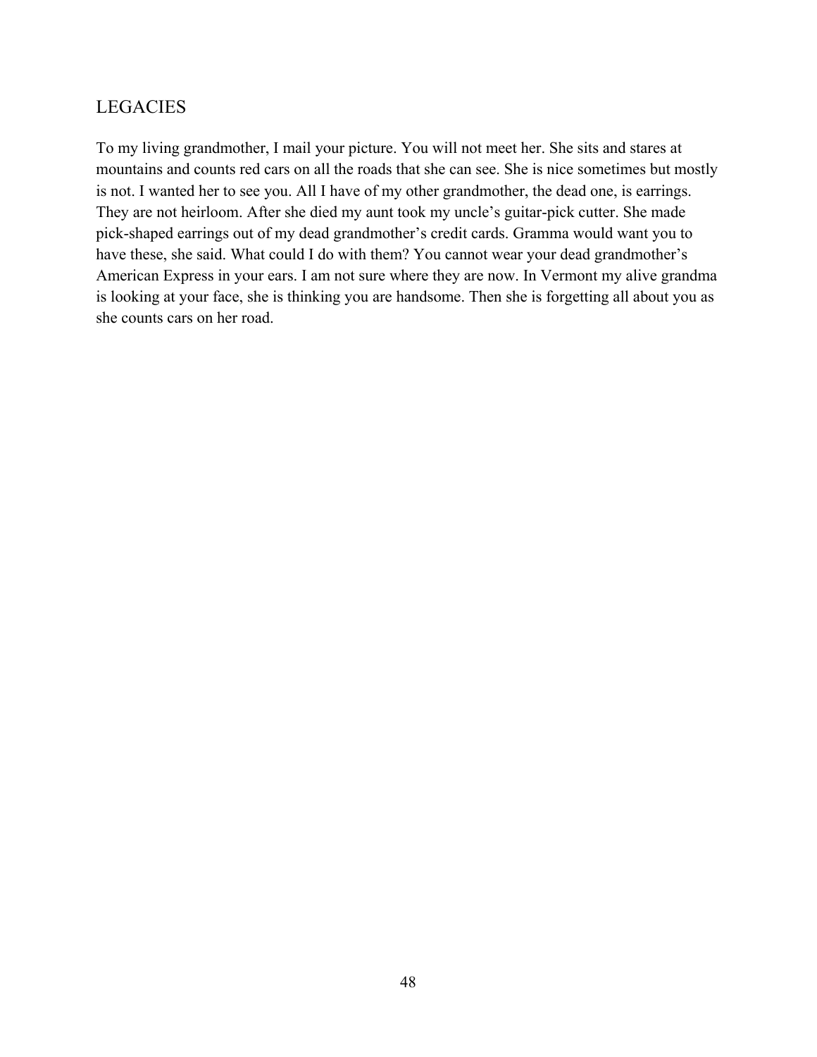## LEGACIES

To my living grandmother, I mail your picture. You will not meet her. She sits and stares at mountains and counts red cars on all the roads that she can see. She is nice sometimes but mostly is not. I wanted her to see you. All I have of my other grandmother, the dead one, is earrings. They are not heirloom. After she died my aunt took my uncle's guitar-pick cutter. She made pick-shaped earrings out of my dead grandmother's credit cards. Gramma would want you to have these, she said. What could I do with them? You cannot wear your dead grandmother's American Express in your ears. I am not sure where they are now. In Vermont my alive grandma is looking at your face, she is thinking you are handsome. Then she is forgetting all about you as she counts cars on her road.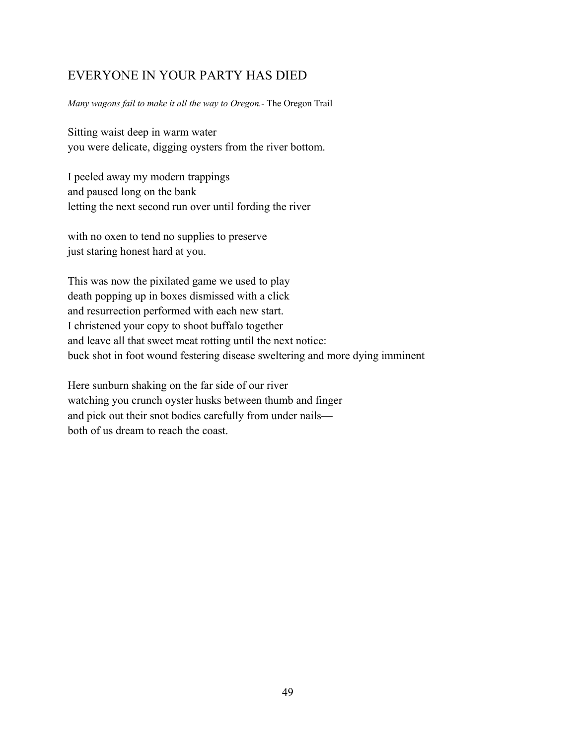## EVERYONE IN YOUR PARTY HAS DIED

*Many wagons fail to make it all the way to Oregon.*- The Oregon Trail

Sitting waist deep in warm water  
you were delicate, digging oysters from the river bottom.

I peeled away my modern trappings  
and paused long on the bank  
letting the next second run over until fording the river

with no oxen to tend no supplies to preserve  
just staring honest hard at you.

This was now the pixilated game we used to play  
death popping up in boxes dismissed with a click  
and resurrection performed with each new start.  
I christened your copy to shoot buffalo together  
and leave all that sweet meat rotting until the next notice:  
buck shot in foot wound festering disease sweltering and more dying imminent

Here sunburn shaking on the far side of our river  
watching you crunch oyster husks between thumb and finger  
and pick out their snot bodies carefully from under nails—  
both of us dream to reach the coast.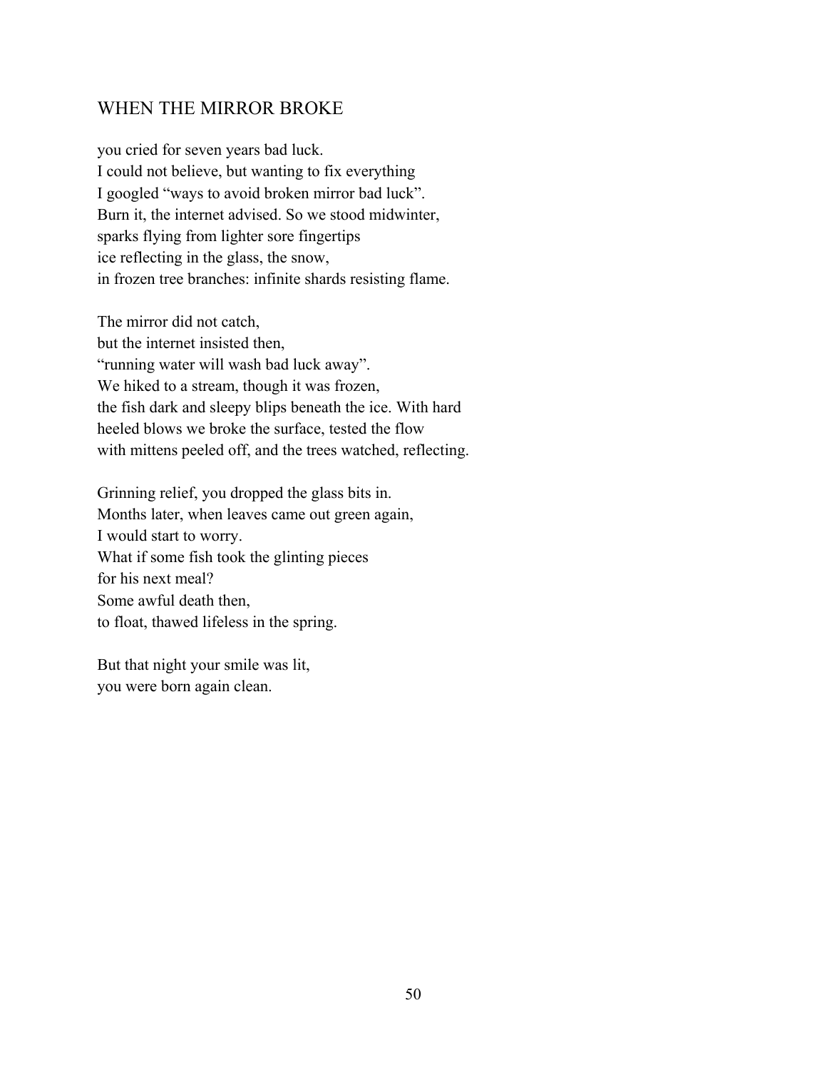## WHEN THE MIRROR BROKE

you cried for seven years bad luck.  
I could not believe, but wanting to fix everything  
I googled "ways to avoid broken mirror bad luck".  
Burn it, the internet advised. So we stood midwinter,  
sparks flying from lighter sore fingertips  
ice reflecting in the glass, the snow,  
in frozen tree branches: infinite shards resisting flame.

The mirror did not catch,  
but the internet insisted then,  
"running water will wash bad luck away".  
We hiked to a stream, though it was frozen,  
the fish dark and sleepy blips beneath the ice. With hard  
heeled blows we broke the surface, tested the flow  
with mittens peeled off, and the trees watched, reflecting.

Grinning relief, you dropped the glass bits in.  
Months later, when leaves came out green again,  
I would start to worry.  
What if some fish took the glinting pieces  
for his next meal?  
Some awful death then,  
to float, thawed lifeless in the spring.

But that night your smile was lit,  
you were born again clean.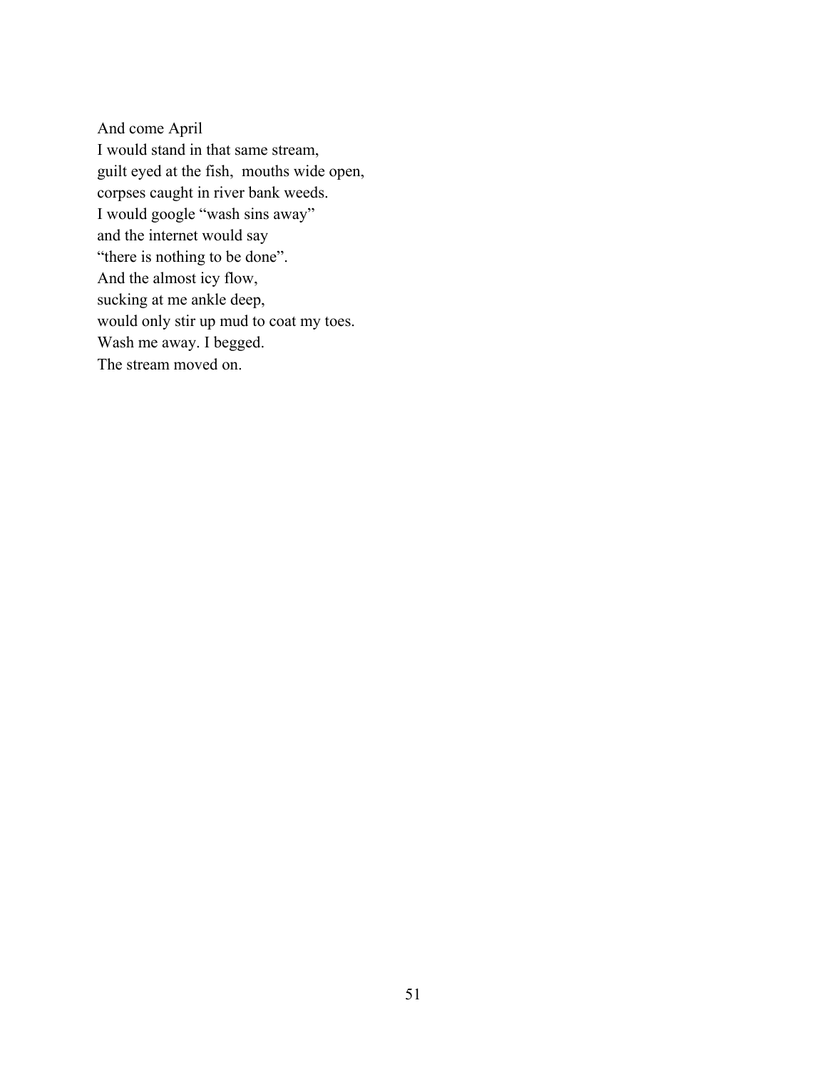And come April  
I would stand in that same stream,  
guilt eyed at the fish,  mouths wide open,  
corpses caught in river bank weeds.  
I would google “wash sins away”  
and the internet would say  
“there is nothing to be done”.  
And the almost icy flow,  
sucking at me ankle deep,  
would only stir up mud to coat my toes.  
Wash me away. I begged.  
The stream moved on.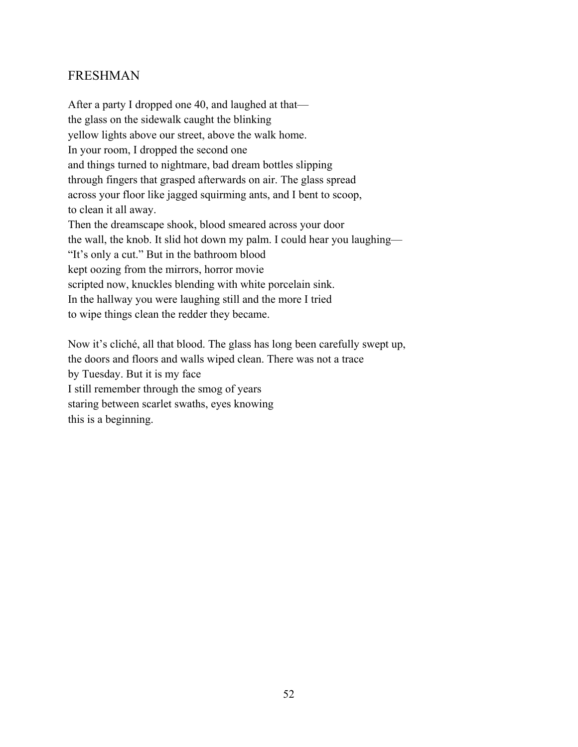## FRESHMAN

After a party I dropped one 40, and laughed at that—  
the glass on the sidewalk caught the blinking  
yellow lights above our street, above the walk home.  
In your room, I dropped the second one  
and things turned to nightmare, bad dream bottles slipping  
through fingers that grasped afterwards on air. The glass spread  
across your floor like jagged squirming ants, and I bent to scoop,  
to clean it all away.  
Then the dreamscape shook, blood smeared across your door  
the wall, the knob. It slid hot down my palm. I could hear you laughing—  
"It's only a cut." But in the bathroom blood  
kept oozing from the mirrors, horror movie  
scripted now, knuckles blending with white porcelain sink.  
In the hallway you were laughing still and the more I tried  
to wipe things clean the redder they became.

Now it's cliché, all that blood. The glass has long been carefully swept up,  
the doors and floors and walls wiped clean. There was not a trace  
by Tuesday. But it is my face  
I still remember through the smog of years  
staring between scarlet swaths, eyes knowing  
this is a beginning.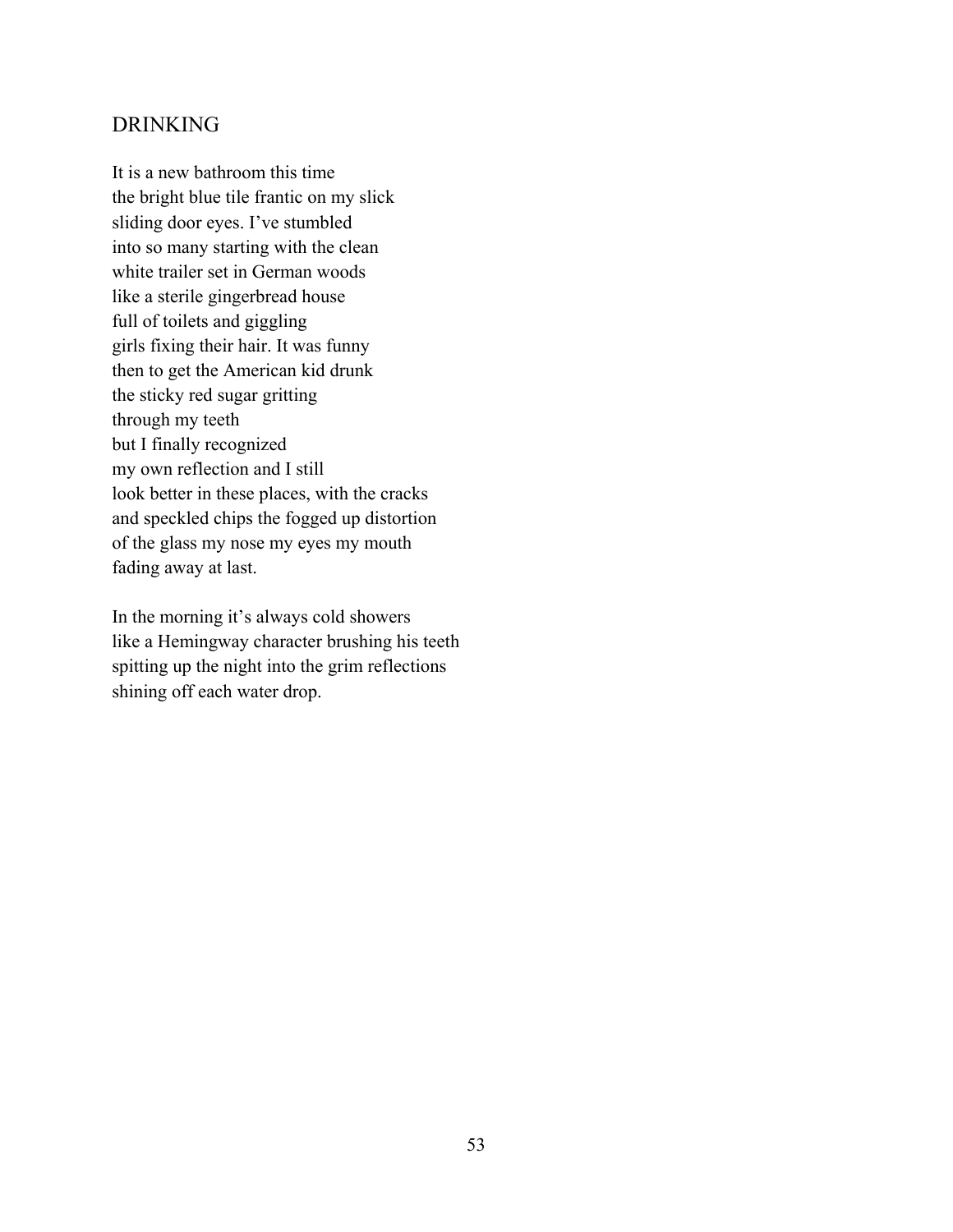## DRINKING

It is a new bathroom this time  
the bright blue tile frantic on my slick  
sliding door eyes. I've stumbled  
into so many starting with the clean  
white trailer set in German woods  
like a sterile gingerbread house  
full of toilets and giggling  
girls fixing their hair. It was funny  
then to get the American kid drunk  
the sticky red sugar gritting  
through my teeth  
but I finally recognized  
my own reflection and I still  
look better in these places, with the cracks  
and speckled chips the fogged up distortion  
of the glass my nose my eyes my mouth  
fading away at last.

In the morning it's always cold showers  
like a Hemingway character brushing his teeth  
spitting up the night into the grim reflections  
shining off each water drop.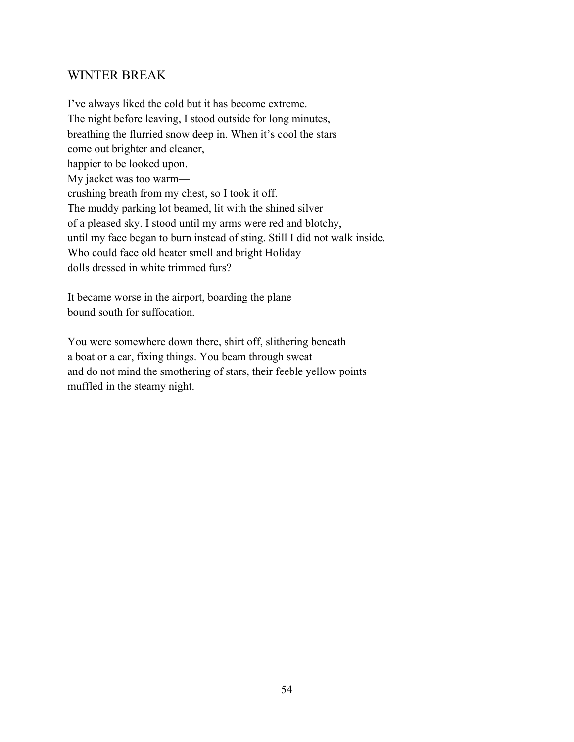## WINTER BREAK

I've always liked the cold but it has become extreme.
The night before leaving, I stood outside for long minutes,
breathing the flurried snow deep in. When it's cool the stars
come out brighter and cleaner,
happier to be looked upon.
My jacket was too warm—
crushing breath from my chest, so I took it off.
The muddy parking lot beamed, lit with the shined silver
of a pleased sky. I stood until my arms were red and blotchy,
until my face began to burn instead of sting. Still I did not walk inside.
Who could face old heater smell and bright Holiday
dolls dressed in white trimmed furs?

It became worse in the airport, boarding the plane
bound south for suffocation.

You were somewhere down there, shirt off, slithering beneath
a boat or a car, fixing things. You beam through sweat
and do not mind the smothering of stars, their feeble yellow points
muffled in the steamy night.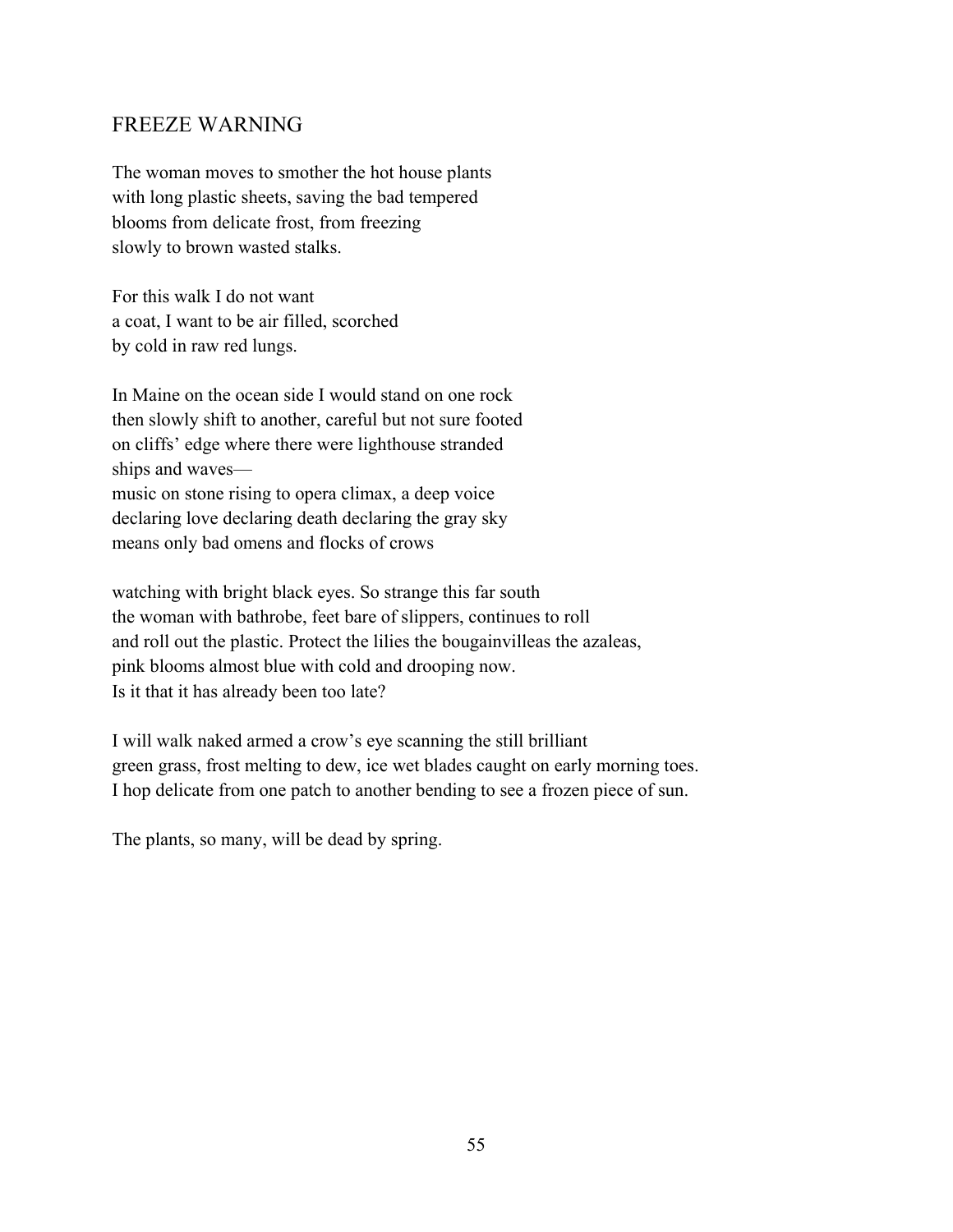## FREEZE WARNING

The woman moves to smother the hot house plants  
with long plastic sheets, saving the bad tempered  
blooms from delicate frost, from freezing  
slowly to brown wasted stalks.

For this walk I do not want  
a coat, I want to be air filled, scorched  
by cold in raw red lungs.

In Maine on the ocean side I would stand on one rock  
then slowly shift to another, careful but not sure footed  
on cliffs' edge where there were lighthouse stranded  
ships and waves—  
music on stone rising to opera climax, a deep voice  
declaring love declaring death declaring the gray sky  
means only bad omens and flocks of crows

watching with bright black eyes. So strange this far south  
the woman with bathrobe, feet bare of slippers, continues to roll  
and roll out the plastic. Protect the lilies the bougainvilleas the azaleas,  
pink blooms almost blue with cold and drooping now.  
Is it that it has already been too late?

I will walk naked armed a crow's eye scanning the still brilliant  
green grass, frost melting to dew, ice wet blades caught on early morning toes.  
I hop delicate from one patch to another bending to see a frozen piece of sun.

The plants, so many, will be dead by spring.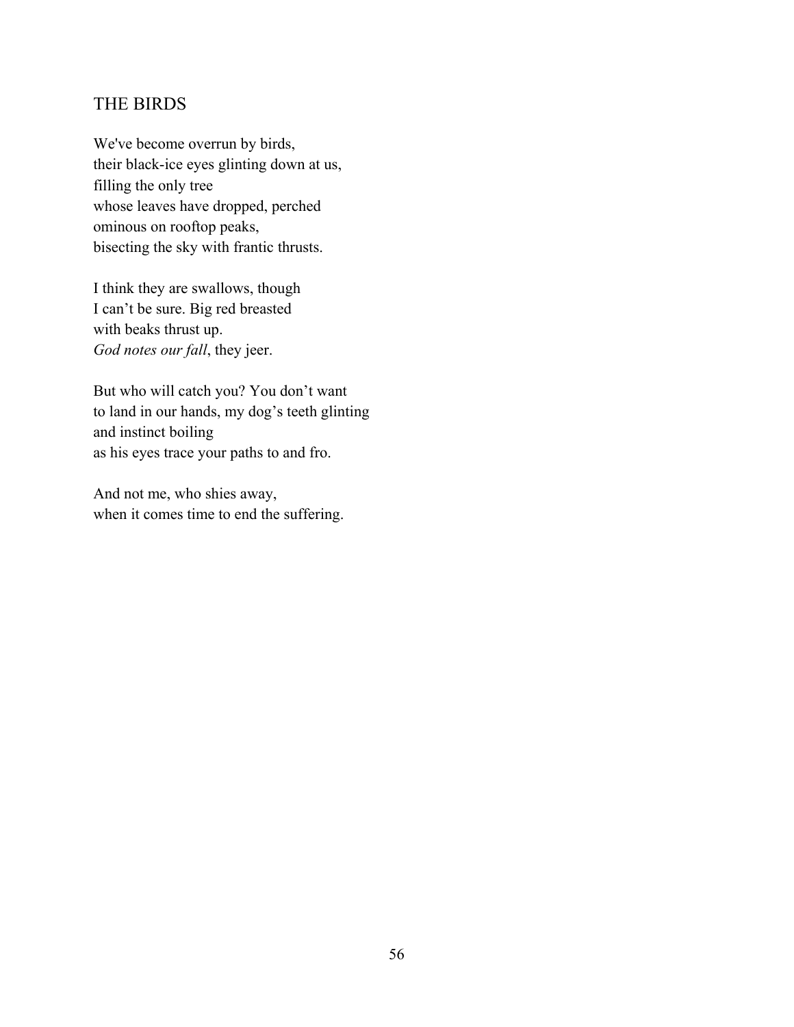## THE BIRDS

We've become overrun by birds,
their black-ice eyes glinting down at us,
filling the only tree
whose leaves have dropped, perched
ominous on rooftop peaks,
bisecting the sky with frantic thrusts.

I think they are swallows, though
I can't be sure. Big red breasted
with beaks thrust up.
*God notes our fall*, they jeer.

But who will catch you? You don't want
to land in our hands, my dog's teeth glinting
and instinct boiling
as his eyes trace your paths to and fro.

And not me, who shies away,
when it comes time to end the suffering.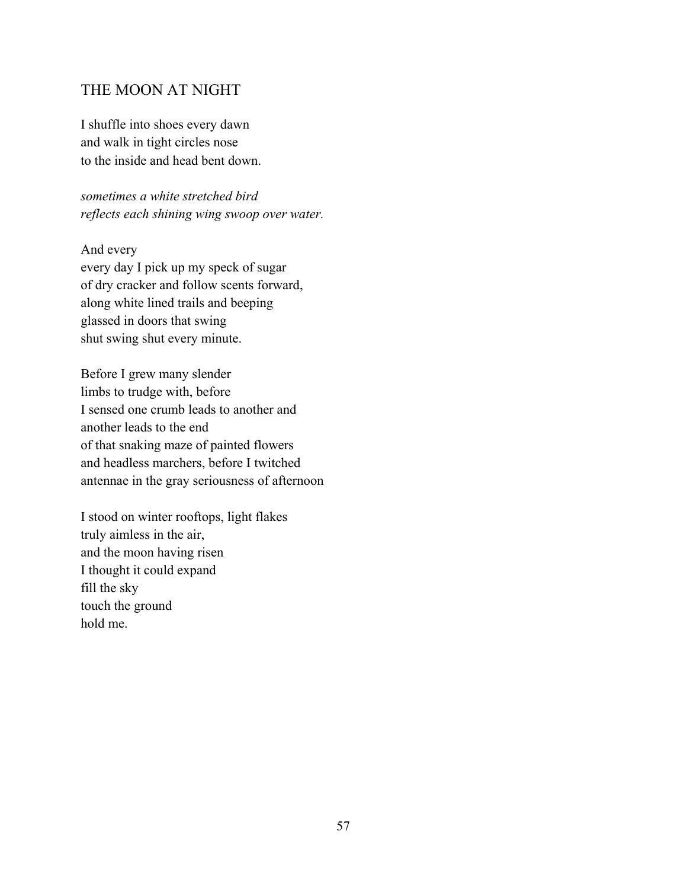## THE MOON AT NIGHT

I shuffle into shoes every dawn  
and walk in tight circles nose  
to the inside and head bent down.

*sometimes a white stretched bird*  
*reflects each shining wing swoop over water.*

And every  
every day I pick up my speck of sugar  
of dry cracker and follow scents forward,  
along white lined trails and beeping  
glassed in doors that swing  
shut swing shut every minute.

Before I grew many slender  
limbs to trudge with, before  
I sensed one crumb leads to another and  
another leads to the end  
of that snaking maze of painted flowers  
and headless marchers, before I twitched  
antennae in the gray seriousness of afternoon

I stood on winter rooftops, light flakes  
truly aimless in the air,  
and the moon having risen  
I thought it could expand  
fill the sky  
touch the ground  
hold me.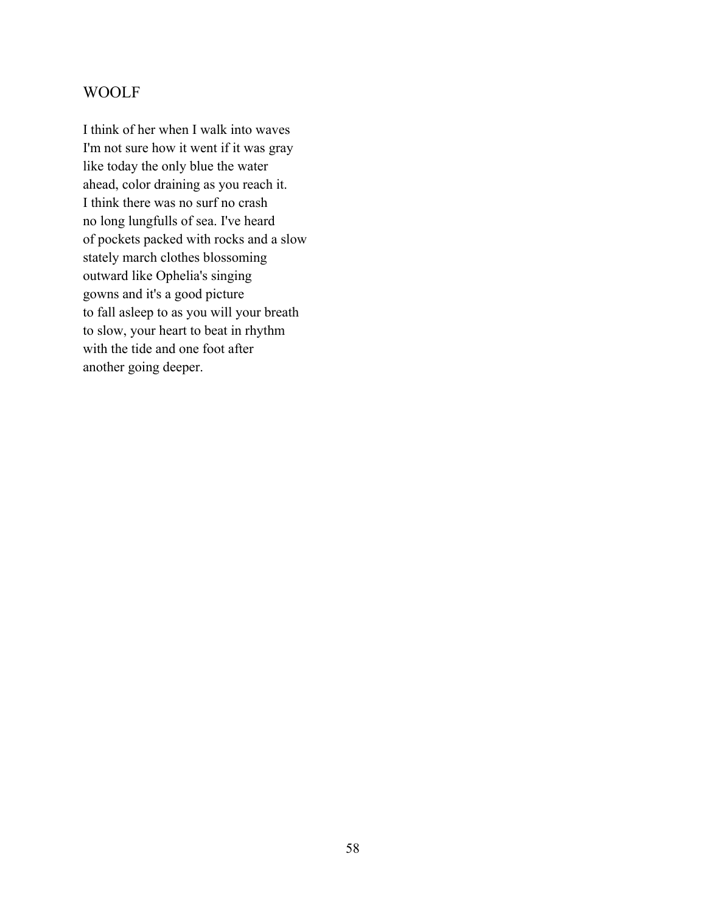## WOOLF

I think of her when I walk into waves  
I'm not sure how it went if it was gray  
like today the only blue the water  
ahead, color draining as you reach it.  
I think there was no surf no crash  
no long lungfulls of sea. I've heard  
of pockets packed with rocks and a slow  
stately march clothes blossoming  
outward like Ophelia's singing  
gowns and it's a good picture  
to fall asleep to as you will your breath  
to slow, your heart to beat in rhythm  
with the tide and one foot after  
another going deeper.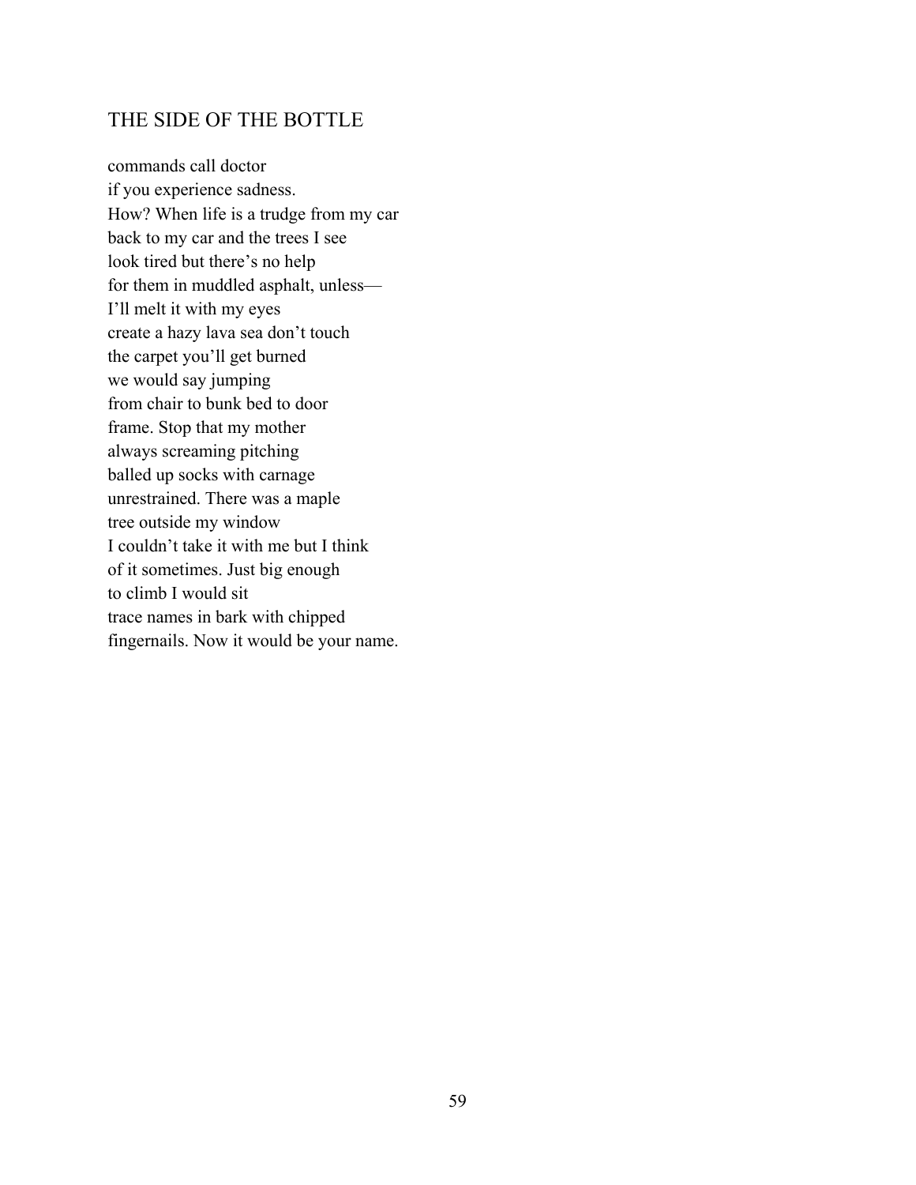## THE SIDE OF THE BOTTLE

commands call doctor  
if you experience sadness.  
How? When life is a trudge from my car  
back to my car and the trees I see  
look tired but there's no help  
for them in muddled asphalt, unless—  
I'll melt it with my eyes  
create a hazy lava sea don't touch  
the carpet you'll get burned  
we would say jumping  
from chair to bunk bed to door  
frame. Stop that my mother  
always screaming pitching  
balled up socks with carnage  
unrestrained. There was a maple  
tree outside my window  
I couldn't take it with me but I think  
of it sometimes. Just big enough  
to climb I would sit  
trace names in bark with chipped  
fingernails. Now it would be your name.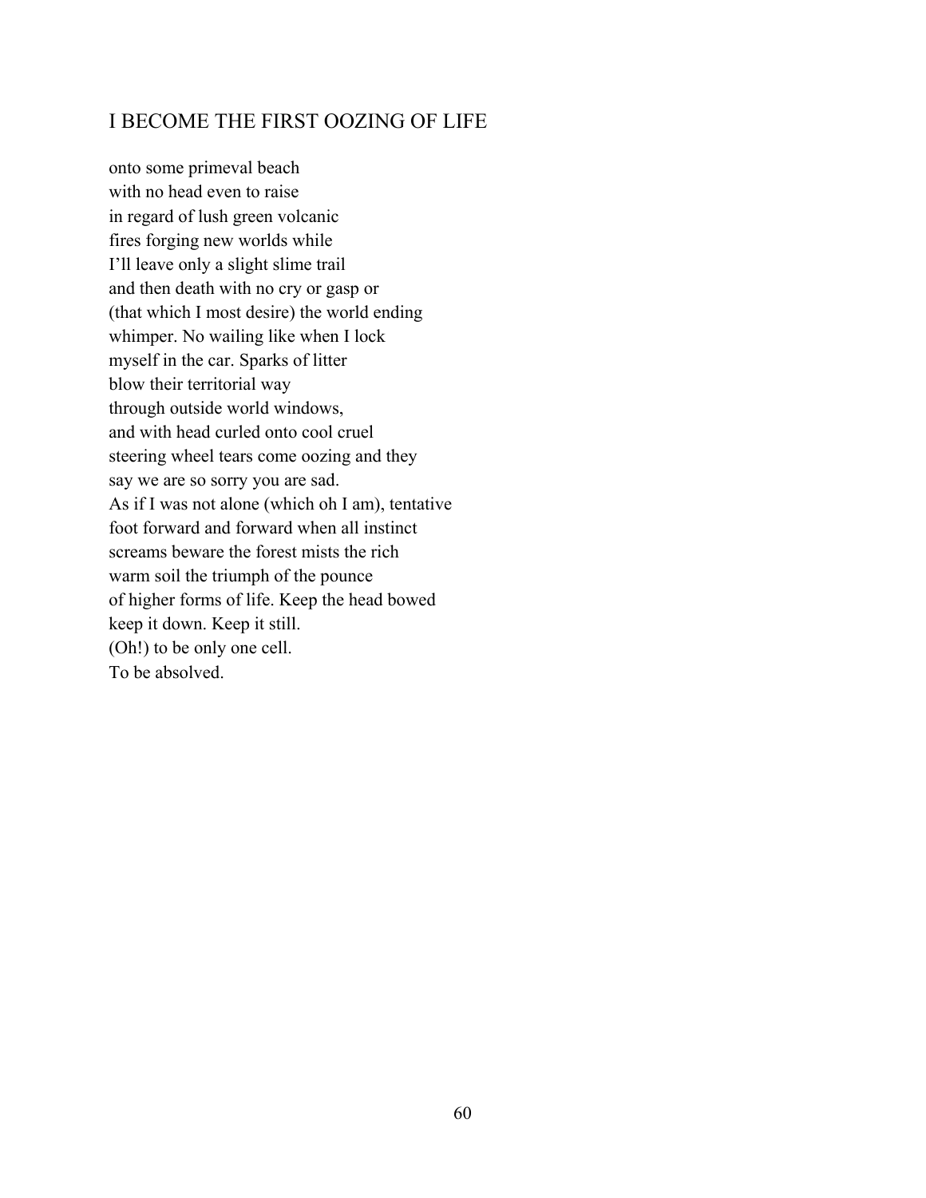## I BECOME THE FIRST OOZING OF LIFE

onto some primeval beach  
with no head even to raise  
in regard of lush green volcanic  
fires forging new worlds while  
I'll leave only a slight slime trail  
and then death with no cry or gasp or  
(that which I most desire) the world ending  
whimper. No wailing like when I lock  
myself in the car. Sparks of litter  
blow their territorial way  
through outside world windows,  
and with head curled onto cool cruel  
steering wheel tears come oozing and they  
say we are so sorry you are sad.  
As if I was not alone (which oh I am), tentative  
foot forward and forward when all instinct  
screams beware the forest mists the rich  
warm soil the triumph of the pounce  
of higher forms of life. Keep the head bowed  
keep it down. Keep it still.  
(Oh!) to be only one cell.  
To be absolved.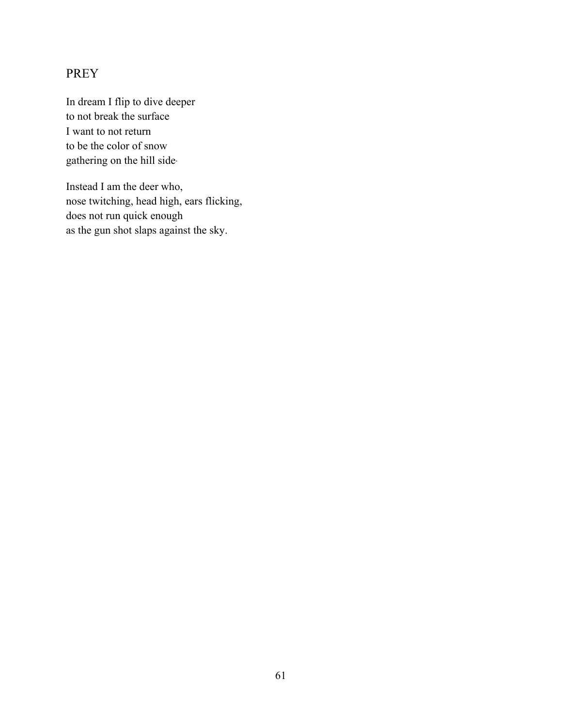## PREY

In dream I flip to dive deeper
to not break the surface
I want to not return
to be the color of snow
gathering on the hill side.

Instead I am the deer who,
nose twitching, head high, ears flicking,
does not run quick enough
as the gun shot slaps against the sky.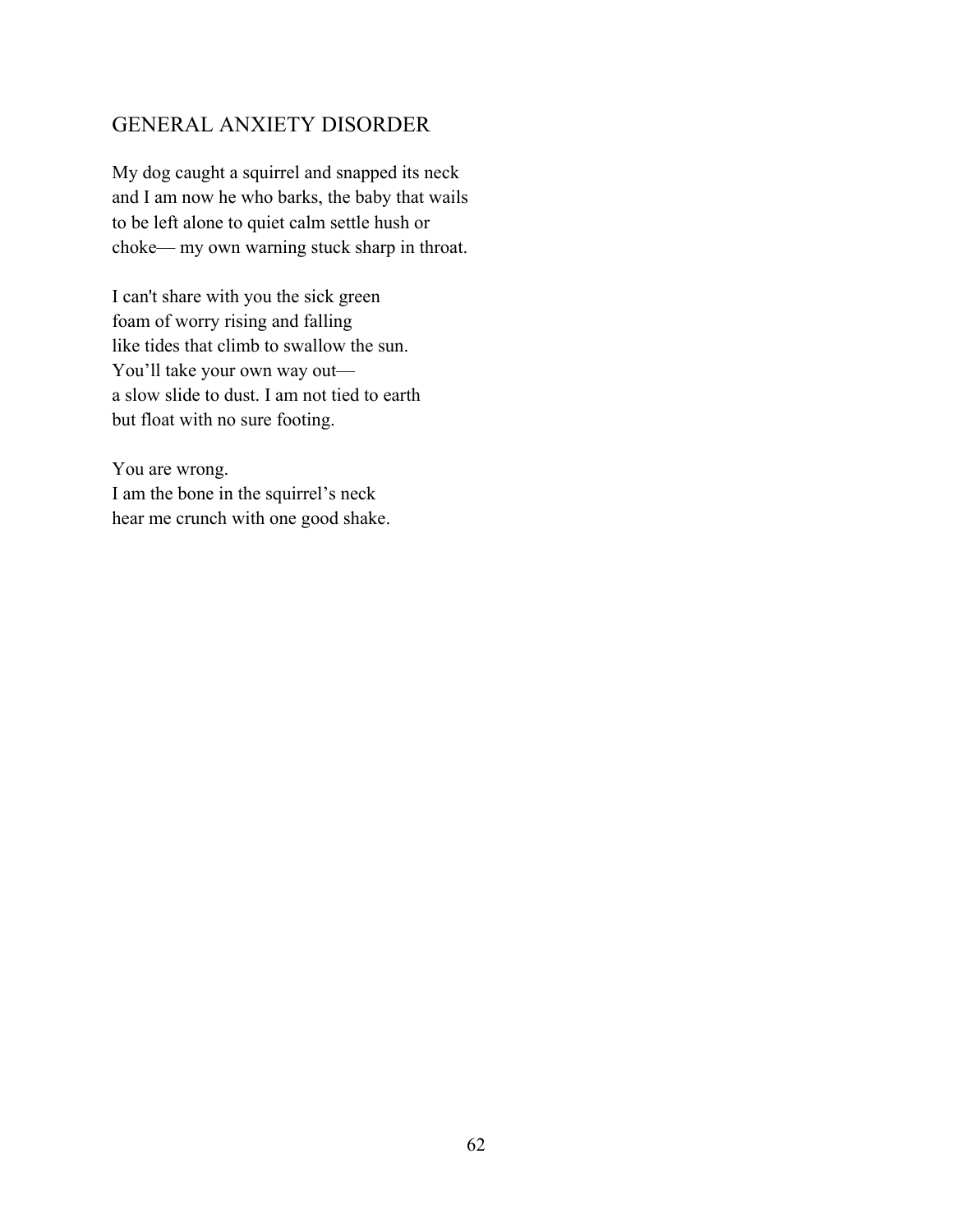## GENERAL ANXIETY DISORDER

My dog caught a squirrel and snapped its neck
and I am now he who barks, the baby that wails
to be left alone to quiet calm settle hush or
choke— my own warning stuck sharp in throat.

I can't share with you the sick green
foam of worry rising and falling
like tides that climb to swallow the sun.
You'll take your own way out—
a slow slide to dust. I am not tied to earth
but float with no sure footing.

You are wrong.
I am the bone in the squirrel's neck
hear me crunch with one good shake.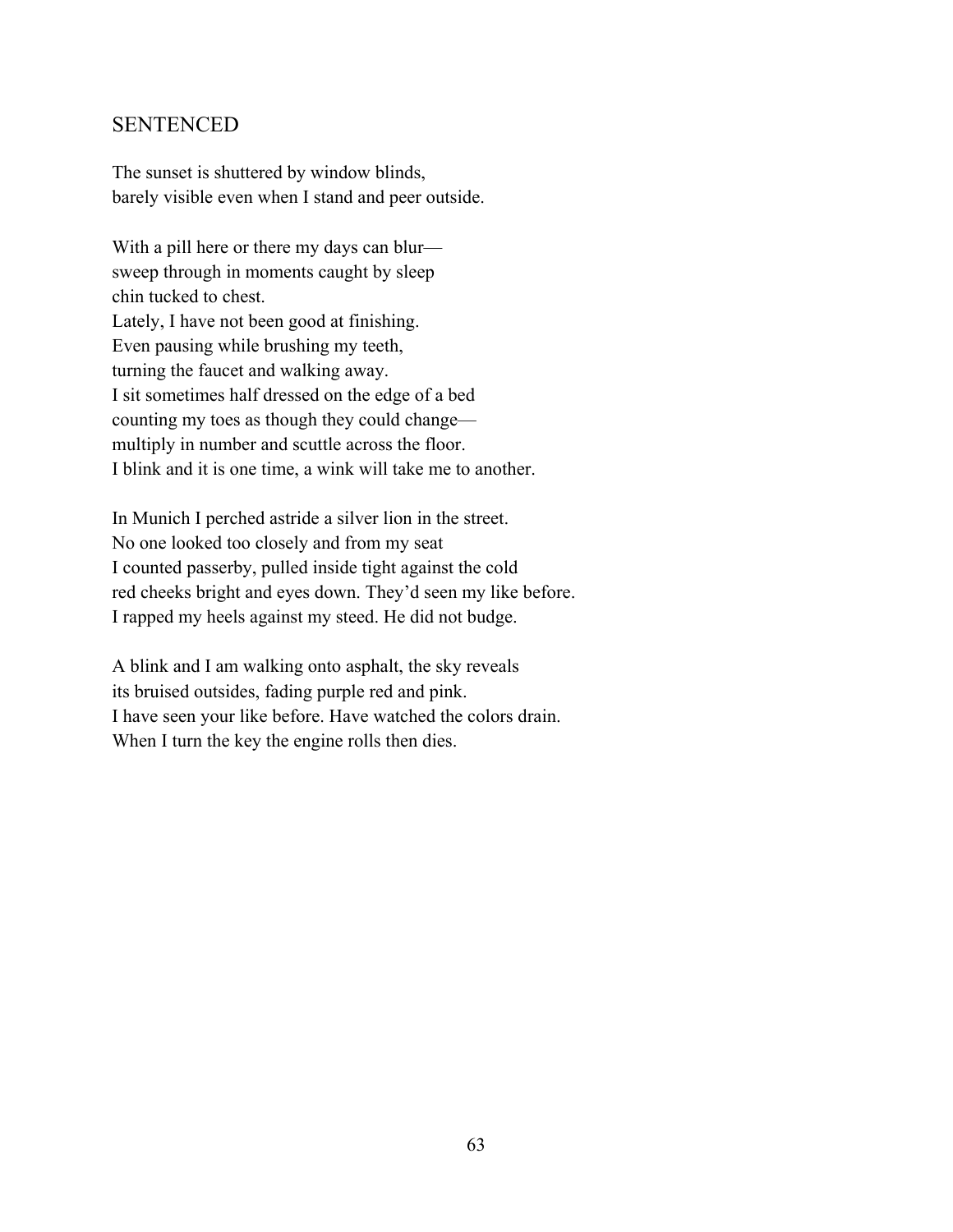## SENTENCED

The sunset is shuttered by window blinds,  
barely visible even when I stand and peer outside.

With a pill here or there my days can blur—  
sweep through in moments caught by sleep  
chin tucked to chest.  
Lately, I have not been good at finishing.  
Even pausing while brushing my teeth,  
turning the faucet and walking away.  
I sit sometimes half dressed on the edge of a bed  
counting my toes as though they could change—  
multiply in number and scuttle across the floor.  
I blink and it is one time, a wink will take me to another.

In Munich I perched astride a silver lion in the street.  
No one looked too closely and from my seat  
I counted passerby, pulled inside tight against the cold  
red cheeks bright and eyes down. They'd seen my like before.  
I rapped my heels against my steed. He did not budge.

A blink and I am walking onto asphalt, the sky reveals  
its bruised outsides, fading purple red and pink.  
I have seen your like before. Have watched the colors drain.  
When I turn the key the engine rolls then dies.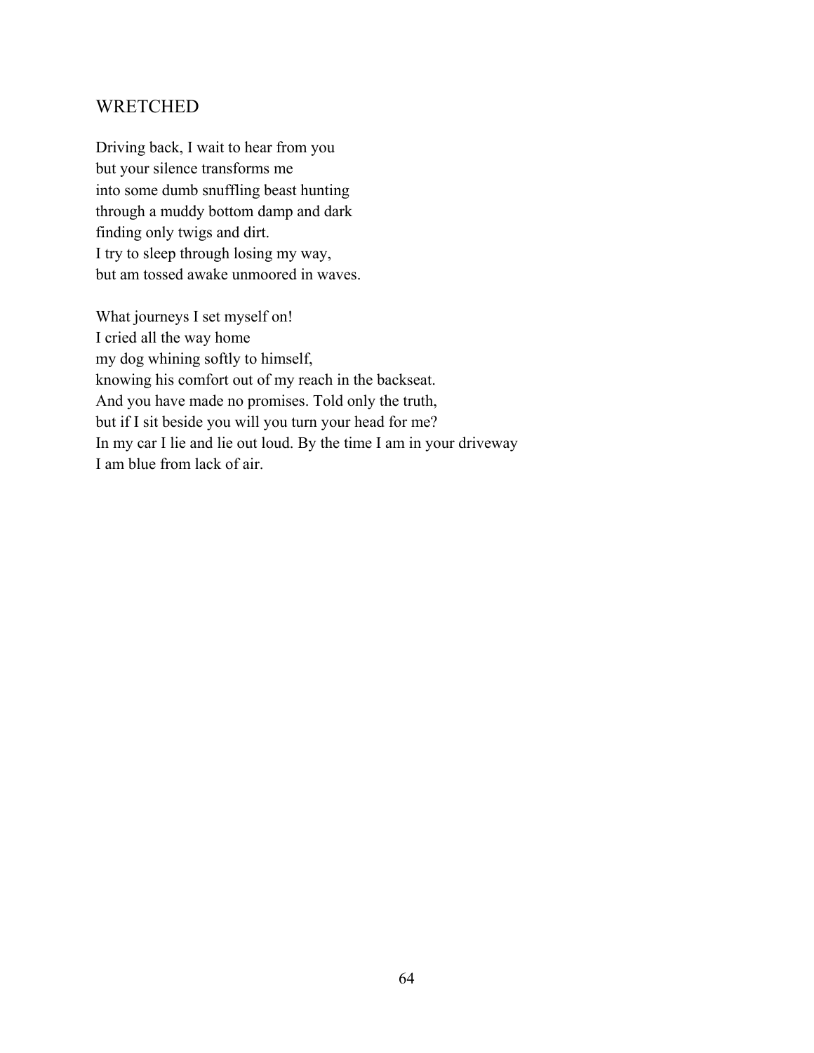## WRETCHED

Driving back, I wait to hear from you  
but your silence transforms me  
into some dumb snuffling beast hunting  
through a muddy bottom damp and dark  
finding only twigs and dirt.  
I try to sleep through losing my way,  
but am tossed awake unmoored in waves.

What journeys I set myself on!  
I cried all the way home  
my dog whining softly to himself,  
knowing his comfort out of my reach in the backseat.  
And you have made no promises. Told only the truth,  
but if I sit beside you will you turn your head for me?  
In my car I lie and lie out loud. By the time I am in your driveway  
I am blue from lack of air.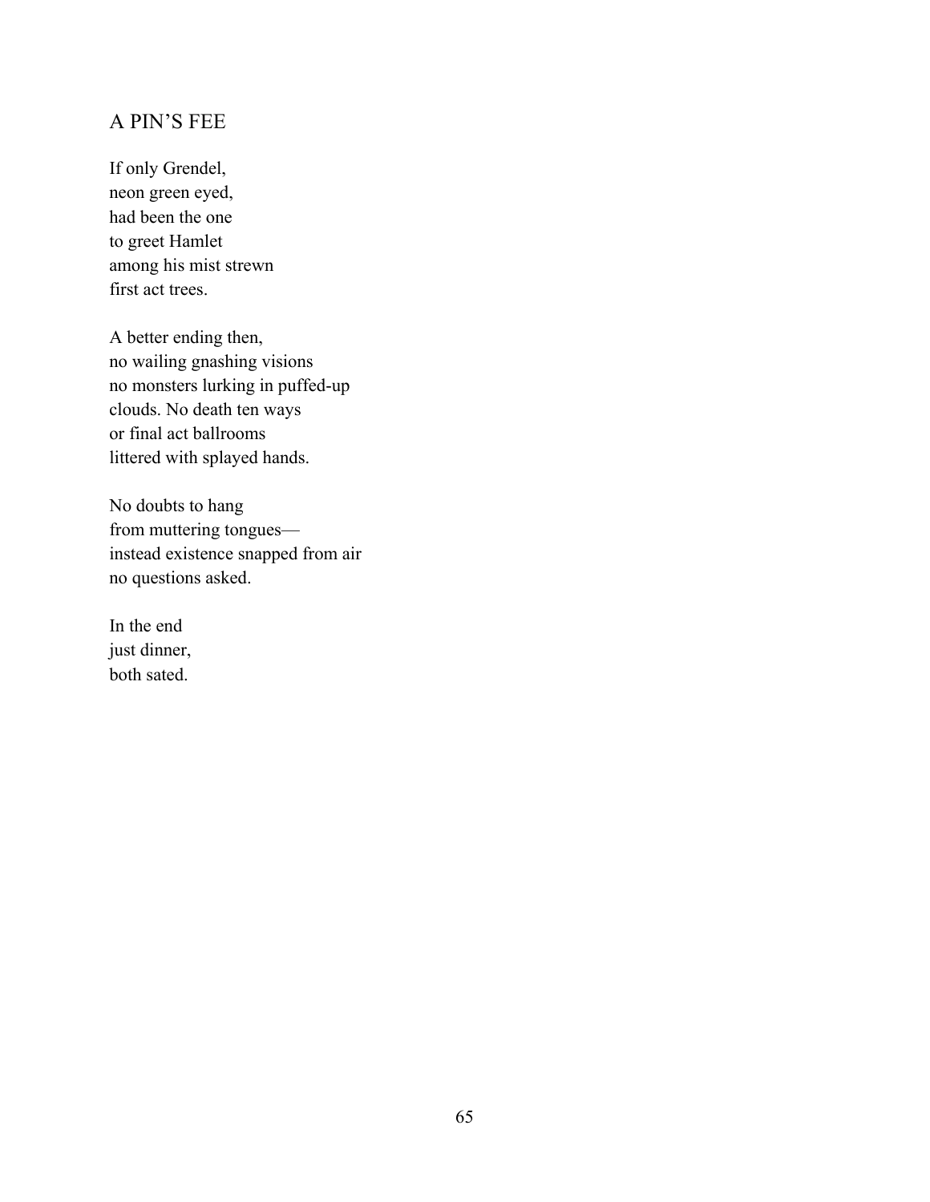## A PIN'S FEE

If only Grendel,  
neon green eyed,  
had been the one  
to greet Hamlet  
among his mist strewn  
first act trees.

A better ending then,  
no wailing gnashing visions  
no monsters lurking in puffed-up  
clouds. No death ten ways  
or final act ballrooms  
littered with splayed hands.

No doubts to hang  
from muttering tongues—  
instead existence snapped from air  
no questions asked.

In the end  
just dinner,  
both sated.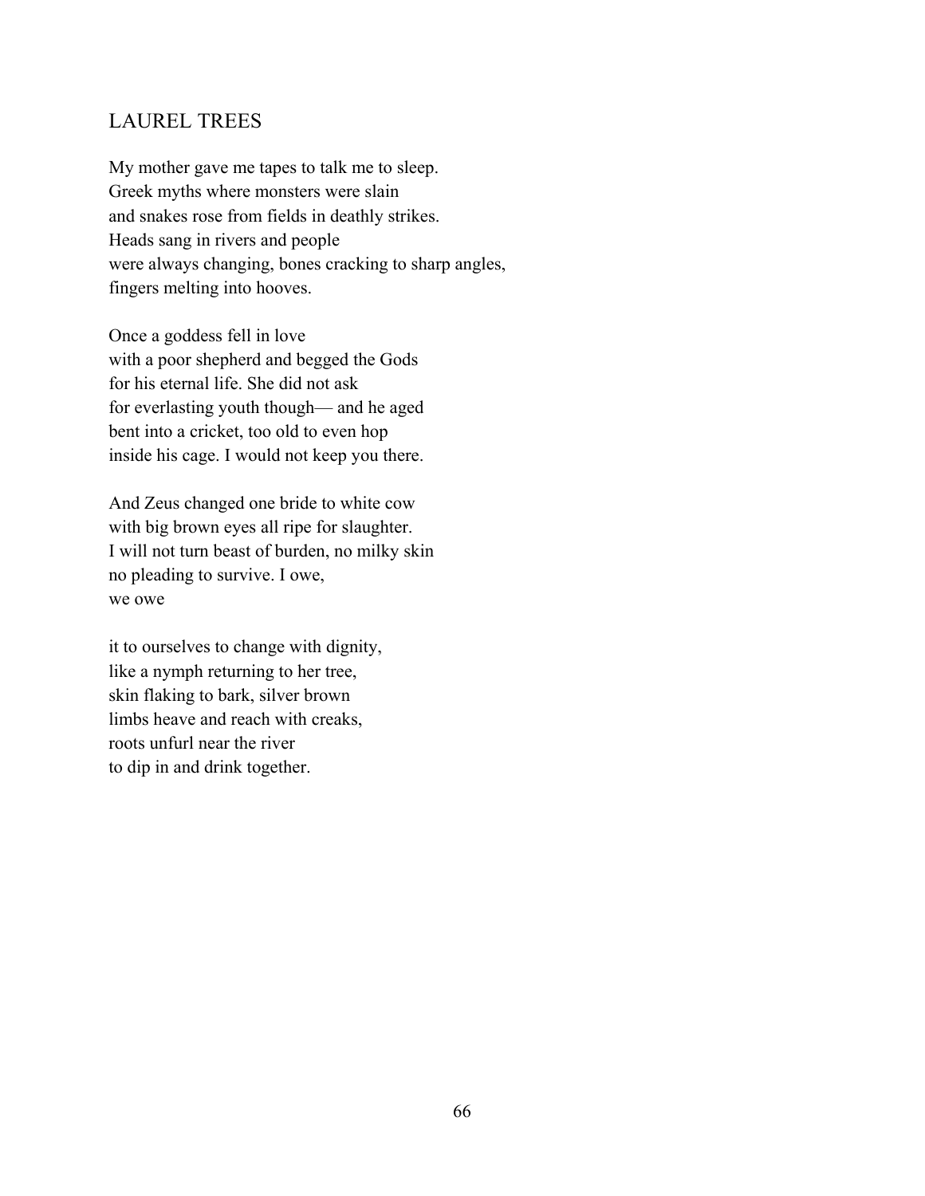## LAUREL TREES

My mother gave me tapes to talk me to sleep.  
Greek myths where monsters were slain  
and snakes rose from fields in deathly strikes.  
Heads sang in rivers and people  
were always changing, bones cracking to sharp angles,  
fingers melting into hooves.

Once a goddess fell in love  
with a poor shepherd and begged the Gods  
for his eternal life. She did not ask  
for everlasting youth though— and he aged  
bent into a cricket, too old to even hop  
inside his cage. I would not keep you there.

And Zeus changed one bride to white cow  
with big brown eyes all ripe for slaughter.  
I will not turn beast of burden, no milky skin  
no pleading to survive. I owe,  
we owe

it to ourselves to change with dignity,  
like a nymph returning to her tree,  
skin flaking to bark, silver brown  
limbs heave and reach with creaks,  
roots unfurl near the river  
to dip in and drink together.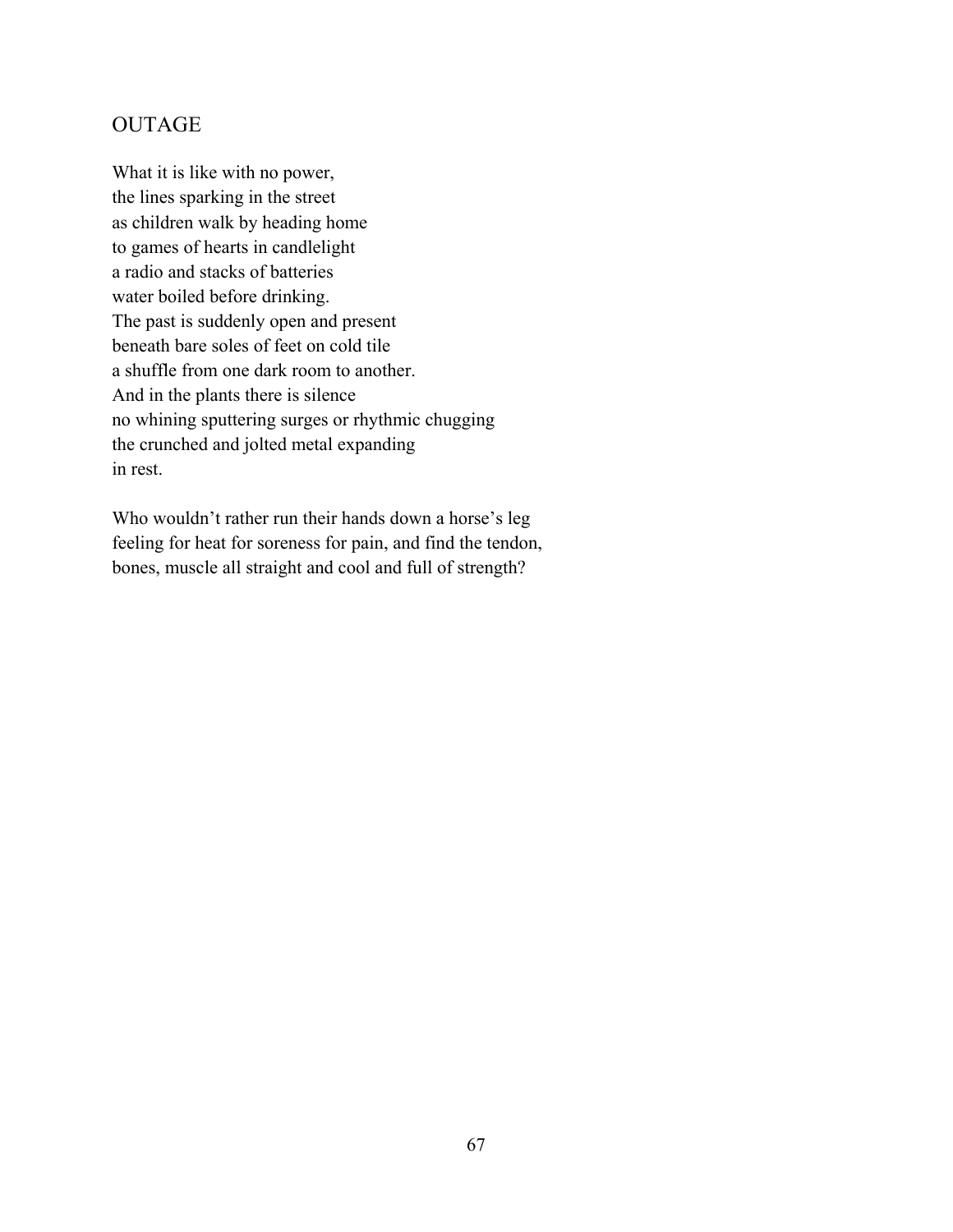## OUTAGE

What it is like with no power,  
the lines sparking in the street  
as children walk by heading home  
to games of hearts in candlelight  
a radio and stacks of batteries  
water boiled before drinking.  
The past is suddenly open and present  
beneath bare soles of feet on cold tile  
a shuffle from one dark room to another.  
And in the plants there is silence  
no whining sputtering surges or rhythmic chugging  
the crunched and jolted metal expanding  
in rest.

Who wouldn't rather run their hands down a horse's leg  
feeling for heat for soreness for pain, and find the tendon,  
bones, muscle all straight and cool and full of strength?